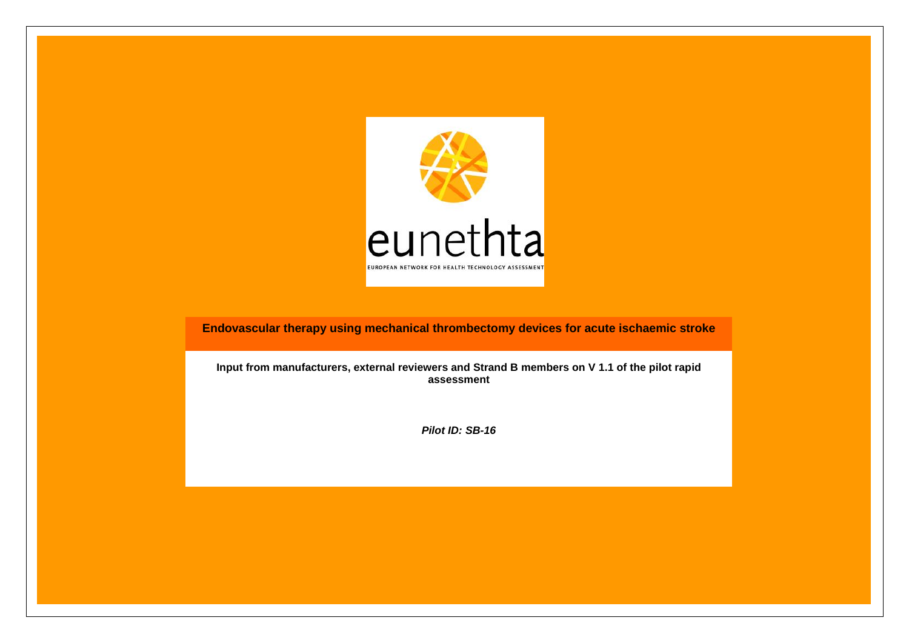eunethta

EUROPEAN NETWORK FOR HEALTH TECHNOLOGY ASSESSMENT

# Endovascular therapy using mechanical thrombectomy devices for acute ischaemic stroke

**Input from manufacturers, external reviewers and Strand B members on V 1.1 of the pilot rapid assessment**

***Pilot ID: SB-16***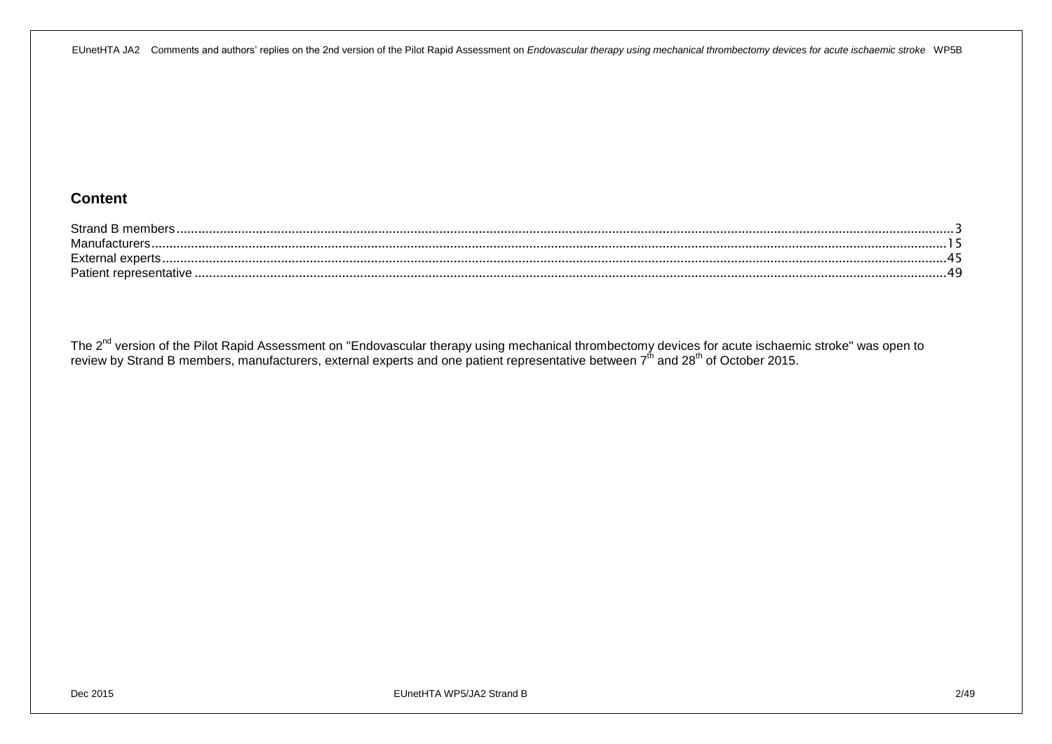## Content

Strand B members....................................................................................................3
Manufacturers......................................................................................................15
External experts....................................................................................................45
Patient representative ..........................................................................................49

The 2nd version of the Pilot Rapid Assessment on "Endovascular therapy using mechanical thrombectomy devices for acute ischaemic stroke" was open to review by Strand B members, manufacturers, external experts and one patient representative between 7th and 28th of October 2015.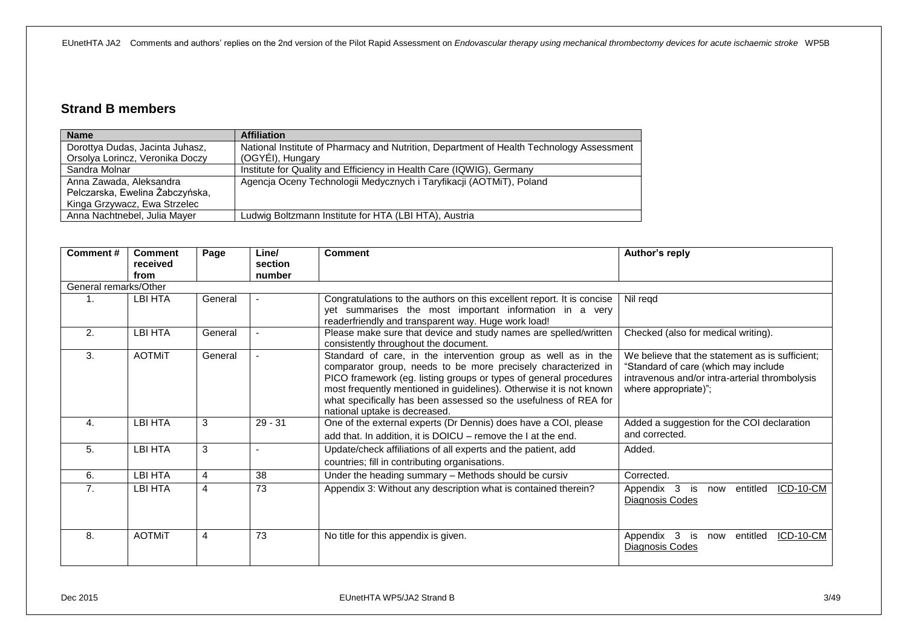## Strand B members

| Name | Affiliation |
|---|---|
| Dorottya Dudas, Jacinta Juhasz, Orsolya Lorincz, Veronika Doczy | National Institute of Pharmacy and Nutrition, Department of Health Technology Assessment (OGYÉI), Hungary |
| Sandra Molnar | Institute for Quality and Efficiency in Health Care (IQWIG), Germany |
| Anna Zawada, Aleksandra Pelczarska, Ewelina Żabczyńska, Kinga Grzywacz, Ewa Strzelec | Agencja Oceny Technologii Medycznych i Taryfikacji (AOTMiT), Poland |
| Anna Nachtnebel, Julia Mayer | Ludwig Boltzmann Institute for HTA (LBI HTA), Austria |

| Comment # | Comment received from | Page | Line/ section number | Comment | Author's reply |
|---|---|---|---|---|---|
| General remarks/Other | | | | | |
| 1. | LBI HTA | General | - | Congratulations to the authors on this excellent report. It is concise yet summarises the most important information in a very readerfriendly and transparent way. Huge work load! | Nil reqd |
| 2. | LBI HTA | General | - | Please make sure that device and study names are spelled/written consistently throughout the document. | Checked (also for medical writing). |
| 3. | AOTMiT | General | - | Standard of care, in the intervention group as well as in the comparator group, needs to be more precisely characterized in PICO framework (eg. listing groups or types of general procedures most frequently mentioned in guidelines). Otherwise it is not known what specifically has been assessed so the usefulness of REA for national uptake is decreased. | We believe that the statement as is sufficient; "Standard of care (which may include intravenous and/or intra-arterial thrombolysis where appropriate)"; |
| 4. | LBI HTA | 3 | 29 - 31 | One of the external experts (Dr Dennis) does have a COI, please add that. In addition, it is DOICU – remove the I at the end. | Added a suggestion for the COI declaration and corrected. |
| 5. | LBI HTA | 3 | - | Update/check affiliations of all experts and the patient, add countries; fill in contributing organisations. | Added. |
| 6. | LBI HTA | 4 | 38 | Under the heading summary – Methods should be cursiv | Corrected. |
| 7. | LBI HTA | 4 | 73 | Appendix 3: Without any description what is contained therein? | Appendix 3 is now entitled ICD-10-CM Diagnosis Codes |
| 8. | AOTMiT | 4 | 73 | No title for this appendix is given. | Appendix 3 is now entitled ICD-10-CM Diagnosis Codes |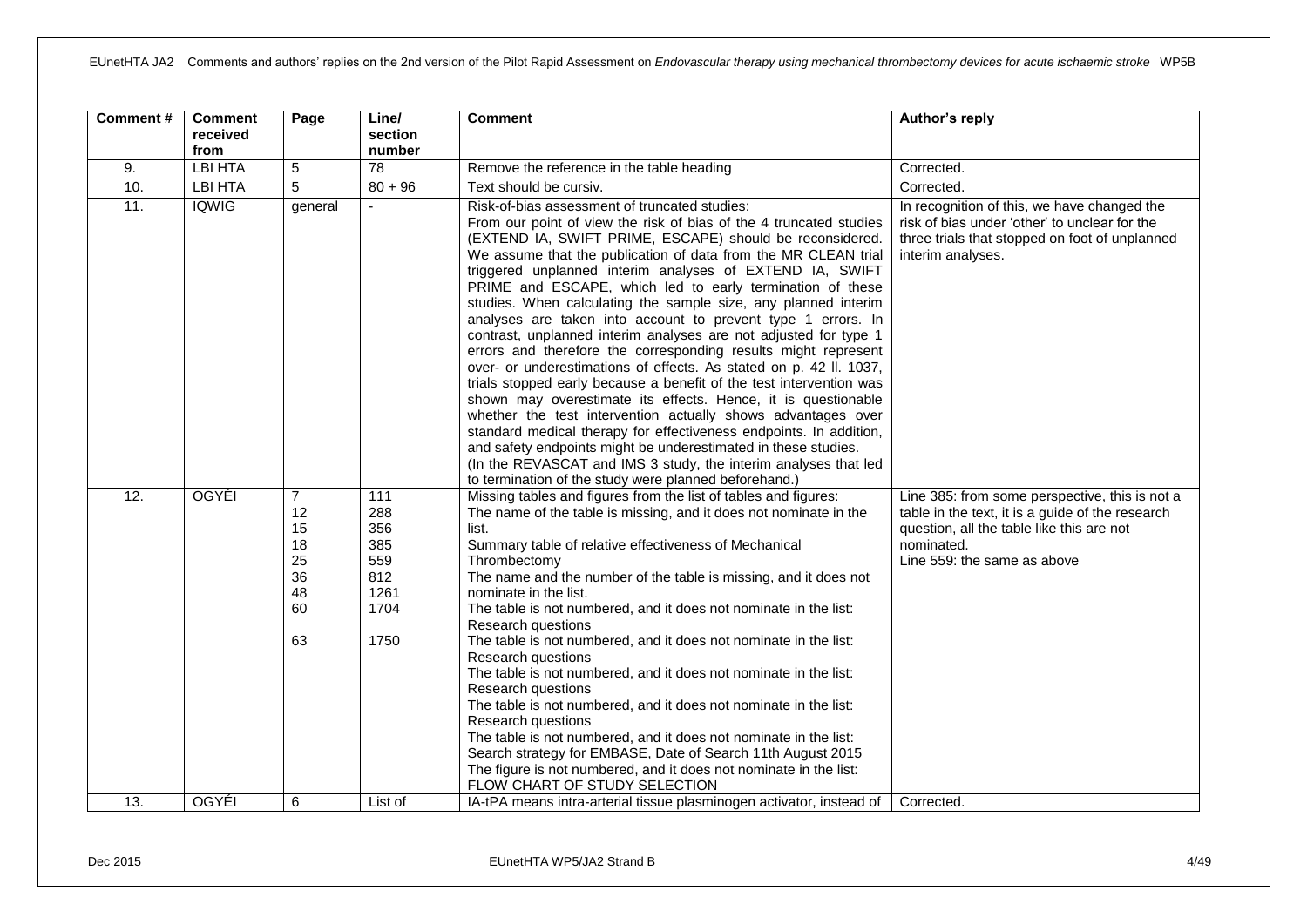| Comment # | Comment received from | Page | Line/ section number | Comment | Author's reply |
|---|---|---|---|---|---|
| 9. | LBI HTA | 5 | 78 | Remove the reference in the table heading | Corrected. |
| 10. | LBI HTA | 5 | 80 + 96 | Text should be cursiv. | Corrected. |
| 11. | IQWIG | general | - | Risk-of-bias assessment of truncated studies:<br>From our point of view the risk of bias of the 4 truncated studies (EXTEND IA, SWIFT PRIME, ESCAPE) should be reconsidered. We assume that the publication of data from the MR CLEAN trial triggered unplanned interim analyses of EXTEND IA, SWIFT PRIME and ESCAPE, which led to early termination of these studies. When calculating the sample size, any planned interim analyses are taken into account to prevent type 1 errors. In contrast, unplanned interim analyses are not adjusted for type 1 errors and therefore the corresponding results might represent over- or underestimations of effects. As stated on p. 42 ll. 1037, trials stopped early because a benefit of the test intervention was shown may overestimate its effects. Hence, it is questionable whether the test intervention actually shows advantages over standard medical therapy for effectiveness endpoints. In addition, and safety endpoints might be underestimated in these studies.<br>(In the REVASCAT and IMS 3 study, the interim analyses that led to termination of the study were planned beforehand.) | In recognition of this, we have changed the risk of bias under 'other' to unclear for the three trials that stopped on foot of unplanned interim analyses. |
| 12. | OGYÉI | 7<br>12<br>15<br>18<br>25<br>36<br>48<br>60<br><br>63 | 111<br>288<br>356<br>385<br>559<br>812<br>1261<br>1704<br><br>1750 | Missing tables and figures from the list of tables and figures:<br>The name of the table is missing, and it does not nominate in the list.<br>Summary table of relative effectiveness of Mechanical Thrombectomy<br>The name and the number of the table is missing, and it does not nominate in the list.<br>The table is not numbered, and it does not nominate in the list: Research questions<br>The table is not numbered, and it does not nominate in the list: Research questions<br>The table is not numbered, and it does not nominate in the list: Research questions<br>The table is not numbered, and it does not nominate in the list: Research questions<br>The table is not numbered, and it does not nominate in the list: Search strategy for EMBASE, Date of Search 11th August 2015<br>The figure is not numbered, and it does not nominate in the list: FLOW CHART OF STUDY SELECTION | Line 385: from some perspective, this is not a table in the text, it is a guide of the research question, all the table like this are not nominated.<br>Line 559: the same as above |
| 13. | OGYÉI | 6 | List of | IA-tPA means intra-arterial tissue plasminogen activator, instead of | Corrected. |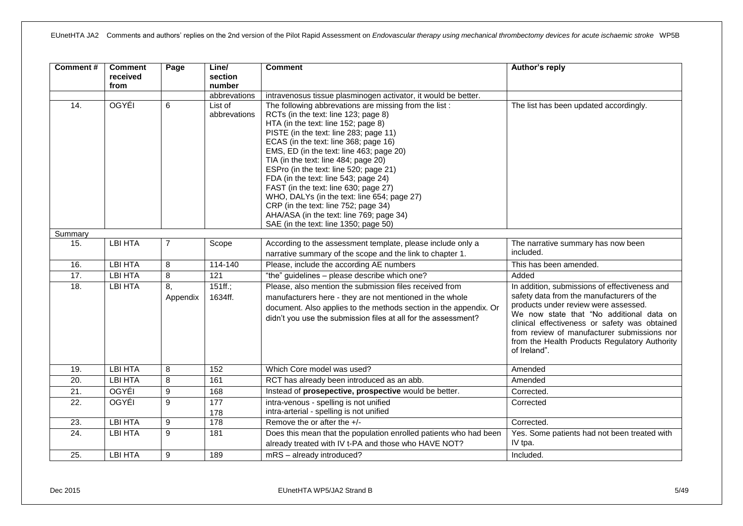| Comment # | Comment received from | Page | Line/ section number | Comment | Author's reply |
|---|---|---|---|---|---|
| | | | abbrevations | intravenosus tissue plasminogen activator, it would be better. | |
| 14. | OGYÉI | 6 | List of abbrevations | The following abbrevations are missing from the list :<br>RCTs (in the text: line 123; page 8)<br>HTA (in the text: line 152; page 8)<br>PISTE (in the text: line 283; page 11)<br>ECAS (in the text: line 368; page 16)<br>EMS, ED (in the text: line 463; page 20)<br>TIA (in the text: line 484; page 20)<br>ESPro (in the text: line 520; page 21)<br>FDA (in the text: line 543; page 24)<br>FAST (in the text: line 630; page 27)<br>WHO, DALYs (in the text: line 654; page 27)<br>CRP (in the text: line 752; page 34)<br>AHA/ASA (in the text: line 769; page 34)<br>SAE (in the text: line 1350; page 50) | The list has been updated accordingly. |
| Summary | | | | | |
| 15. | LBI HTA | 7 | Scope | According to the assessment template, please include only a narrative summary of the scope and the link to chapter 1. | The narrative summary has now been included. |
| 16. | LBI HTA | 8 | 114-140 | Please, include the according AE numbers | This has been amended. |
| 17. | LBI HTA | 8 | 121 | "the" guidelines – please describe which one? | Added |
| 18. | LBI HTA | 8, Appendix | 151ff.; 1634ff. | Please, also mention the submission files received from manufacturers here - they are not mentioned in the whole document. Also applies to the methods section in the appendix. Or didn't you use the submission files at all for the assessment? | In addition, submissions of effectiveness and safety data from the manufacturers of the products under review were assessed.<br>We now state that "No additional data on clinical effectiveness or safety was obtained from review of manufacturer submissions nor from the Health Products Regulatory Authority of Ireland". |
| 19. | LBI HTA | 8 | 152 | Which Core model was used? | Amended |
| 20. | LBI HTA | 8 | 161 | RCT has already been introduced as an abb. | Amended |
| 21. | OGYÉI | 9 | 168 | Instead of **prosepective, prospective** would be better. | Corrected. |
| 22. | OGYÉI | 9 | 177<br>178 | intra-venous - spelling is not unified<br>intra-arterial - spelling is not unified | Corrected |
| 23. | LBI HTA | 9 | 178 | Remove the or after the +/- | Corrected. |
| 24. | LBI HTA | 9 | 181 | Does this mean that the population enrolled patients who had been already treated with IV t-PA and those who HAVE NOT? | Yes. Some patients had not been treated with IV tpa. |
| 25. | LBI HTA | 9 | 189 | mRS – already introduced? | Included. |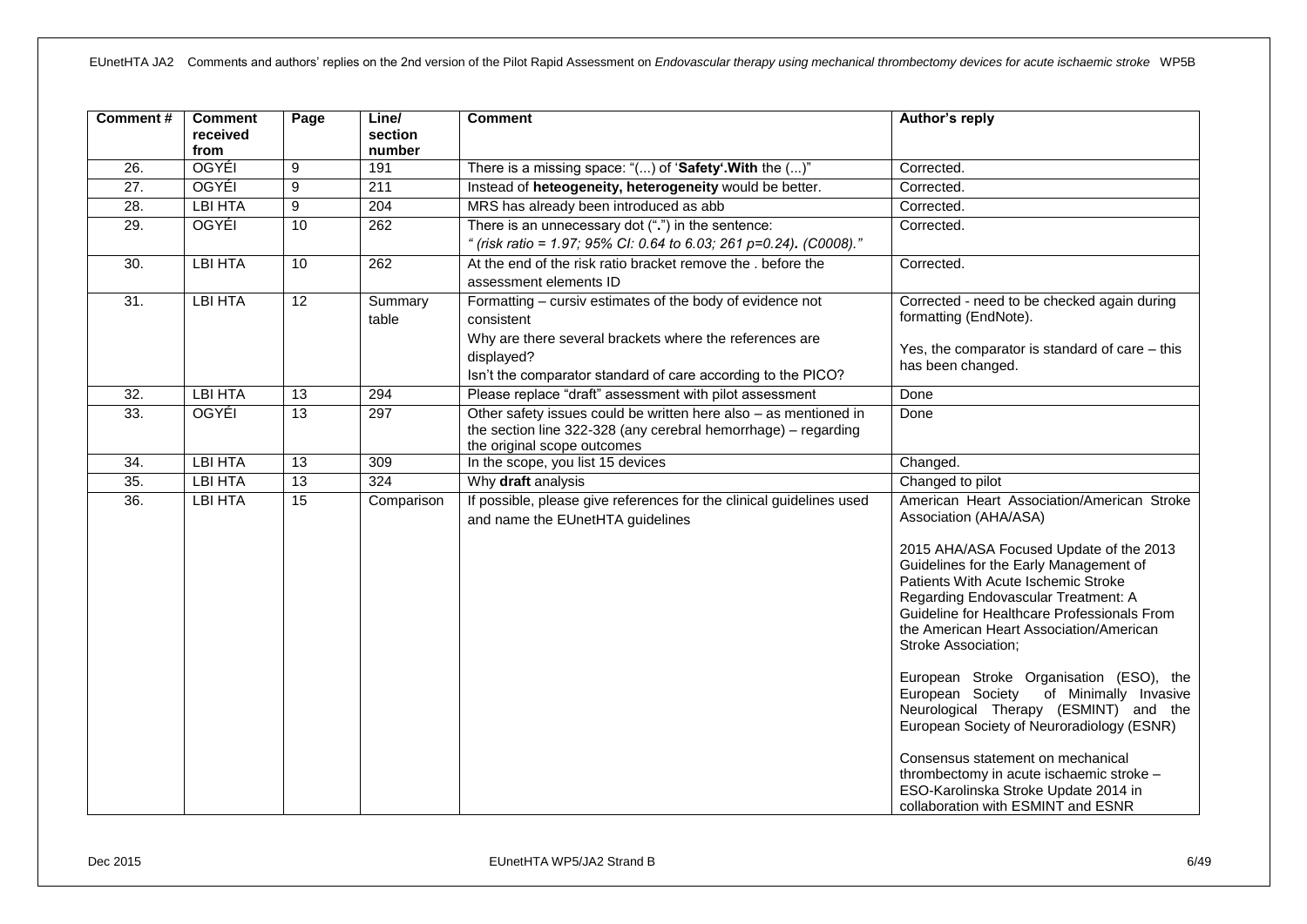| Comment # | Comment received from | Page | Line/ section number | Comment | Author's reply |
|---|---|---|---|---|---|
| 26. | OGYÉI | 9 | 191 | There is a missing space: "(...) of '**Safety'.With** the (...)" | Corrected. |
| 27. | OGYÉI | 9 | 211 | Instead of **heteogeneity, heterogeneity** would be better. | Corrected. |
| 28. | LBI HTA | 9 | 204 | MRS has already been introduced as abb | Corrected. |
| 29. | OGYÉI | 10 | 262 | There is an unnecessary dot ("**.**") in the sentence: *" (risk ratio = 1.97; 95% CI: 0.64 to 6.03; 261 p=0.24)***.** *(C0008)."* | Corrected. |
| 30. | LBI HTA | 10 | 262 | At the end of the risk ratio bracket remove the . before the assessment elements ID | Corrected. |
| 31. | LBI HTA | 12 | Summary table | Formatting – cursiv estimates of the body of evidence not consistent<br><br>Why are there several brackets where the references are displayed?<br><br>Isn't the comparator standard of care according to the PICO? | Corrected - need to be checked again during formatting (EndNote).<br><br>Yes, the comparator is standard of care – this has been changed. |
| 32. | LBI HTA | 13 | 294 | Please replace "draft" assessment with pilot assessment | Done |
| 33. | OGYÉI | 13 | 297 | Other safety issues could be written here also – as mentioned in the section line 322-328 (any cerebral hemorrhage) – regarding the original scope outcomes | Done |
| 34. | LBI HTA | 13 | 309 | In the scope, you list 15 devices | Changed. |
| 35. | LBI HTA | 13 | 324 | Why **draft** analysis | Changed to pilot |
| 36. | LBI HTA | 15 | Comparison | If possible, please give references for the clinical guidelines used and name the EUnetHTA guidelines | American Heart Association/American Stroke Association (AHA/ASA)<br><br>2015 AHA/ASA Focused Update of the 2013 Guidelines for the Early Management of Patients With Acute Ischemic Stroke Regarding Endovascular Treatment: A Guideline for Healthcare Professionals From the American Heart Association/American Stroke Association;<br><br>European Stroke Organisation (ESO), the European Society of Minimally Invasive Neurological Therapy (ESMINT) and the European Society of Neuroradiology (ESNR)<br><br>Consensus statement on mechanical thrombectomy in acute ischaemic stroke – ESO-Karolinska Stroke Update 2014 in collaboration with ESMINT and ESNR |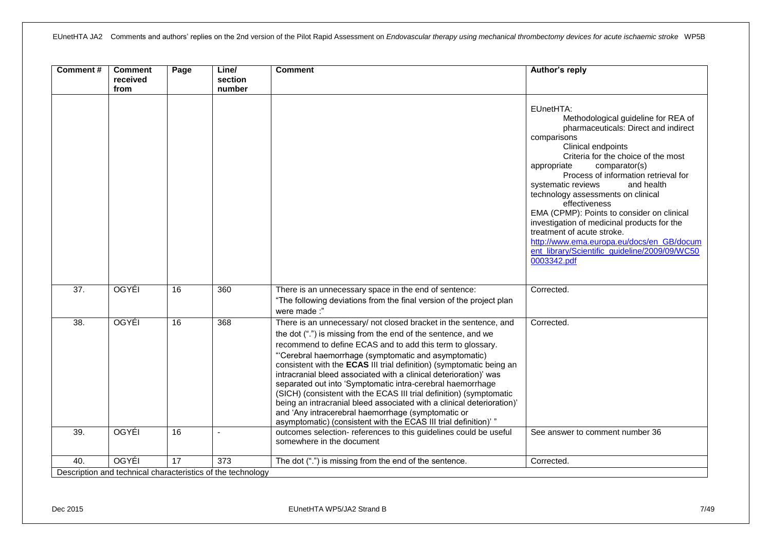| Comment # | Comment received from | Page | Line/ section number | Comment | Author's reply |
|---|---|---|---|---|---|
| | | | | | EUnetHTA: Methodological guideline for REA of pharmaceuticals: Direct and indirect comparisons Clinical endpoints Criteria for the choice of the most appropriate comparator(s) Process of information retrieval for systematic reviews and health technology assessments on clinical effectiveness EMA (CPMP): Points to consider on clinical investigation of medicinal products for the treatment of acute stroke. http://www.ema.europa.eu/docs/en_GB/document_library/Scientific_guideline/2009/09/WC500003342.pdf |
| 37. | OGYÉI | 16 | 360 | There is an unnecessary space in the end of sentence: "The following deviations from the final version of the project plan were made :" | Corrected. |
| 38. | OGYÉI | 16 | 368 | There is an unnecessary/ not closed bracket in the sentence, and the dot (".") is missing from the end of the sentence, and we recommend to define ECAS and to add this term to glossary. "'Cerebral haemorrhage (symptomatic and asymptomatic) consistent with the **ECAS** III trial definition) (symptomatic being an intracranial bleed associated with a clinical deterioration)' was separated out into 'Symptomatic intra-cerebral haemorrhage (SICH) (consistent with the ECAS III trial definition) (symptomatic being an intracranial bleed associated with a clinical deterioration)' and 'Any intracerebral haemorrhage (symptomatic or asymptomatic) (consistent with the ECAS III trial definition)' " | Corrected. |
| 39. | OGYÉI | 16 | - | outcomes selection- references to this guidelines could be useful somewhere in the document | See answer to comment number 36 |
| 40. | OGYÉI | 17 | 373 | The dot (".") is missing from the end of the sentence. | Corrected. |
| Description and technical characteristics of the technology | | | | | |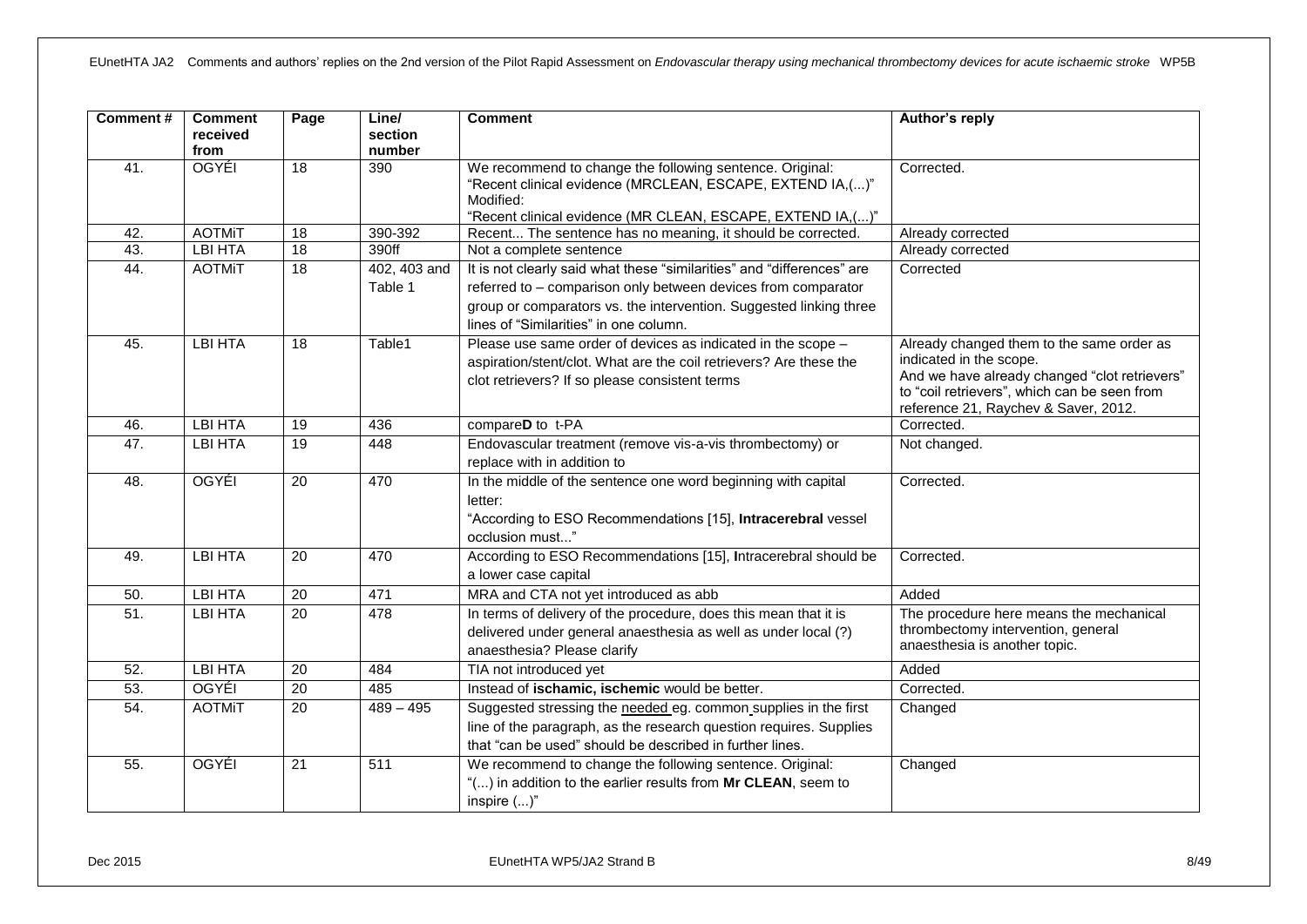| Comment # | Comment received from | Page | Line/ section number | Comment | Author's reply |
|---|---|---|---|---|---|
| 41. | OGYÉI | 18 | 390 | We recommend to change the following sentence. Original: "Recent clinical evidence (MRCLEAN, ESCAPE, EXTEND IA,(...)" Modified: "Recent clinical evidence (MR CLEAN, ESCAPE, EXTEND IA,(...)" | Corrected. |
| 42. | AOTMiT | 18 | 390-392 | Recent... The sentence has no meaning, it should be corrected. | Already corrected |
| 43. | LBI HTA | 18 | 390ff | Not a complete sentence | Already corrected |
| 44. | AOTMiT | 18 | 402, 403 and Table 1 | It is not clearly said what these "similarities" and "differences" are referred to – comparison only between devices from comparator group or comparators vs. the intervention. Suggested linking three lines of "Similarities" in one column. | Corrected |
| 45. | LBI HTA | 18 | Table1 | Please use same order of devices as indicated in the scope – aspiration/stent/clot. What are the coil retrievers? Are these the clot retrievers? If so please consistent terms | Already changed them to the same order as indicated in the scope. And we have already changed "clot retrievers" to "coil retrievers", which can be seen from reference 21, Raychev & Saver, 2012. |
| 46. | LBI HTA | 19 | 436 | compare**D** to t-PA | Corrected. |
| 47. | LBI HTA | 19 | 448 | Endovascular treatment (remove vis-a-vis thrombectomy) or replace with in addition to | Not changed. |
| 48. | OGYÉI | 20 | 470 | In the middle of the sentence one word beginning with capital letter: "According to ESO Recommendations [15], **Intracerebral** vessel occlusion must..." | Corrected. |
| 49. | LBI HTA | 20 | 470 | According to ESO Recommendations [15], **I**ntracerebral should be a lower case capital | Corrected. |
| 50. | LBI HTA | 20 | 471 | MRA and CTA not yet introduced as abb | Added |
| 51. | LBI HTA | 20 | 478 | In terms of delivery of the procedure, does this mean that it is delivered under general anaesthesia as well as under local (?) anaesthesia? Please clarify | The procedure here means the mechanical thrombectomy intervention, general anaesthesia is another topic. |
| 52. | LBI HTA | 20 | 484 | TIA not introduced yet | Added |
| 53. | OGYÉI | 20 | 485 | Instead of **ischamic, ischemic** would be better. | Corrected. |
| 54. | AOTMiT | 20 | 489 – 495 | Suggested stressing the <u>needed</u> eg. common supplies in the first line of the paragraph, as the research question requires. Supplies that "can be used" should be described in further lines. | Changed |
| 55. | OGYÉI | 21 | 511 | We recommend to change the following sentence. Original: "(...) in addition to the earlier results from **Mr CLEAN**, seem to inspire (...)" | Changed |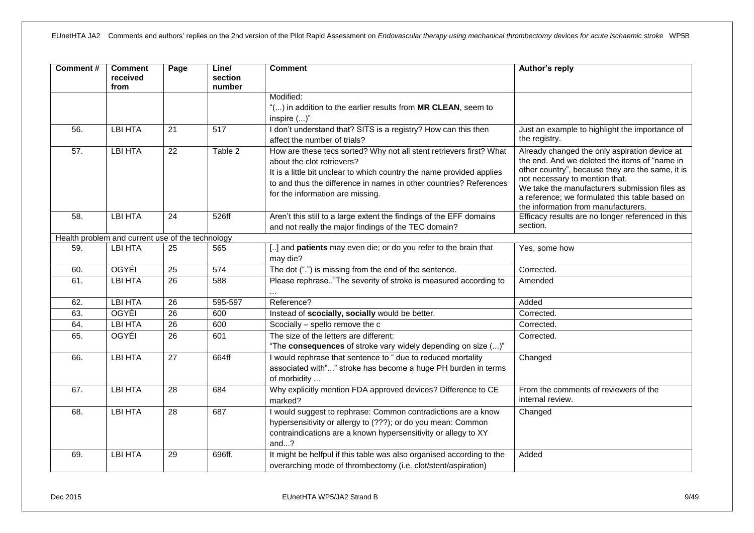| Comment # | Comment received from | Page | Line/ section number | Comment | Author's reply |
|---|---|---|---|---|---|
| | | | | Modified:<br>"(...) in addition to the earlier results from **MR CLEAN**, seem to inspire (...)" | |
| 56. | LBI HTA | 21 | 517 | I don't understand that? SITS is a registry? How can this then affect the number of trials? | Just an example to highlight the importance of the registry. |
| 57. | LBI HTA | 22 | Table 2 | How are these tecs sorted? Why not all stent retrievers first? What about the clot retrievers?<br>It is a little bit unclear to which country the name provided applies to and thus the difference in names in other countries? References for the information are missing. | Already changed the only aspiration device at the end. And we deleted the items of "name in other country", because they are the same, it is not necessary to mention that.<br>We take the manufacturers submission files as a reference; we formulated this table based on the information from manufacturers. |
| 58. | LBI HTA | 24 | 526ff | Aren't this still to a large extent the findings of the EFF domains and not really the major findings of the TEC domain? | Efficacy results are no longer referenced in this section. |
| Health problem and current use of the technology | | | | | |
| 59. | LBI HTA | 25 | 565 | [..] and **patients** may even die; or do you refer to the brain that may die? | Yes, some how |
| 60. | OGYÉI | 25 | 574 | The dot (".") is missing from the end of the sentence. | Corrected. |
| 61. | LBI HTA | 26 | 588 | Please rephrase.."The severity of stroke is measured according to ... | Amended |
| 62. | LBI HTA | 26 | 595-597 | Reference? | Added |
| 63. | OGYÉI | 26 | 600 | Instead of **scocially, socially** would be better. | Corrected. |
| 64. | LBI HTA | 26 | 600 | Scocially – spello remove the c | Corrected. |
| 65. | OGYÉI | 26 | 601 | The size of the letters are different:<br>"The **consequences** of stroke vary widely depending on size (...)" | Corrected. |
| 66. | LBI HTA | 27 | 664ff | I would rephrase that sentence to " due to reduced mortality associated with"..." stroke has become a huge PH burden in terms of morbidity ... | Changed |
| 67. | LBI HTA | 28 | 684 | Why explicitly mention FDA approved devices? Difference to CE marked? | From the comments of reviewers of the internal review. |
| 68. | LBI HTA | 28 | 687 | I would suggest to rephrase: Common contradictions are a know hypersensitivity or allergy to (???); or do you mean: Common contraindications are a known hypersensitivity or allegy to XY and...? | Changed |
| 69. | LBI HTA | 29 | 696ff. | It might be helpful if this table was also organised according to the overarching mode of thrombectomy (i.e. clot/stent/aspiration) | Added |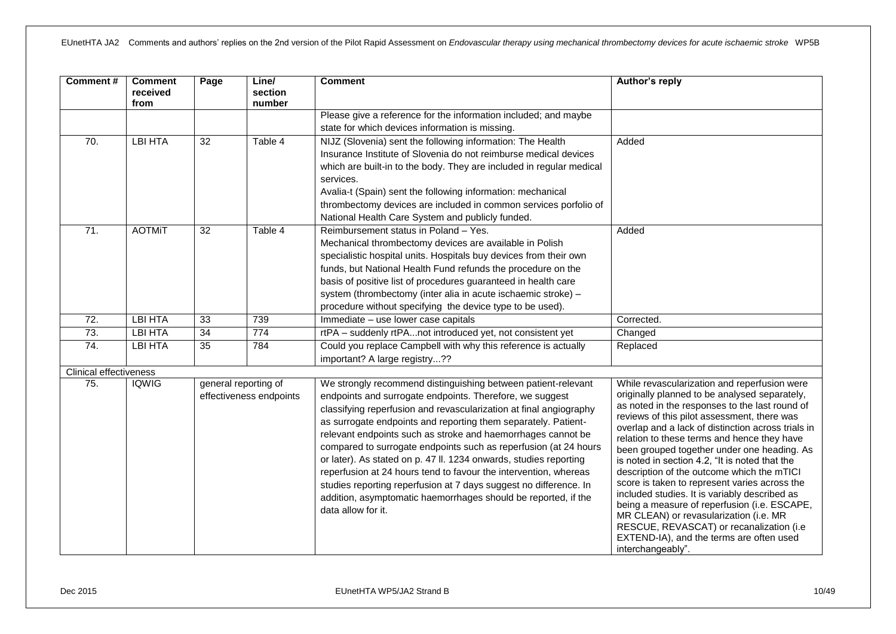| Comment # | Comment received from | Page | Line/ section number | Comment | Author's reply |
|---|---|---|---|---|---|
| | | | | Please give a reference for the information included; and maybe state for which devices information is missing. | |
| 70. | LBI HTA | 32 | Table 4 | NIJZ (Slovenia) sent the following information: The Health Insurance Institute of Slovenia do not reimburse medical devices which are built-in to the body. They are included in regular medical services.<br>Avalia-t (Spain) sent the following information: mechanical thrombectomy devices are included in common services porfolio of National Health Care System and publicly funded. | Added |
| 71. | AOTMiT | 32 | Table 4 | Reimbursement status in Poland – Yes.<br>Mechanical thrombectomy devices are available in Polish specialistic hospital units. Hospitals buy devices from their own funds, but National Health Fund refunds the procedure on the basis of positive list of procedures guaranteed in health care system (thrombectomy (inter alia in acute ischaemic stroke) – procedure without specifying the device type to be used). | Added |
| 72. | LBI HTA | 33 | 739 | Immediate – use lower case capitals | Corrected. |
| 73. | LBI HTA | 34 | 774 | rtPA – suddenly rtPA...not introduced yet, not consistent yet | Changed |
| 74. | LBI HTA | 35 | 784 | Could you replace Campbell with why this reference is actually important? A large registry...?? | Replaced |
| Clinical effectiveness | | | | | |
| 75. | IQWIG | general reporting of effectiveness endpoints | | We strongly recommend distinguishing between patient-relevant endpoints and surrogate endpoints. Therefore, we suggest classifying reperfusion and revascularization at final angiography as surrogate endpoints and reporting them separately. Patient-relevant endpoints such as stroke and haemorrhages cannot be compared to surrogate endpoints such as reperfusion (at 24 hours or later). As stated on p. 47 ll. 1234 onwards, studies reporting reperfusion at 24 hours tend to favour the intervention, whereas studies reporting reperfusion at 7 days suggest no difference. In addition, asymptomatic haemorrhages should be reported, if the data allow for it. | While revascularization and reperfusion were originally planned to be analysed separately, as noted in the responses to the last round of reviews of this pilot assessment, there was overlap and a lack of distinction across trials in relation to these terms and hence they have been grouped together under one heading. As is noted in section 4.2, "It is noted that the description of the outcome which the mTICI score is taken to represent varies across the included studies. It is variably described as being a measure of reperfusion (i.e. ESCAPE, MR CLEAN) or revasularization (i.e. MR RESCUE, REVASCAT) or recanalization (i.e EXTEND-IA), and the terms are often used interchangeably". |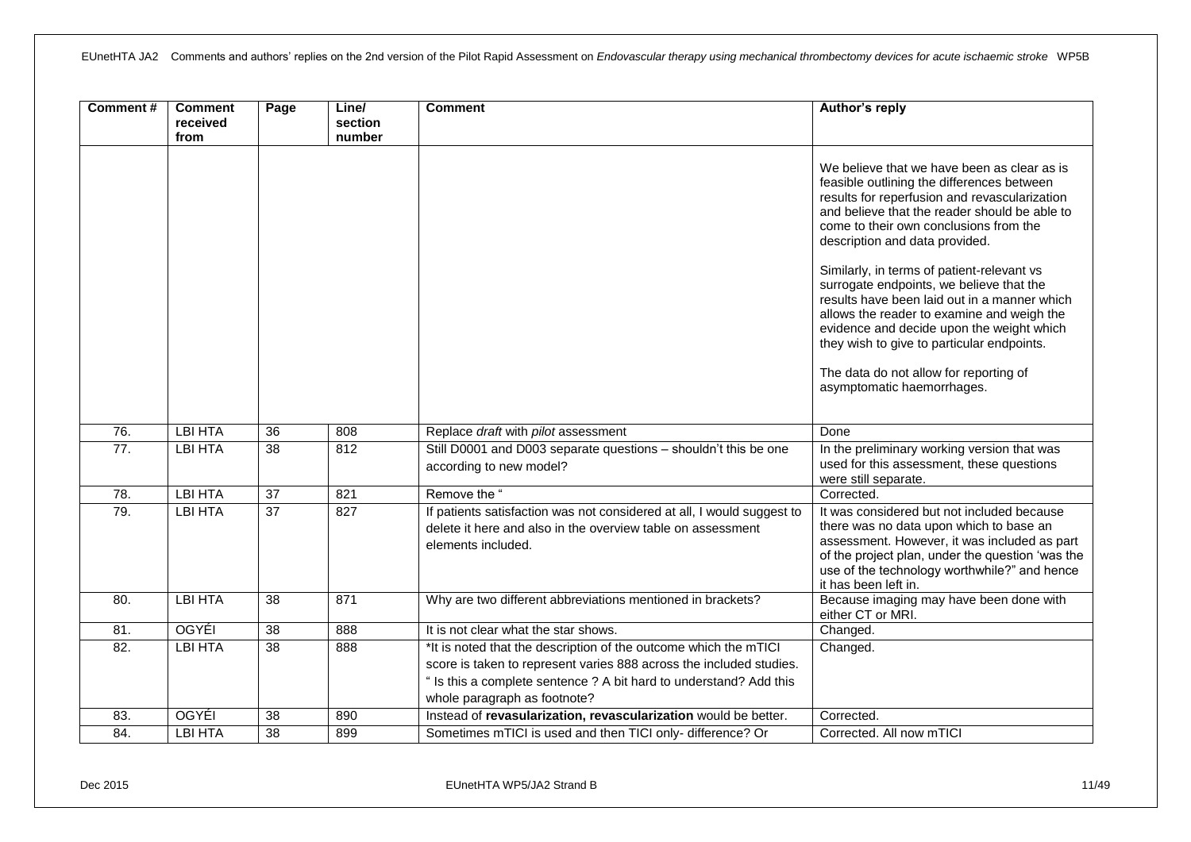| Comment # | Comment received from | Page | Line/ section number | Comment | Author's reply |
|---|---|---|---|---|---|
| | | | | | We believe that we have been as clear as is feasible outlining the differences between results for reperfusion and revascularization and believe that the reader should be able to come to their own conclusions from the description and data provided.<br><br>Similarly, in terms of patient-relevant vs surrogate endpoints, we believe that the results have been laid out in a manner which allows the reader to examine and weigh the evidence and decide upon the weight which they wish to give to particular endpoints.<br><br>The data do not allow for reporting of asymptomatic haemorrhages. |
| 76. | LBI HTA | 36 | 808 | Replace *draft* with *pilot* assessment | Done |
| 77. | LBI HTA | 38 | 812 | Still D0001 and D003 separate questions – shouldn't this be one according to new model? | In the preliminary working version that was used for this assessment, these questions were still separate. |
| 78. | LBI HTA | 37 | 821 | Remove the " | Corrected. |
| 79. | LBI HTA | 37 | 827 | If patients satisfaction was not considered at all, I would suggest to delete it here and also in the overview table on assessment elements included. | It was considered but not included because there was no data upon which to base an assessment. However, it was included as part of the project plan, under the question 'was the use of the technology worthwhile?" and hence it has been left in. |
| 80. | LBI HTA | 38 | 871 | Why are two different abbreviations mentioned in brackets? | Because imaging may have been done with either CT or MRI. |
| 81. | OGYÉI | 38 | 888 | It is not clear what the star shows. | Changed. |
| 82. | LBI HTA | 38 | 888 | *It is noted that the description of the outcome which the mTICI score is taken to represent varies 888 across the included studies. " Is this a complete sentence ? A bit hard to understand? Add this whole paragraph as footnote? | Changed. |
| 83. | OGYÉI | 38 | 890 | Instead of **revasularization, revascularization** would be better. | Corrected. |
| 84. | LBI HTA | 38 | 899 | Sometimes mTICI is used and then TICI only- difference? Or | Corrected. All now mTICI |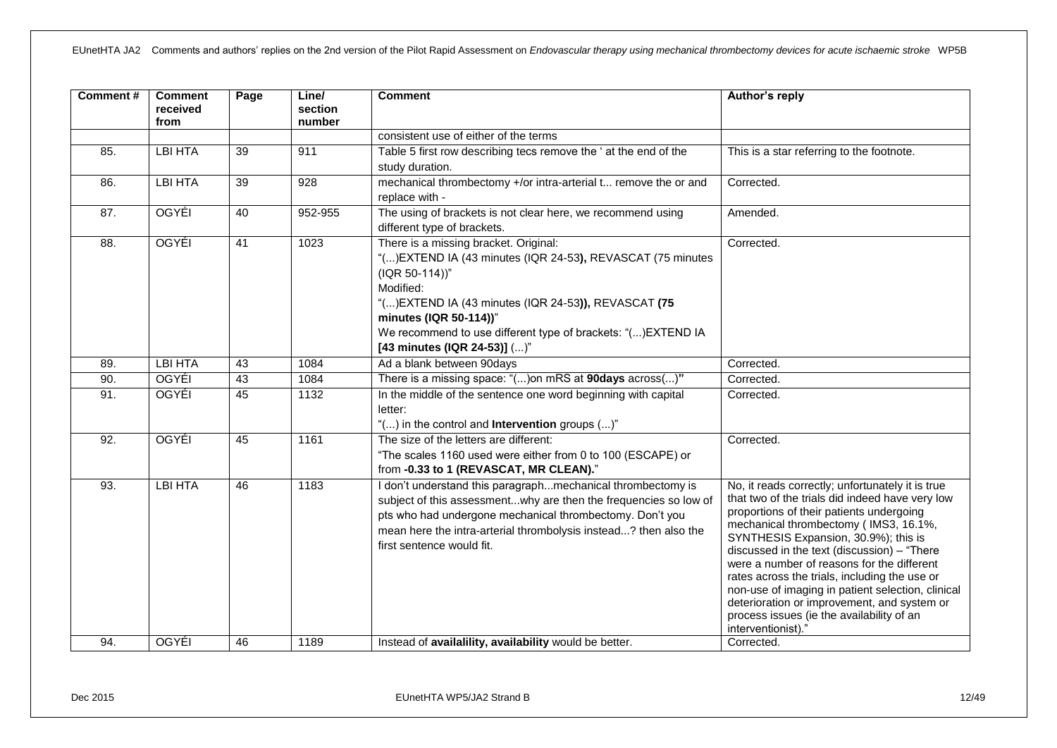| Comment # | Comment received from | Page | Line/ section number | Comment | Author's reply |
|---|---|---|---|---|---|
| | | | | consistent use of either of the terms | |
| 85. | LBI HTA | 39 | 911 | Table 5 first row describing tecs remove the ' at the end of the study duration. | This is a star referring to the footnote. |
| 86. | LBI HTA | 39 | 928 | mechanical thrombectomy +/or intra-arterial t... remove the or and replace with - | Corrected. |
| 87. | OGYÉI | 40 | 952-955 | The using of brackets is not clear here, we recommend using different type of brackets. | Amended. |
| 88. | OGYÉI | 41 | 1023 | There is a missing bracket. Original: "(...)EXTEND IA (43 minutes (IQR 24-53**),** REVASCAT (75 minutes (IQR 50-114))" Modified: "(...)EXTEND IA (43 minutes (IQR 24-53**)),** REVASCAT **(75 minutes (IQR 50-114))**" We recommend to use different type of brackets: "(...)EXTEND IA **[43 minutes (IQR 24-53)]** (...)" | Corrected. |
| 89. | LBI HTA | 43 | 1084 | Ad a blank between 90days | Corrected. |
| 90. | OGYÉI | 43 | 1084 | There is a missing space: "(...)on mRS at **90days** across(...)**"** | Corrected. |
| 91. | OGYÉI | 45 | 1132 | In the middle of the sentence one word beginning with capital letter: "(...) in the control and **Intervention** groups (...)" | Corrected. |
| 92. | OGYÉI | 45 | 1161 | The size of the letters are different: "The scales 1160 used were either from 0 to 100 (ESCAPE) or from **-0.33 to 1 (REVASCAT, MR CLEAN).**" | Corrected. |
| 93. | LBI HTA | 46 | 1183 | I don't understand this paragraph...mechanical thrombectomy is subject of this assessment...why are then the frequencies so low of pts who had undergone mechanical thrombectomy. Don't you mean here the intra-arterial thrombolysis instead...? then also the first sentence would fit. | No, it reads correctly; unfortunately it is true that two of the trials did indeed have very low proportions of their patients undergoing mechanical thrombectomy ( IMS3, 16.1%, SYNTHESIS Expansion, 30.9%); this is discussed in the text (discussion) – "There were a number of reasons for the different rates across the trials, including the use or non-use of imaging in patient selection, clinical deterioration or improvement, and system or process issues (ie the availability of an interventionist)." |
| 94. | OGYÉI | 46 | 1189 | Instead of **availalility, availability** would be better. | Corrected. |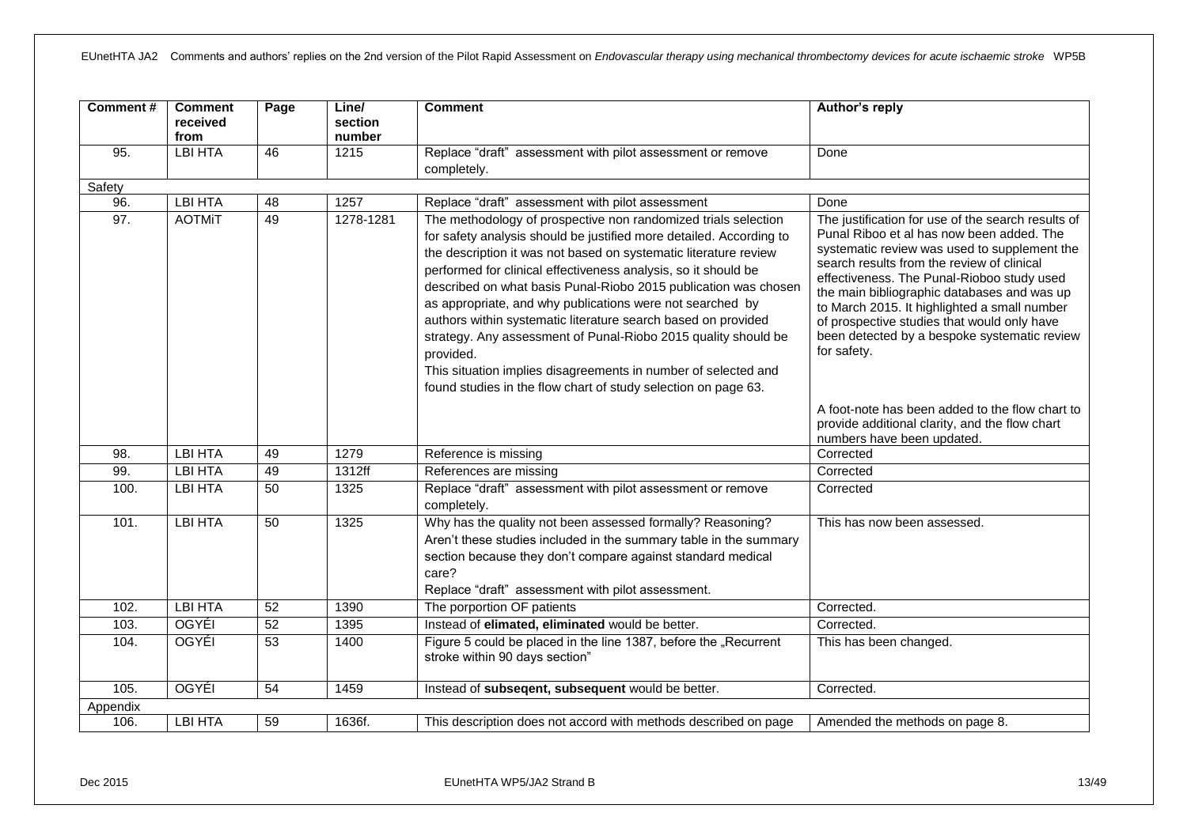| Comment # | Comment received from | Page | Line/ section number | Comment | Author's reply |
|---|---|---|---|---|---|
| 95. | LBI HTA | 46 | 1215 | Replace "draft" assessment with pilot assessment or remove completely. | Done |
| Safety | | | | | |
| 96. | LBI HTA | 48 | 1257 | Replace "draft" assessment with pilot assessment | Done |
| 97. | AOTMiT | 49 | 1278-1281 | The methodology of prospective non randomized trials selection for safety analysis should be justified more detailed. According to the description it was not based on systematic literature review performed for clinical effectiveness analysis, so it should be described on what basis Punal-Riobo 2015 publication was chosen as appropriate, and why publications were not searched by authors within systematic literature search based on provided strategy. Any assessment of Punal-Riobo 2015 quality should be provided.<br>This situation implies disagreements in number of selected and found studies in the flow chart of study selection on page 63. | The justification for use of the search results of Punal Riboo et al has now been added. The systematic review was used to supplement the search results from the review of clinical effectiveness. The Punal-Rioboo study used the main bibliographic databases and was up to March 2015. It highlighted a small number of prospective studies that would only have been detected by a bespoke systematic review for safety.<br><br>A foot-note has been added to the flow chart to provide additional clarity, and the flow chart numbers have been updated. |
| 98. | LBI HTA | 49 | 1279 | Reference is missing | Corrected |
| 99. | LBI HTA | 49 | 1312ff | References are missing | Corrected |
| 100. | LBI HTA | 50 | 1325 | Replace "draft" assessment with pilot assessment or remove completely. | Corrected |
| 101. | LBI HTA | 50 | 1325 | Why has the quality not been assessed formally? Reasoning? Aren't these studies included in the summary table in the summary section because they don't compare against standard medical care?<br>Replace "draft" assessment with pilot assessment. | This has now been assessed. |
| 102. | LBI HTA | 52 | 1390 | The porportion OF patients | Corrected. |
| 103. | OGYÉI | 52 | 1395 | Instead of **elimated, eliminated** would be better. | Corrected. |
| 104. | OGYÉI | 53 | 1400 | Figure 5 could be placed in the line 1387, before the „Recurrent stroke within 90 days section" | This has been changed. |
| 105. | OGYÉI | 54 | 1459 | Instead of **subseqent, subsequent** would be better. | Corrected. |
| Appendix | | | | | |
| 106. | LBI HTA | 59 | 1636f. | This description does not accord with methods described on page | Amended the methods on page 8. |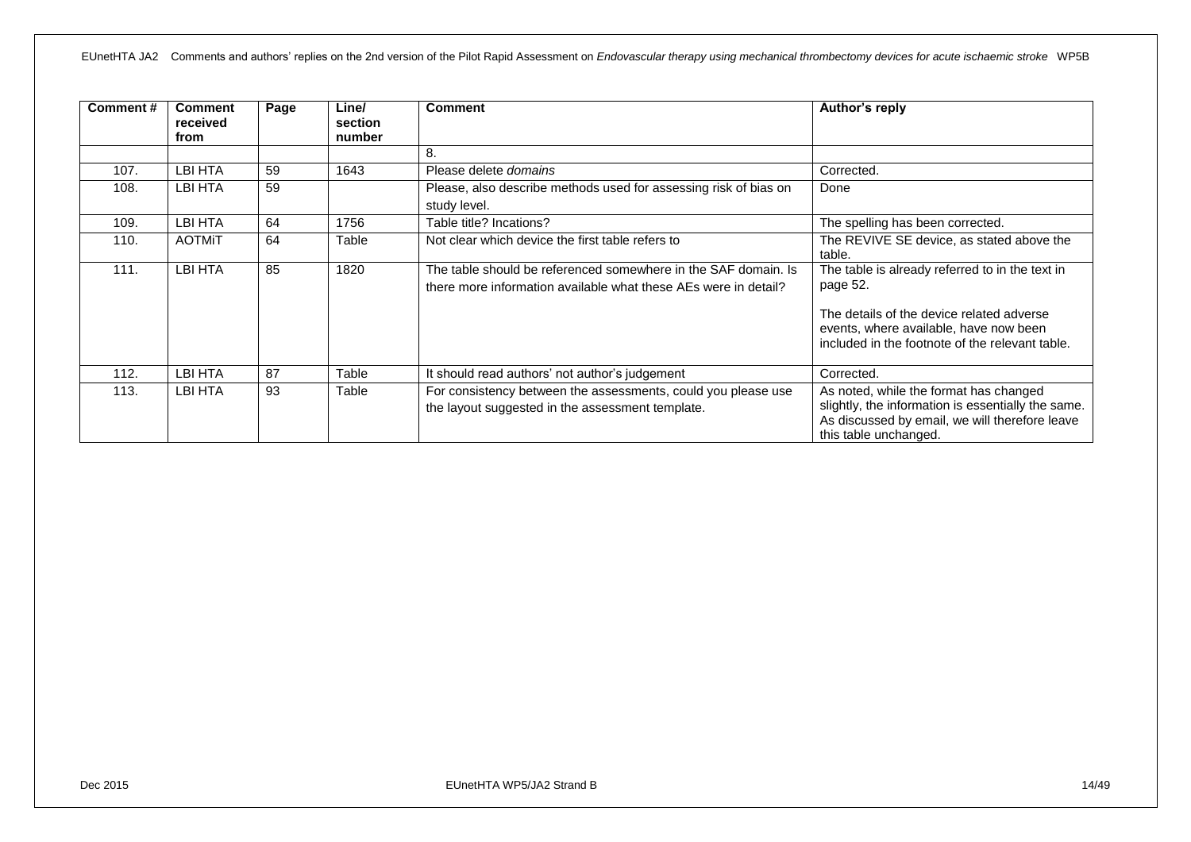| Comment # | Comment received from | Page | Line/ section number | Comment | Author's reply |
|---|---|---|---|---|---|
| | | | | 8. | |
| 107. | LBI HTA | 59 | 1643 | Please delete *domains* | Corrected. |
| 108. | LBI HTA | 59 | | Please, also describe methods used for assessing risk of bias on study level. | Done |
| 109. | LBI HTA | 64 | 1756 | Table title? Incations? | The spelling has been corrected. |
| 110. | AOTMiT | 64 | Table | Not clear which device the first table refers to | The REVIVE SE device, as stated above the table. |
| 111. | LBI HTA | 85 | 1820 | The table should be referenced somewhere in the SAF domain. Is there more information available what these AEs were in detail? | The table is already referred to in the text in page 52.<br><br>The details of the device related adverse events, where available, have now been included in the footnote of the relevant table. |
| 112. | LBI HTA | 87 | Table | It should read authors' not author's judgement | Corrected. |
| 113. | LBI HTA | 93 | Table | For consistency between the assessments, could you please use the layout suggested in the assessment template. | As noted, while the format has changed slightly, the information is essentially the same. As discussed by email, we will therefore leave this table unchanged. |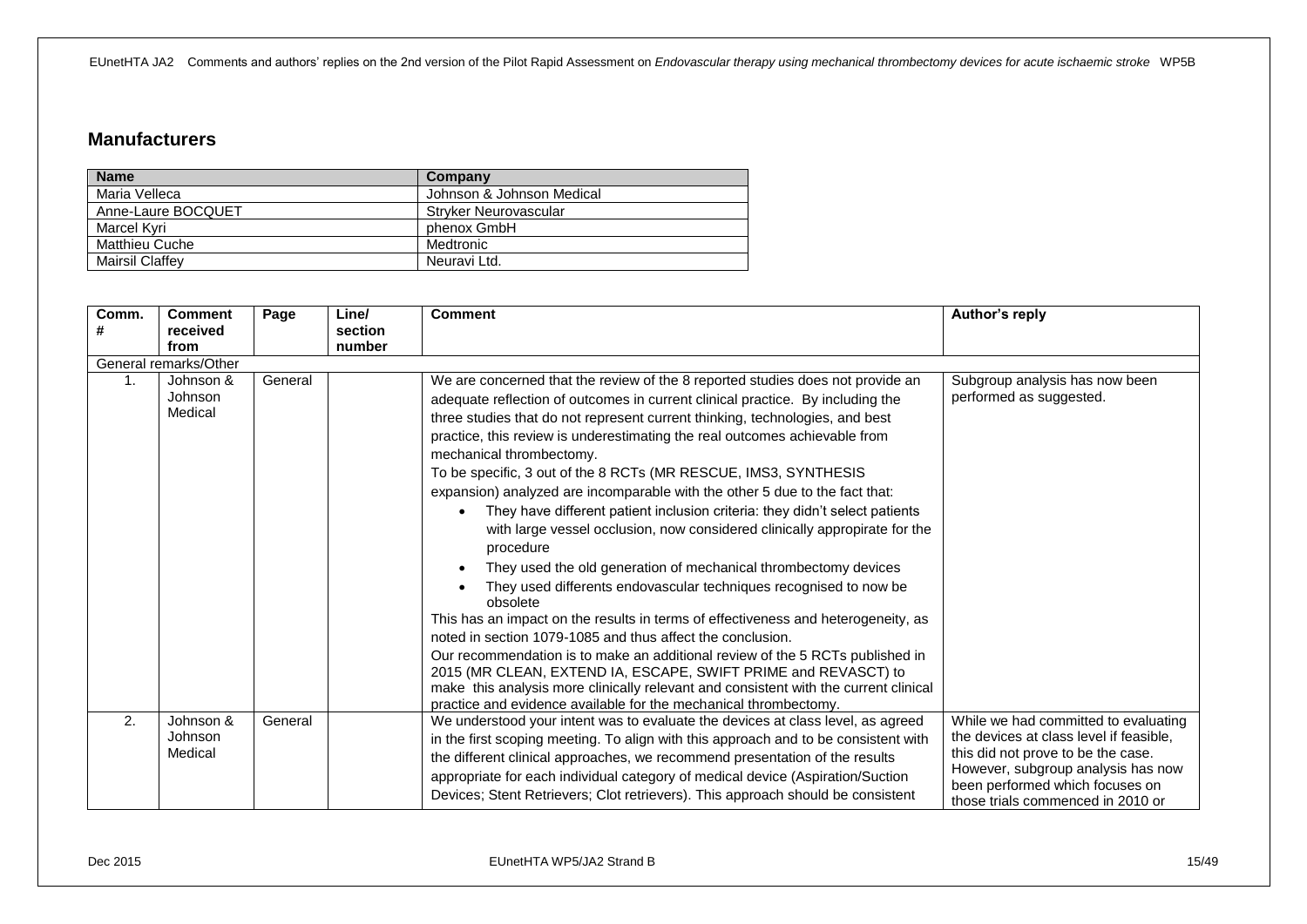## Manufacturers

| Name | Company |
|---|---|
| Maria Velleca | Johnson & Johnson Medical |
| Anne-Laure BOCQUET | Stryker Neurovascular |
| Marcel Kyri | phenox GmbH |
| Matthieu Cuche | Medtronic |
| Mairsil Claffey | Neuravi Ltd. |

| Comm. # | Comment received from | Page | Line/ section number | Comment | Author's reply |
|---|---|---|---|---|---|
| General remarks/Other | | | | | |
| 1. | Johnson & Johnson Medical | General | | We are concerned that the review of the 8 reported studies does not provide an adequate reflection of outcomes in current clinical practice. By including the three studies that do not represent current thinking, technologies, and best practice, this review is underestimating the real outcomes achievable from mechanical thrombectomy.<br>To be specific, 3 out of the 8 RCTs (MR RESCUE, IMS3, SYNTHESIS expansion) analyzed are incomparable with the other 5 due to the fact that:<br>• They have different patient inclusion criteria: they didn't select patients with large vessel occlusion, now considered clinically appropirate for the procedure<br>• They used the old generation of mechanical thrombectomy devices<br>• They used differents endovascular techniques recognised to now be obsolete<br>This has an impact on the results in terms of effectiveness and heterogeneity, as noted in section 1079-1085 and thus affect the conclusion.<br>Our recommendation is to make an additional review of the 5 RCTs published in 2015 (MR CLEAN, EXTEND IA, ESCAPE, SWIFT PRIME and REVASCT) to make this analysis more clinically relevant and consistent with the current clinical practice and evidence available for the mechanical thrombectomy. | Subgroup analysis has now been performed as suggested. |
| 2. | Johnson & Johnson Medical | General | | We understood your intent was to evaluate the devices at class level, as agreed in the first scoping meeting. To align with this approach and to be consistent with the different clinical approaches, we recommend presentation of the results appropriate for each individual category of medical device (Aspiration/Suction Devices; Stent Retrievers; Clot retrievers). This approach should be consistent | While we had committed to evaluating the devices at class level if feasible, this did not prove to be the case. However, subgroup analysis has now been performed which focuses on those trials commenced in 2010 or |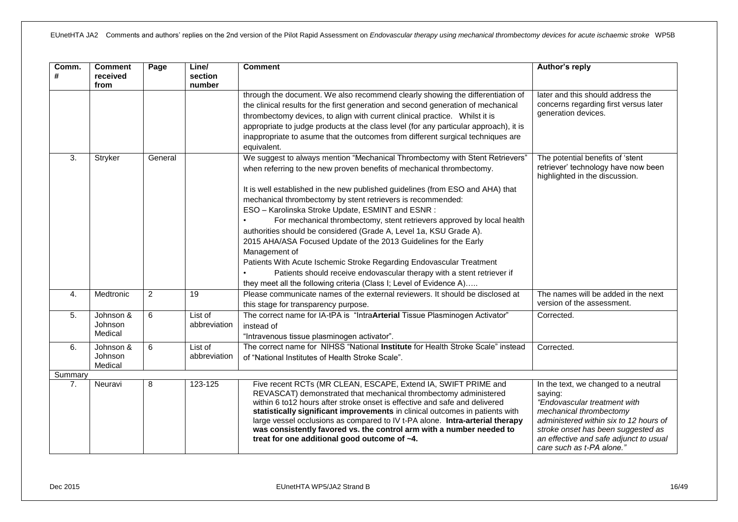| Comm. # | Comment received from | Page | Line/ section number | Comment | Author's reply |
|---|---|---|---|---|---|
| | | | | through the document. We also recommend clearly showing the differentiation of the clinical results for the first generation and second generation of mechanical thrombectomy devices, to align with current clinical practice. Whilst it is appropriate to judge products at the class level (for any particular approach), it is inappropriate to asume that the outcomes from different surgical techniques are equivalent. | later and this should address the concerns regarding first versus later generation devices. |
| 3. | Stryker | General | | We suggest to always mention "Mechanical Thrombectomy with Stent Retrievers" when referring to the new proven benefits of mechanical thrombectomy.<br><br>It is well established in the new published guidelines (from ESO and AHA) that mechanical thrombectomy by stent retrievers is recommended:<br>ESO – Karolinska Stroke Update, ESMINT and ESNR :<br>• For mechanical thrombectomy, stent retrievers approved by local health authorities should be considered (Grade A, Level 1a, KSU Grade A).<br>2015 AHA/ASA Focused Update of the 2013 Guidelines for the Early Management of<br>Patients With Acute Ischemic Stroke Regarding Endovascular Treatment<br>• Patients should receive endovascular therapy with a stent retriever if they meet all the following criteria (Class I; Level of Evidence A)….. | The potential benefits of 'stent retriever' technology have now been highlighted in the discussion. |
| 4. | Medtronic | 2 | 19 | Please communicate names of the external reviewers. It should be disclosed at this stage for transparency purpose. | The names will be added in the next version of the assessment. |
| 5. | Johnson & Johnson Medical | 6 | List of abbreviation | The correct name for IA-tPA is "Intra**Arterial** Tissue Plasminogen Activator" instead of<br>"Intravenous tissue plasminogen activator". | Corrected. |
| 6. | Johnson & Johnson Medical | 6 | List of abbreviation | The correct name for NIHSS "National **Institute** for Health Stroke Scale" instead of "National Institutes of Health Stroke Scale". | Corrected. |
| Summary | | | | | |
| 7. | Neuravi | 8 | 123-125 | Five recent RCTs (MR CLEAN, ESCAPE, Extend IA, SWIFT PRIME and REVASCAT) demonstrated that mechanical thrombectomy administered within 6 to12 hours after stroke onset is effective and safe and delivered **statistically significant improvements** in clinical outcomes in patients with large vessel occlusions as compared to IV t-PA alone. **Intra-arterial therapy was consistently favored vs. the control arm with a number needed to treat for one additional good outcome of ~4.** | In the text, we changed to a neutral saying:<br>*"Endovascular treatment with mechanical thrombectomy administered within six to 12 hours of stroke onset has been suggested as an effective and safe adjunct to usual care such as t-PA alone."* |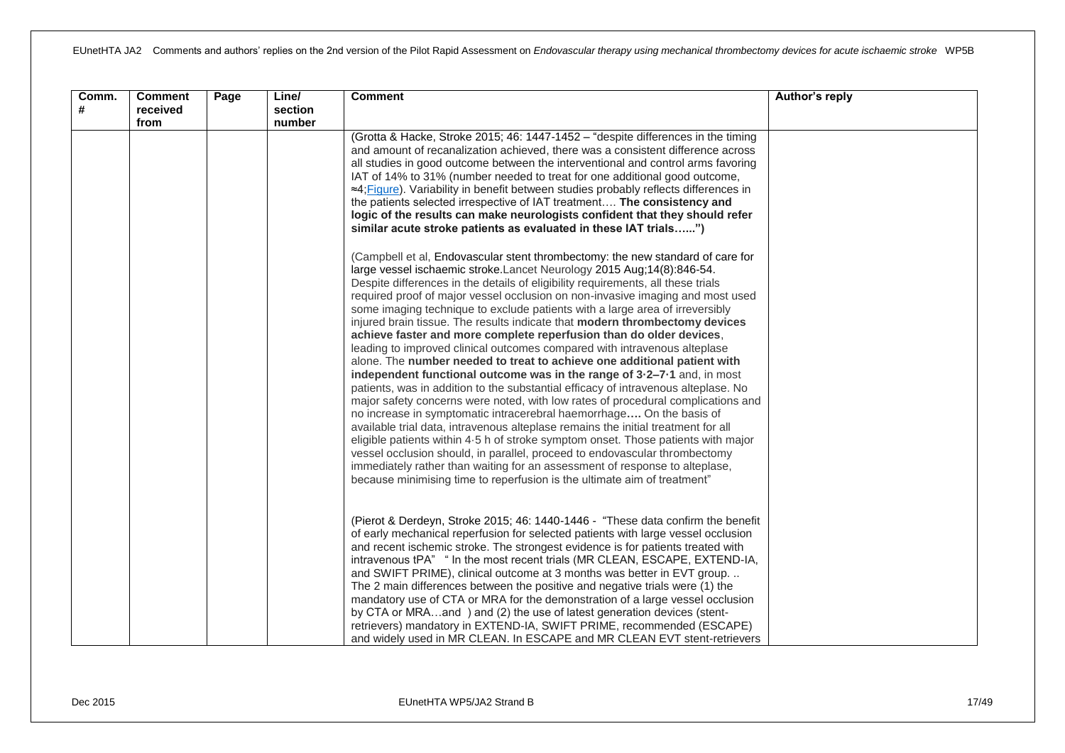| Comm. # | Comment received from | Page | Line/ section number | Comment | Author's reply |
|---|---|---|---|---|---|
| | | | | (Grotta & Hacke, Stroke 2015; 46: 1447-1452 – "despite differences in the timing and amount of recanalization achieved, there was a consistent difference across all studies in good outcome between the interventional and control arms favoring IAT of 14% to 31% (number needed to treat for one additional good outcome, ≈4;Figure). Variability in benefit between studies probably reflects differences in the patients selected irrespective of IAT treatment…. **The consistency and logic of the results can make neurologists confident that they should refer similar acute stroke patients as evaluated in these IAT trials…...")**<br><br>(Campbell et al, Endovascular stent thrombectomy: the new standard of care for large vessel ischaemic stroke.Lancet Neurology 2015 Aug;14(8):846-54. Despite differences in the details of eligibility requirements, all these trials required proof of major vessel occlusion on non-invasive imaging and most used some imaging technique to exclude patients with a large area of irreversibly injured brain tissue. The results indicate that **modern thrombectomy devices achieve faster and more complete reperfusion than do older devices**, leading to improved clinical outcomes compared with intravenous alteplase alone. The **number needed to treat to achieve one additional patient with independent functional outcome was in the range of 3·2–7·1** and, in most patients, was in addition to the substantial efficacy of intravenous alteplase. No major safety concerns were noted, with low rates of procedural complications and no increase in symptomatic intracerebral haemorrhage**….** On the basis of available trial data, intravenous alteplase remains the initial treatment for all eligible patients within 4·5 h of stroke symptom onset. Those patients with major vessel occlusion should, in parallel, proceed to endovascular thrombectomy immediately rather than waiting for an assessment of response to alteplase, because minimising time to reperfusion is the ultimate aim of treatment"<br><br>(Pierot & Derdeyn, Stroke 2015; 46: 1440-1446 - "These data confirm the benefit of early mechanical reperfusion for selected patients with large vessel occlusion and recent ischemic stroke. The strongest evidence is for patients treated with intravenous tPA" " In the most recent trials (MR CLEAN, ESCAPE, EXTEND-IA, and SWIFT PRIME), clinical outcome at 3 months was better in EVT group. .. The 2 main differences between the positive and negative trials were (1) the mandatory use of CTA or MRA for the demonstration of a large vessel occlusion by CTA or MRA…and ) and (2) the use of latest generation devices (stent-retrievers) mandatory in EXTEND-IA, SWIFT PRIME, recommended (ESCAPE) and widely used in MR CLEAN. In ESCAPE and MR CLEAN EVT stent-retrievers | |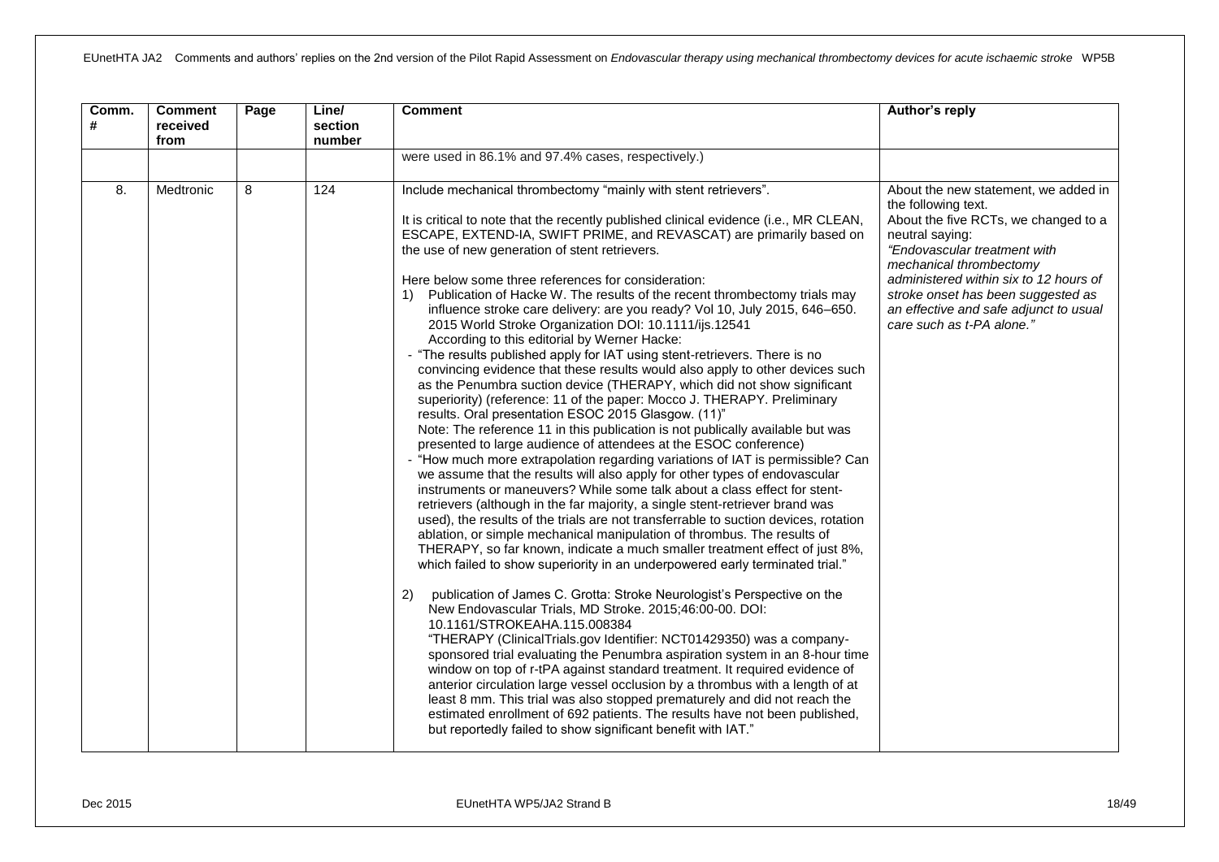| Comm. # | Comment received from | Page | Line/ section number | Comment | Author's reply |
|---|---|---|---|---|---|
| | | | | were used in 86.1% and 97.4% cases, respectively.) | |
| 8. | Medtronic | 8 | 124 | Include mechanical thrombectomy "mainly with stent retrievers".<br><br>It is critical to note that the recently published clinical evidence (i.e., MR CLEAN, ESCAPE, EXTEND-IA, SWIFT PRIME, and REVASCAT) are primarily based on the use of new generation of stent retrievers.<br><br>Here below some three references for consideration:<br>1) Publication of Hacke W. The results of the recent thrombectomy trials may influence stroke care delivery: are you ready? Vol 10, July 2015, 646–650. 2015 World Stroke Organization DOI: 10.1111/ijs.12541<br>According to this editorial by Werner Hacke:<br>- "The results published apply for IAT using stent-retrievers. There is no convincing evidence that these results would also apply to other devices such as the Penumbra suction device (THERAPY, which did not show significant superiority) (reference: 11 of the paper: Mocco J. THERAPY. Preliminary results. Oral presentation ESOC 2015 Glasgow. (11)"<br>Note: The reference 11 in this publication is not publically available but was presented to large audience of attendees at the ESOC conference)<br>- "How much more extrapolation regarding variations of IAT is permissible? Can we assume that the results will also apply for other types of endovascular instruments or maneuvers? While some talk about a class effect for stent-retrievers (although in the far majority, a single stent-retriever brand was used), the results of the trials are not transferrable to suction devices, rotation ablation, or simple mechanical manipulation of thrombus. The results of THERAPY, so far known, indicate a much smaller treatment effect of just 8%, which failed to show superiority in an underpowered early terminated trial."<br><br>2) publication of James C. Grotta: Stroke Neurologist's Perspective on the New Endovascular Trials, MD Stroke. 2015;46:00-00. DOI: 10.1161/STROKEAHA.115.008384<br>"THERAPY (ClinicalTrials.gov Identifier: NCT01429350) was a company-sponsored trial evaluating the Penumbra aspiration system in an 8-hour time window on top of r-tPA against standard treatment. It required evidence of anterior circulation large vessel occlusion by a thrombus with a length of at least 8 mm. This trial was also stopped prematurely and did not reach the estimated enrollment of 692 patients. The results have not been published, but reportedly failed to show significant benefit with IAT." | About the new statement, we added in the following text.<br>About the five RCTs, we changed to a neutral saying:<br>*"Endovascular treatment with mechanical thrombectomy administered within six to 12 hours of stroke onset has been suggested as an effective and safe adjunct to usual care such as t-PA alone."* |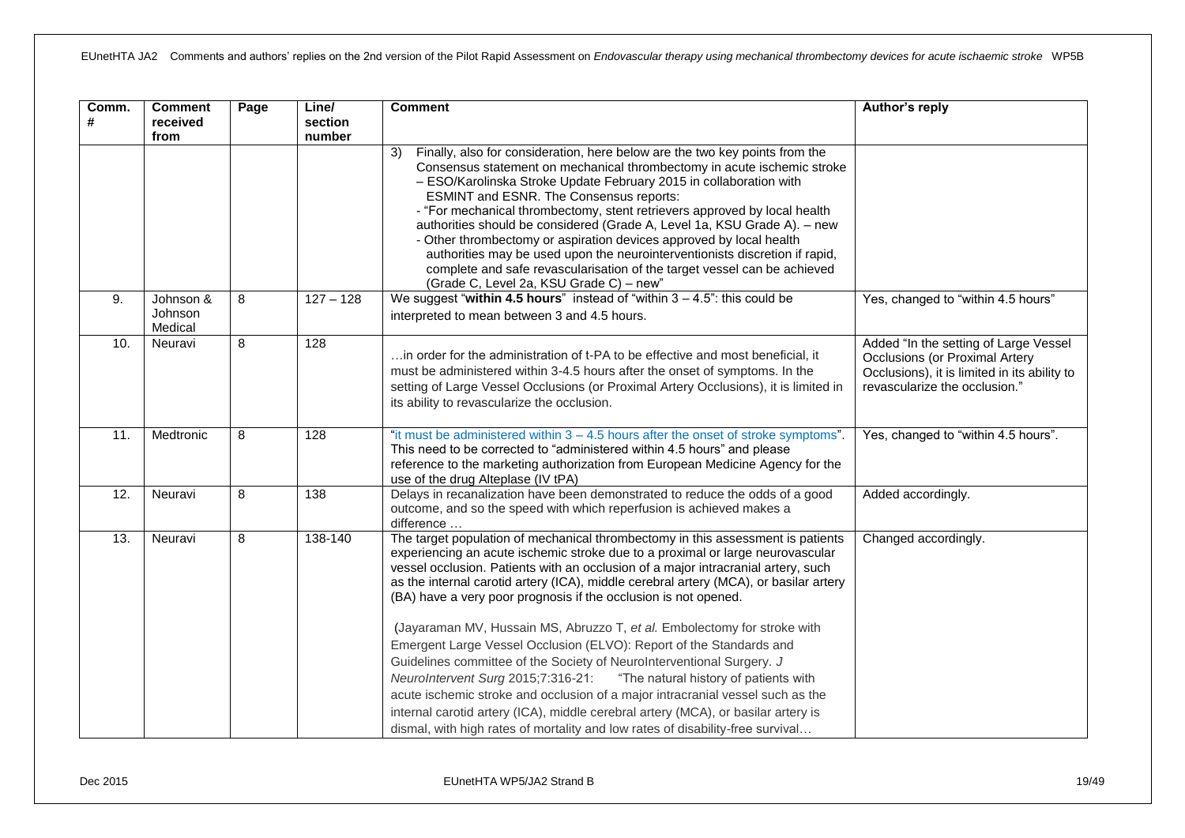| Comm. # | Comment received from | Page | Line/ section number | Comment | Author's reply |
|---|---|---|---|---|---|
| | | | | 3) Finally, also for consideration, here below are the two key points from the Consensus statement on mechanical thrombectomy in acute ischemic stroke – ESO/Karolinska Stroke Update February 2015 in collaboration with ESMINT and ESNR. The Consensus reports:<br>- "For mechanical thrombectomy, stent retrievers approved by local health authorities should be considered (Grade A, Level 1a, KSU Grade A). – new<br>- Other thrombectomy or aspiration devices approved by local health authorities may be used upon the neurointerventionists discretion if rapid, complete and safe revascularisation of the target vessel can be achieved (Grade C, Level 2a, KSU Grade C) – new" | |
| 9. | Johnson & Johnson Medical | 8 | 127 – 128 | We suggest "**within 4.5 hours**" instead of "within 3 – 4.5": this could be interpreted to mean between 3 and 4.5 hours. | Yes, changed to "within 4.5 hours" |
| 10. | Neuravi | 8 | 128 | …in order for the administration of t-PA to be effective and most beneficial, it must be administered within 3-4.5 hours after the onset of symptoms. In the setting of Large Vessel Occlusions (or Proximal Artery Occlusions), it is limited in its ability to revascularize the occlusion. | Added "In the setting of Large Vessel Occlusions (or Proximal Artery Occlusions), it is limited in its ability to revascularize the occlusion." |
| 11. | Medtronic | 8 | 128 | "it must be administered within 3 – 4.5 hours after the onset of stroke symptoms". This need to be corrected to "administered within 4.5 hours" and please reference to the marketing authorization from European Medicine Agency for the use of the drug Alteplase (IV tPA) | Yes, changed to "within 4.5 hours". |
| 12. | Neuravi | 8 | 138 | Delays in recanalization have been demonstrated to reduce the odds of a good outcome, and so the speed with which reperfusion is achieved makes a difference … | Added accordingly. |
| 13. | Neuravi | 8 | 138-140 | The target population of mechanical thrombectomy in this assessment is patients experiencing an acute ischemic stroke due to a proximal or large neurovascular vessel occlusion. Patients with an occlusion of a major intracranial artery, such as the internal carotid artery (ICA), middle cerebral artery (MCA), or basilar artery (BA) have a very poor prognosis if the occlusion is not opened.<br><br>(Jayaraman MV, Hussain MS, Abruzzo T, *et al.* Embolectomy for stroke with Emergent Large Vessel Occlusion (ELVO): Report of the Standards and Guidelines committee of the Society of NeuroInterventional Surgery. *J NeuroIntervent Surg* 2015;7:316-21: "The natural history of patients with acute ischemic stroke and occlusion of a major intracranial vessel such as the internal carotid artery (ICA), middle cerebral artery (MCA), or basilar artery is dismal, with high rates of mortality and low rates of disability-free survival… | Changed accordingly. |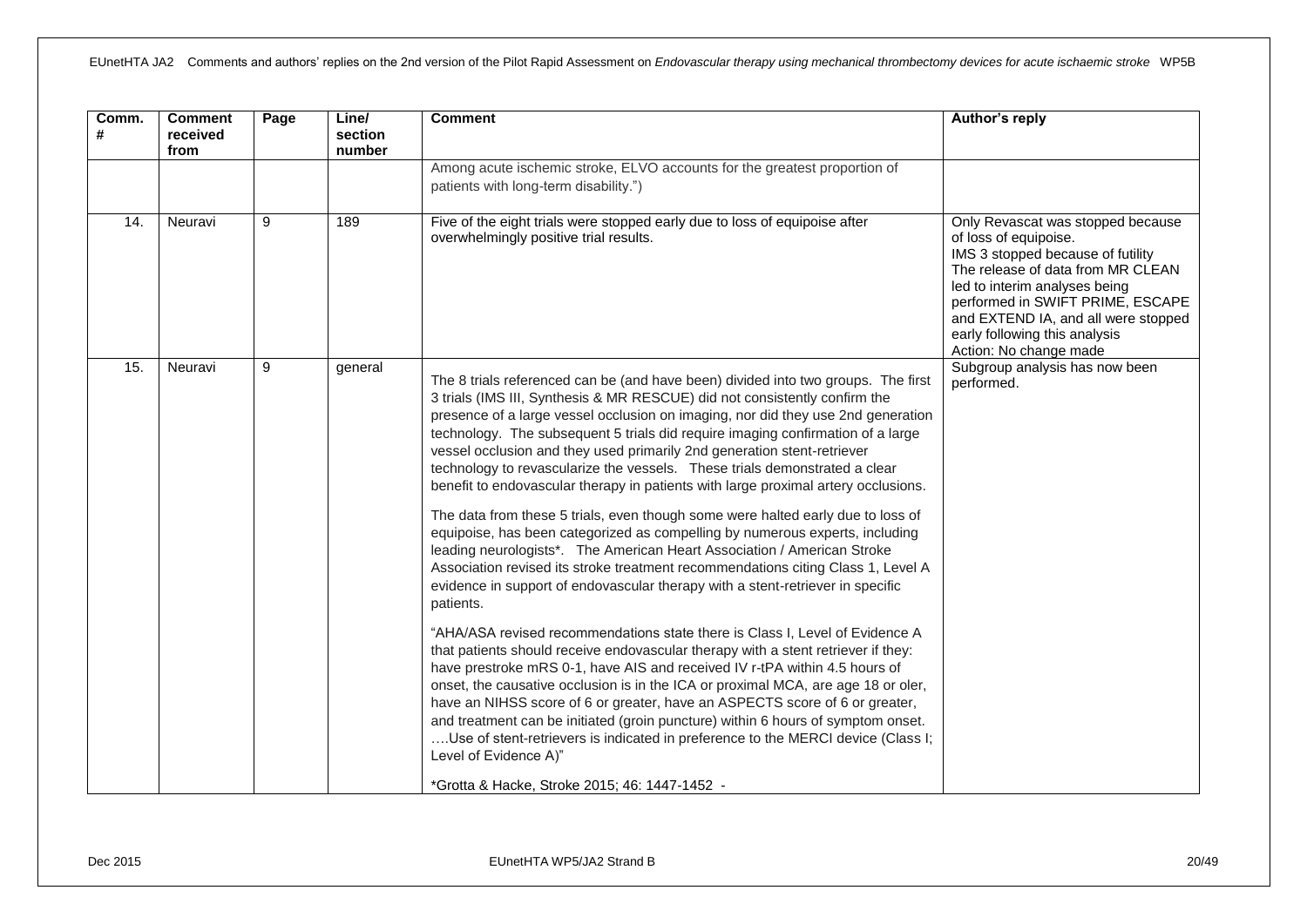| Comm. # | Comment received from | Page | Line/ section number | Comment | Author's reply |
|---|---|---|---|---|---|
| | | | | Among acute ischemic stroke, ELVO accounts for the greatest proportion of patients with long-term disability.") | |
| 14. | Neuravi | 9 | 189 | Five of the eight trials were stopped early due to loss of equipoise after overwhelmingly positive trial results. | Only Revascat was stopped because of loss of equipoise.<br>IMS 3 stopped because of futility<br>The release of data from MR CLEAN led to interim analyses being performed in SWIFT PRIME, ESCAPE and EXTEND IA, and all were stopped early following this analysis<br>Action: No change made |
| 15. | Neuravi | 9 | general | The 8 trials referenced can be (and have been) divided into two groups. The first 3 trials (IMS III, Synthesis & MR RESCUE) did not consistently confirm the presence of a large vessel occlusion on imaging, nor did they use 2nd generation technology. The subsequent 5 trials did require imaging confirmation of a large vessel occlusion and they used primarily 2nd generation stent-retriever technology to revascularize the vessels. These trials demonstrated a clear benefit to endovascular therapy in patients with large proximal artery occlusions.<br><br>The data from these 5 trials, even though some were halted early due to loss of equipoise, has been categorized as compelling by numerous experts, including leading neurologists*. The American Heart Association / American Stroke Association revised its stroke treatment recommendations citing Class 1, Level A evidence in support of endovascular therapy with a stent-retriever in specific patients.<br><br>"AHA/ASA revised recommendations state there is Class I, Level of Evidence A that patients should receive endovascular therapy with a stent retriever if they: have prestroke mRS 0-1, have AIS and received IV r-tPA within 4.5 hours of onset, the causative occlusion is in the ICA or proximal MCA, are age 18 or oler, have an NIHSS score of 6 or greater, have an ASPECTS score of 6 or greater, and treatment can be initiated (groin puncture) within 6 hours of symptom onset. ….Use of stent-retrievers is indicated in preference to the MERCI device (Class I; Level of Evidence A)"<br><br>*Grotta & Hacke, Stroke 2015; 46: 1447-1452 - | Subgroup analysis has now been performed. |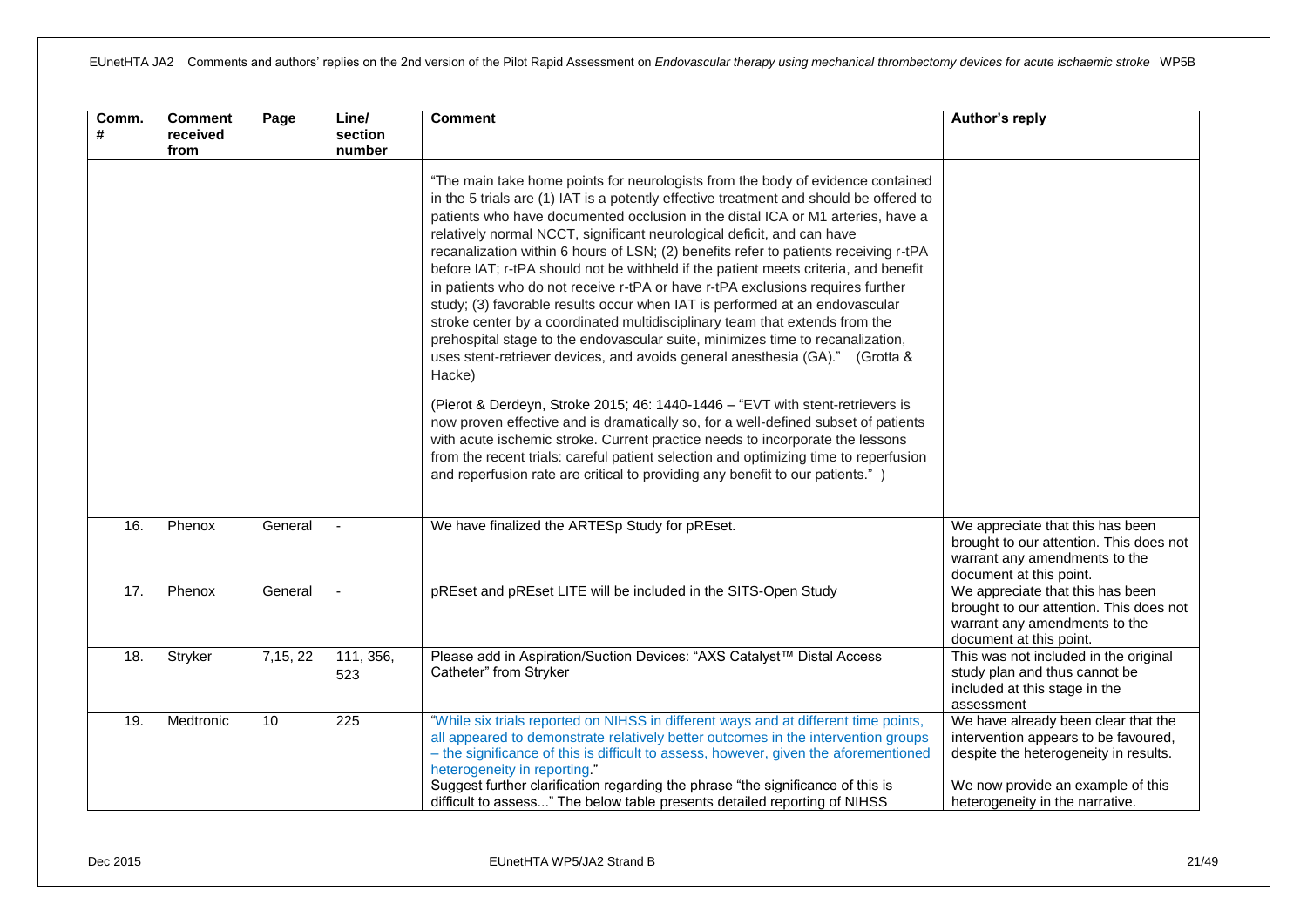| Comm. # | Comment received from | Page | Line/ section number | Comment | Author's reply |
|---|---|---|---|---|---|
| | | | | "The main take home points for neurologists from the body of evidence contained in the 5 trials are (1) IAT is a potently effective treatment and should be offered to patients who have documented occlusion in the distal ICA or M1 arteries, have a relatively normal NCCT, significant neurological deficit, and can have recanalization within 6 hours of LSN; (2) benefits refer to patients receiving r-tPA before IAT; r-tPA should not be withheld if the patient meets criteria, and benefit in patients who do not receive r-tPA or have r-tPA exclusions requires further study; (3) favorable results occur when IAT is performed at an endovascular stroke center by a coordinated multidisciplinary team that extends from the prehospital stage to the endovascular suite, minimizes time to recanalization, uses stent-retriever devices, and avoids general anesthesia (GA)." (Grotta & Hacke)<br><br>(Pierot & Derdeyn, Stroke 2015; 46: 1440-1446 – "EVT with stent-retrievers is now proven effective and is dramatically so, for a well-defined subset of patients with acute ischemic stroke. Current practice needs to incorporate the lessons from the recent trials: careful patient selection and optimizing time to reperfusion and reperfusion rate are critical to providing any benefit to our patients." ) | |
| 16. | Phenox | General | - | We have finalized the ARTESp Study for pREset. | We appreciate that this has been brought to our attention. This does not warrant any amendments to the document at this point. |
| 17. | Phenox | General | - | pREset and pREset LITE will be included in the SITS-Open Study | We appreciate that this has been brought to our attention. This does not warrant any amendments to the document at this point. |
| 18. | Stryker | 7,15, 22 | 111, 356, 523 | Please add in Aspiration/Suction Devices: "AXS Catalyst™ Distal Access Catheter" from Stryker | This was not included in the original study plan and thus cannot be included at this stage in the assessment |
| 19. | Medtronic | 10 | 225 | "While six trials reported on NIHSS in different ways and at different time points, all appeared to demonstrate relatively better outcomes in the intervention groups – the significance of this is difficult to assess, however, given the aforementioned heterogeneity in reporting."<br>Suggest further clarification regarding the phrase "the significance of this is difficult to assess..." The below table presents detailed reporting of NIHSS | We have already been clear that the intervention appears to be favoured, despite the heterogeneity in results.<br><br>We now provide an example of this heterogeneity in the narrative. |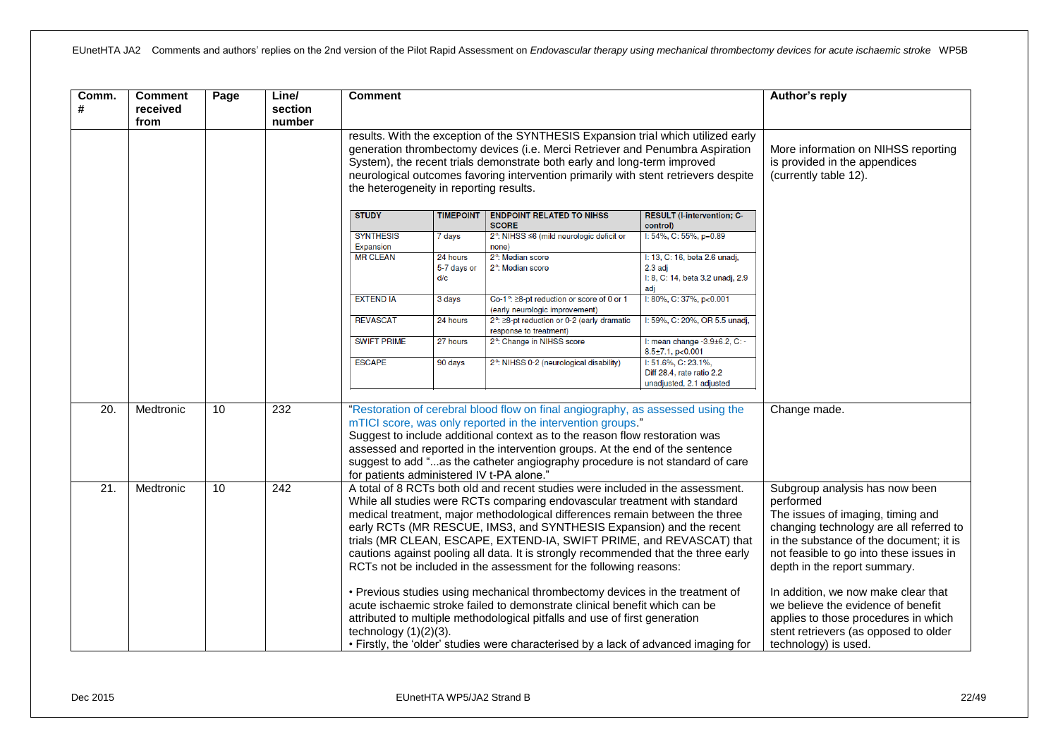| Comm. # | Comment received from | Page | Line/ section number | Comment | Author's reply |
|---|---|---|---|---|---|
| | | | | results. With the exception of the SYNTHESIS Expansion trial which utilized early generation thrombectomy devices (i.e. Merci Retriever and Penumbra Aspiration System), the recent trials demonstrate both early and long-term improved neurological outcomes favoring intervention primarily with stent retrievers despite the heterogeneity in reporting results.<br><br>**STUDY** / **TIMEPOINT** / **ENDPOINT RELATED TO NIHSS SCORE** / **RESULT (I-intervention; C-control)**<br>SYNTHESIS Expansion / 7 days / 2°: NIHSS ≤6 (mild neurologic deficit or none) / I: 54%, C: 55%, p=0.89<br>MR CLEAN / 24 hours; 5-7 days or d/c / 2°: Median score; 2°: Median score / I: 13, C: 16, beta 2.6 unadj, 2.3 adj; I: 8, C: 14, beta 3.2 unadj, 2.9 adj<br>EXTEND IA / 3 days / Co-1°: ≥8-pt reduction or score of 0 or 1 (early neurologic improvement) / I: 80%, C: 37%, p<0.001<br>REVASCAT / 24 hours / 2°: ≥8-pt reduction or 0-2 (early dramatic response to treatment) / I: 59%, C: 20%, OR 5.5 unadj,<br>SWIFT PRIME / 27 hours / 2°: Change in NIHSS score / I: mean change -3.9±6.2, C: -8.5±7.1, p<0.001<br>ESCAPE / 90 days / 2°: NIHSS 0-2 (neurological disability) / I: 51.6%, C: 23.1%, Diff 28.4, rate ratio 2.2 unadjusted, 2.1 adjusted | More information on NIHSS reporting is provided in the appendices (currently table 12). |
| 20. | Medtronic | 10 | 232 | "Restoration of cerebral blood flow on final angiography, as assessed using the mTICI score, was only reported in the intervention groups."<br>Suggest to include additional context as to the reason flow restoration was assessed and reported in the intervention groups. At the end of the sentence suggest to add "...as the catheter angiography procedure is not standard of care for patients administered IV t-PA alone." | Change made. |
| 21. | Medtronic | 10 | 242 | A total of 8 RCTs both old and recent studies were included in the assessment. While all studies were RCTs comparing endovascular treatment with standard medical treatment, major methodological differences remain between the three early RCTs (MR RESCUE, IMS3, and SYNTHESIS Expansion) and the recent trials (MR CLEAN, ESCAPE, EXTEND-IA, SWIFT PRIME, and REVASCAT) that cautions against pooling all data. It is strongly recommended that the three early RCTs not be included in the assessment for the following reasons:<br><br>• Previous studies using mechanical thrombectomy devices in the treatment of acute ischaemic stroke failed to demonstrate clinical benefit which can be attributed to multiple methodological pitfalls and use of first generation technology (1)(2)(3).<br>• Firstly, the 'older' studies were characterised by a lack of advanced imaging for | Subgroup analysis has now been performed<br>The issues of imaging, timing and changing technology are all referred to in the substance of the document; it is not feasible to go into these issues in depth in the report summary.<br><br>In addition, we now make clear that we believe the evidence of benefit applies to those procedures in which stent retrievers (as opposed to older technology) is used. |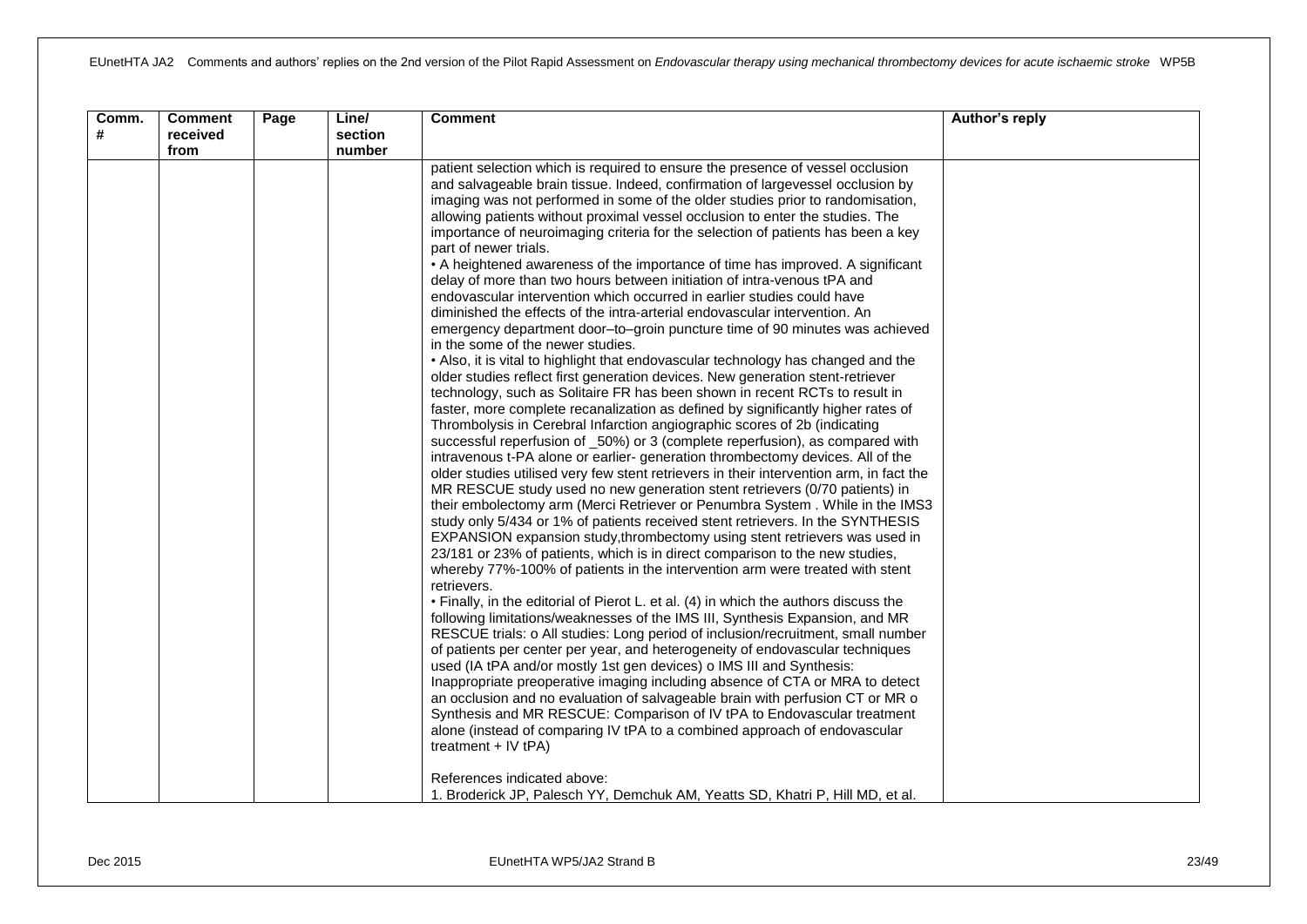| Comm. # | Comment received from | Page | Line/ section number | Comment | Author's reply |
|---|---|---|---|---|---|
| | | | | patient selection which is required to ensure the presence of vessel occlusion and salvageable brain tissue. Indeed, confirmation of largevessel occlusion by imaging was not performed in some of the older studies prior to randomisation, allowing patients without proximal vessel occlusion to enter the studies. The importance of neuroimaging criteria for the selection of patients has been a key part of newer trials.<br>• A heightened awareness of the importance of time has improved. A significant delay of more than two hours between initiation of intra-venous tPA and endovascular intervention which occurred in earlier studies could have diminished the effects of the intra-arterial endovascular intervention. An emergency department door–to–groin puncture time of 90 minutes was achieved in the some of the newer studies.<br>• Also, it is vital to highlight that endovascular technology has changed and the older studies reflect first generation devices. New generation stent-retriever technology, such as Solitaire FR has been shown in recent RCTs to result in faster, more complete recanalization as defined by significantly higher rates of Thrombolysis in Cerebral Infarction angiographic scores of 2b (indicating successful reperfusion of _50%) or 3 (complete reperfusion), as compared with intravenous t-PA alone or earlier- generation thrombectomy devices. All of the older studies utilised very few stent retrievers in their intervention arm, in fact the MR RESCUE study used no new generation stent retrievers (0/70 patients) in their embolectomy arm (Merci Retriever or Penumbra System . While in the IMS3 study only 5/434 or 1% of patients received stent retrievers. In the SYNTHESIS EXPANSION expansion study,thrombectomy using stent retrievers was used in 23/181 or 23% of patients, which is in direct comparison to the new studies, whereby 77%-100% of patients in the intervention arm were treated with stent retrievers.<br>• Finally, in the editorial of Pierot L. et al. (4) in which the authors discuss the following limitations/weaknesses of the IMS III, Synthesis Expansion, and MR RESCUE trials: o All studies: Long period of inclusion/recruitment, small number of patients per center per year, and heterogeneity of endovascular techniques used (IA tPA and/or mostly 1st gen devices) o IMS III and Synthesis: Inappropriate preoperative imaging including absence of CTA or MRA to detect an occlusion and no evaluation of salvageable brain with perfusion CT or MR o Synthesis and MR RESCUE: Comparison of IV tPA to Endovascular treatment alone (instead of comparing IV tPA to a combined approach of endovascular treatment + IV tPA)<br><br>References indicated above:<br>1. Broderick JP, Palesch YY, Demchuk AM, Yeatts SD, Khatri P, Hill MD, et al. | |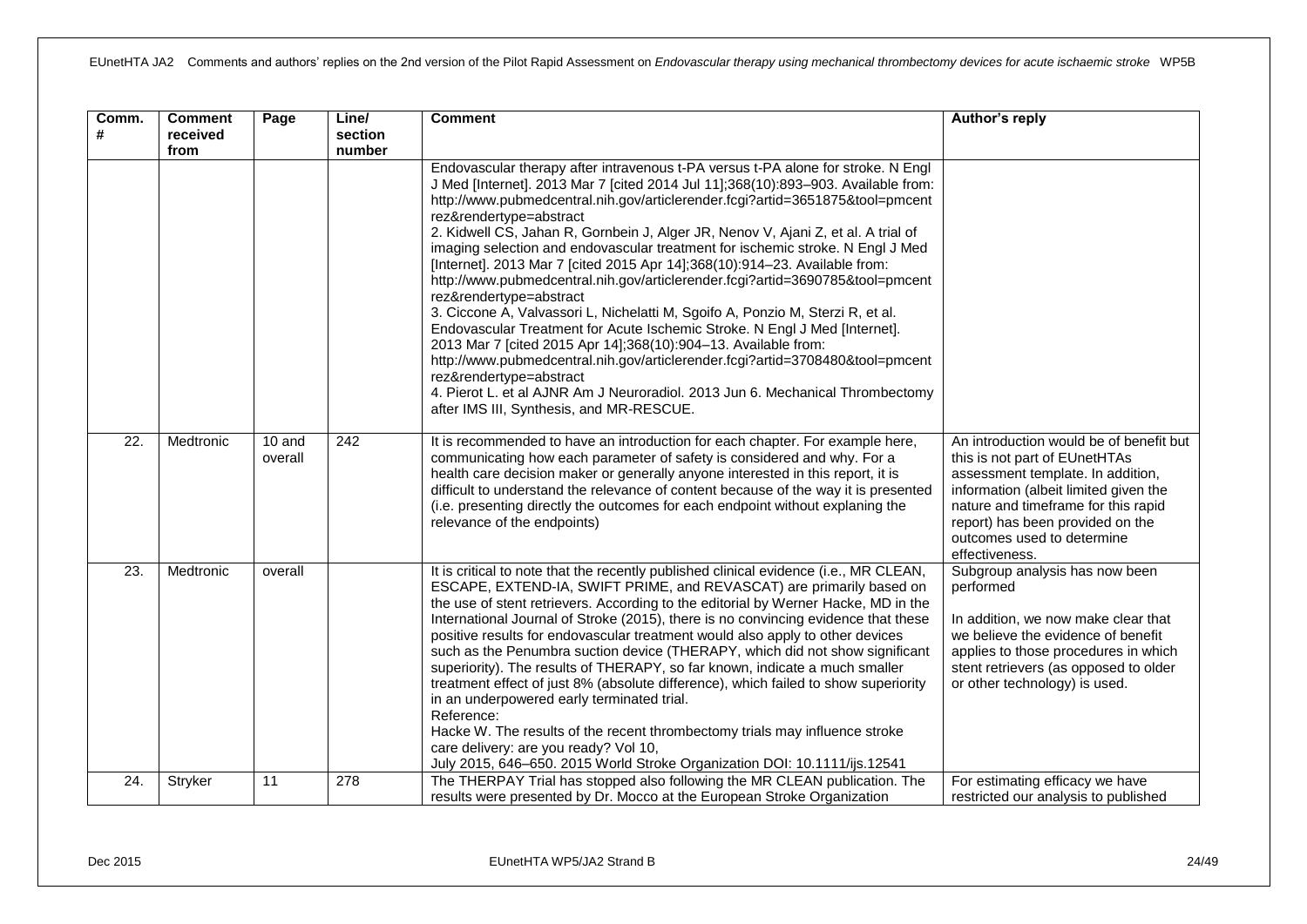| Comm. # | Comment received from | Page | Line/ section number | Comment | Author's reply |
|---|---|---|---|---|---|
| | | | | Endovascular therapy after intravenous t-PA versus t-PA alone for stroke. N Engl J Med [Internet]. 2013 Mar 7 [cited 2014 Jul 11];368(10):893–903. Available from: http://www.pubmedcentral.nih.gov/articlerender.fcgi?artid=3651875&tool=pmcentrez&rendertype=abstract<br>2. Kidwell CS, Jahan R, Gornbein J, Alger JR, Nenov V, Ajani Z, et al. A trial of imaging selection and endovascular treatment for ischemic stroke. N Engl J Med [Internet]. 2013 Mar 7 [cited 2015 Apr 14];368(10):914–23. Available from: http://www.pubmedcentral.nih.gov/articlerender.fcgi?artid=3690785&tool=pmcentrez&rendertype=abstract<br>3. Ciccone A, Valvassori L, Nichelatti M, Sgoifo A, Ponzio M, Sterzi R, et al. Endovascular Treatment for Acute Ischemic Stroke. N Engl J Med [Internet]. 2013 Mar 7 [cited 2015 Apr 14];368(10):904–13. Available from: http://www.pubmedcentral.nih.gov/articlerender.fcgi?artid=3708480&tool=pmcentrez&rendertype=abstract<br>4. Pierot L. et al AJNR Am J Neuroradiol. 2013 Jun 6. Mechanical Thrombectomy after IMS III, Synthesis, and MR-RESCUE. | |
| 22. | Medtronic | 10 and overall | 242 | It is recommended to have an introduction for each chapter. For example here, communicating how each parameter of safety is considered and why. For a health care decision maker or generally anyone interested in this report, it is difficult to understand the relevance of content because of the way it is presented (i.e. presenting directly the outcomes for each endpoint without explaining the relevance of the endpoints) | An introduction would be of benefit but this is not part of EUnetHTAs assessment template. In addition, information (albeit limited given the nature and timeframe for this rapid report) has been provided on the outcomes used to determine effectiveness. |
| 23. | Medtronic | overall | | It is critical to note that the recently published clinical evidence (i.e., MR CLEAN, ESCAPE, EXTEND-IA, SWIFT PRIME, and REVASCAT) are primarily based on the use of stent retrievers. According to the editorial by Werner Hacke, MD in the International Journal of Stroke (2015), there is no convincing evidence that these positive results for endovascular treatment would also apply to other devices such as the Penumbra suction device (THERAPY, which did not show significant superiority). The results of THERAPY, so far known, indicate a much smaller treatment effect of just 8% (absolute difference), which failed to show superiority in an underpowered early terminated trial.<br>Reference:<br>Hacke W. The results of the recent thrombectomy trials may influence stroke care delivery: are you ready? Vol 10, July 2015, 646–650. 2015 World Stroke Organization DOI: 10.1111/ijs.12541 | Subgroup analysis has now been performed<br><br>In addition, we now make clear that we believe the evidence of benefit applies to those procedures in which stent retrievers (as opposed to older or other technology) is used. |
| 24. | Stryker | 11 | 278 | The THERPAY Trial has stopped also following the MR CLEAN publication. The results were presented by Dr. Mocco at the European Stroke Organization | For estimating efficacy we have restricted our analysis to published |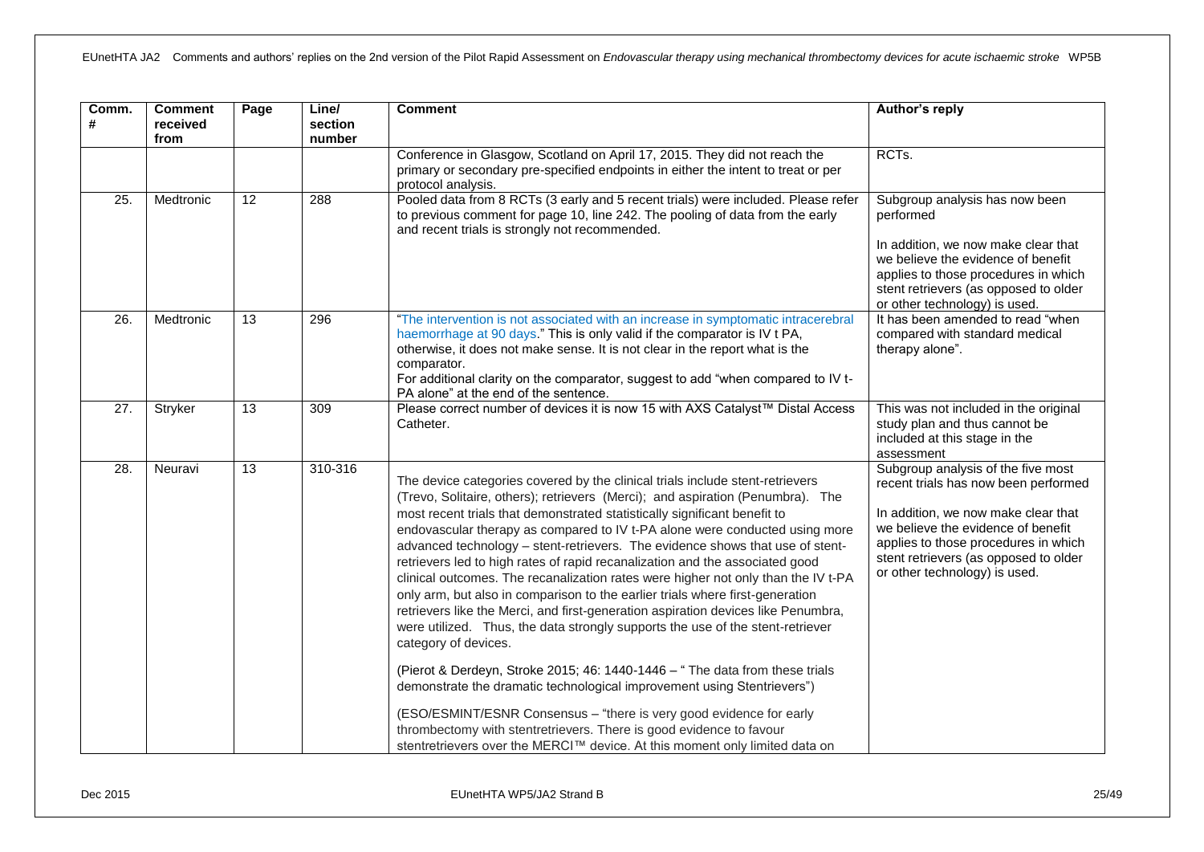| Comm. # | Comment received from | Page | Line/ section number | Comment | Author's reply |
|---|---|---|---|---|---|
| | | | | Conference in Glasgow, Scotland on April 17, 2015. They did not reach the primary or secondary pre-specified endpoints in either the intent to treat or per protocol analysis. | RCTs. |
| 25. | Medtronic | 12 | 288 | Pooled data from 8 RCTs (3 early and 5 recent trials) were included. Please refer to previous comment for page 10, line 242. The pooling of data from the early and recent trials is strongly not recommended. | Subgroup analysis has now been performed<br><br>In addition, we now make clear that we believe the evidence of benefit applies to those procedures in which stent retrievers (as opposed to older or other technology) is used. |
| 26. | Medtronic | 13 | 296 | "The intervention is not associated with an increase in symptomatic intracerebral haemorrhage at 90 days." This is only valid if the comparator is IV t PA, otherwise, it does not make sense. It is not clear in the report what is the comparator.<br>For additional clarity on the comparator, suggest to add "when compared to IV t-PA alone" at the end of the sentence. | It has been amended to read "when compared with standard medical therapy alone". |
| 27. | Stryker | 13 | 309 | Please correct number of devices it is now 15 with AXS Catalyst™ Distal Access Catheter. | This was not included in the original study plan and thus cannot be included at this stage in the assessment |
| 28. | Neuravi | 13 | 310-316 | The device categories covered by the clinical trials include stent-retrievers (Trevo, Solitaire, others); retrievers (Merci); and aspiration (Penumbra). The most recent trials that demonstrated statistically significant benefit to endovascular therapy as compared to IV t-PA alone were conducted using more advanced technology – stent-retrievers. The evidence shows that use of stent-retrievers led to high rates of rapid recanalization and the associated good clinical outcomes. The recanalization rates were higher not only than the IV t-PA only arm, but also in comparison to the earlier trials where first-generation retrievers like the Merci, and first-generation aspiration devices like Penumbra, were utilized. Thus, the data strongly supports the use of the stent-retriever category of devices.<br><br>(Pierot & Derdeyn, Stroke 2015; 46: 1440-1446 – " The data from these trials demonstrate the dramatic technological improvement using Stentrievers")<br><br>(ESO/ESMINT/ESNR Consensus – "there is very good evidence for early thrombectomy with stentretrievers. There is good evidence to favour stentretrievers over the MERCI™ device. At this moment only limited data on | Subgroup analysis of the five most recent trials has now been performed<br><br>In addition, we now make clear that we believe the evidence of benefit applies to those procedures in which stent retrievers (as opposed to older or other technology) is used. |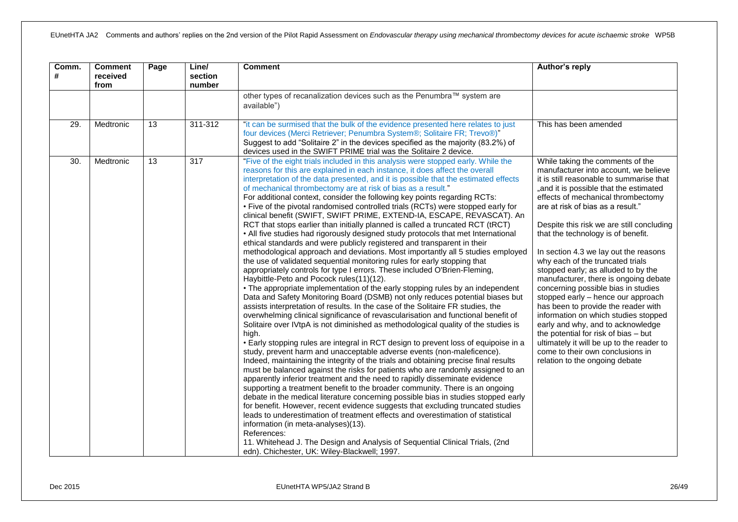| Comm. # | Comment received from | Page | Line/ section number | Comment | Author's reply |
|---|---|---|---|---|---|
| | | | | other types of recanalization devices such as the Penumbra™ system are available") | |
| 29. | Medtronic | 13 | 311-312 | "it can be surmised that the bulk of the evidence presented here relates to just four devices (Merci Retriever; Penumbra System®; Solitaire FR; Trevo®)" Suggest to add "Solitaire 2" in the devices specified as the majority (83.2%) of devices used in the SWIFT PRIME trial was the Solitaire 2 device. | This has been amended |
| 30. | Medtronic | 13 | 317 | "Five of the eight trials included in this analysis were stopped early. While the reasons for this are explained in each instance, it does affect the overall interpretation of the data presented, and it is possible that the estimated effects of mechanical thrombectomy are at risk of bias as a result." For additional context, consider the following key points regarding RCTs: • Five of the pivotal randomised controlled trials (RCTs) were stopped early for clinical benefit (SWIFT, SWIFT PRIME, EXTEND-IA, ESCAPE, REVASCAT). An RCT that stops earlier than initially planned is called a truncated RCT (tRCT) • All five studies had rigorously designed study protocols that met International ethical standards and were publicly registered and transparent in their methodological approach and deviations. Most importantly all 5 studies employed the use of validated sequential monitoring rules for early stopping that appropriately controls for type I errors. These included O'Brien-Fleming, Haybittle-Peto and Pocock rules(11)(12). • The appropriate implementation of the early stopping rules by an independent Data and Safety Monitoring Board (DSMB) not only reduces potential biases but assists interpretation of results. In the case of the Solitaire FR studies, the overwhelming clinical significance of revascularisation and functional benefit of Solitaire over IVtpA is not diminished as methodological quality of the studies is high. • Early stopping rules are integral in RCT design to prevent loss of equipoise in a study, prevent harm and unacceptable adverse events (non-maleficence). Indeed, maintaining the integrity of the trials and obtaining precise final results must be balanced against the risks for patients who are randomly assigned to an apparently inferior treatment and the need to rapidly disseminate evidence supporting a treatment benefit to the broader community. There is an ongoing debate in the medical literature concerning possible bias in studies stopped early for benefit. However, recent evidence suggests that excluding truncated studies leads to underestimation of treatment effects and overestimation of statistical information (in meta-analyses)(13). References: 11. Whitehead J. The Design and Analysis of Sequential Clinical Trials, (2nd edn). Chichester, UK: Wiley-Blackwell; 1997. | While taking the comments of the manufacturer into account, we believe it is still reasonable to summarise that „and it is possible that the estimated effects of mechanical thrombectomy are at risk of bias as a result." Despite this risk we are still concluding that the technology is of benefit. In section 4.3 we lay out the reasons why each of the truncated trials stopped early; as alluded to by the manufacturer, there is ongoing debate concerning possible bias in studies stopped early – hence our approach has been to provide the reader with information on which studies stopped early and why, and to acknowledge the potential for risk of bias – but ultimately it will be up to the reader to come to their own conclusions in relation to the ongoing debate |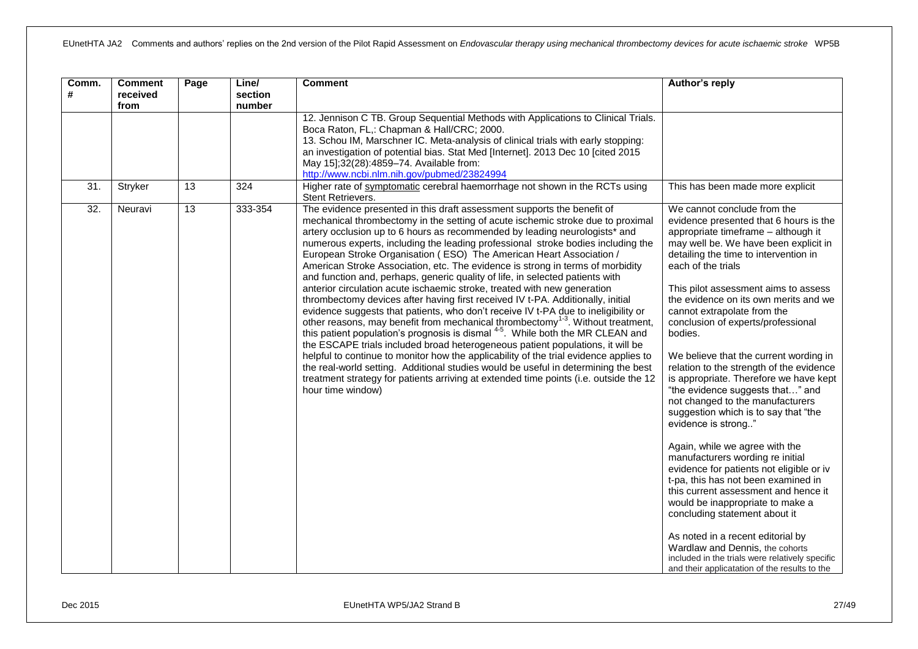| Comm. # | Comment received from | Page | Line/ section number | Comment | Author's reply |
|---|---|---|---|---|---|
| | | | | 12. Jennison C TB. Group Sequential Methods with Applications to Clinical Trials. Boca Raton, FL,: Chapman & Hall/CRC; 2000.<br>13. Schou IM, Marschner IC. Meta-analysis of clinical trials with early stopping: an investigation of potential bias. Stat Med [Internet]. 2013 Dec 10 [cited 2015 May 15];32(28):4859–74. Available from: http://www.ncbi.nlm.nih.gov/pubmed/23824994 | |
| 31. | Stryker | 13 | 324 | Higher rate of symptomatic cerebral haemorrhage not shown in the RCTs using Stent Retrievers. | This has been made more explicit |
| 32. | Neuravi | 13 | 333-354 | The evidence presented in this draft assessment supports the benefit of mechanical thrombectomy in the setting of acute ischemic stroke due to proximal artery occlusion up to 6 hours as recommended by leading neurologists* and numerous experts, including the leading professional stroke bodies including the European Stroke Organisation ( ESO) The American Heart Association / American Stroke Association, etc. The evidence is strong in terms of morbidity and function and, perhaps, generic quality of life, in selected patients with anterior circulation acute ischaemic stroke, treated with new generation thrombectomy devices after having first received IV t-PA. Additionally, initial evidence suggests that patients, who don't receive IV t-PA due to ineligibility or other reasons, may benefit from mechanical thrombectomy[1-3]. Without treatment, this patient population's prognosis is dismal [4-5]. While both the MR CLEAN and the ESCAPE trials included broad heterogeneous patient populations, it will be helpful to continue to monitor how the applicability of the trial evidence applies to the real-world setting. Additional studies would be useful in determining the best treatment strategy for patients arriving at extended time points (i.e. outside the 12 hour time window) | We cannot conclude from the evidence presented that 6 hours is the appropriate timeframe – although it may well be. We have been explicit in detailing the time to intervention in each of the trials<br><br>This pilot assessment aims to assess the evidence on its own merits and we cannot extrapolate from the conclusion of experts/professional bodies.<br><br>We believe that the current wording in relation to the strength of the evidence is appropriate. Therefore we have kept "the evidence suggests that…" and not changed to the manufacturers suggestion which is to say that "the evidence is strong.."<br><br>Again, while we agree with the manufacturers wording re initial evidence for patients not eligible or iv t-pa, this has not been examined in this current assessment and hence it would be inappropriate to make a concluding statement about it<br><br>As noted in a recent editorial by Wardlaw and Dennis, the cohorts included in the trials were relatively specific and their applicatation of the results to the |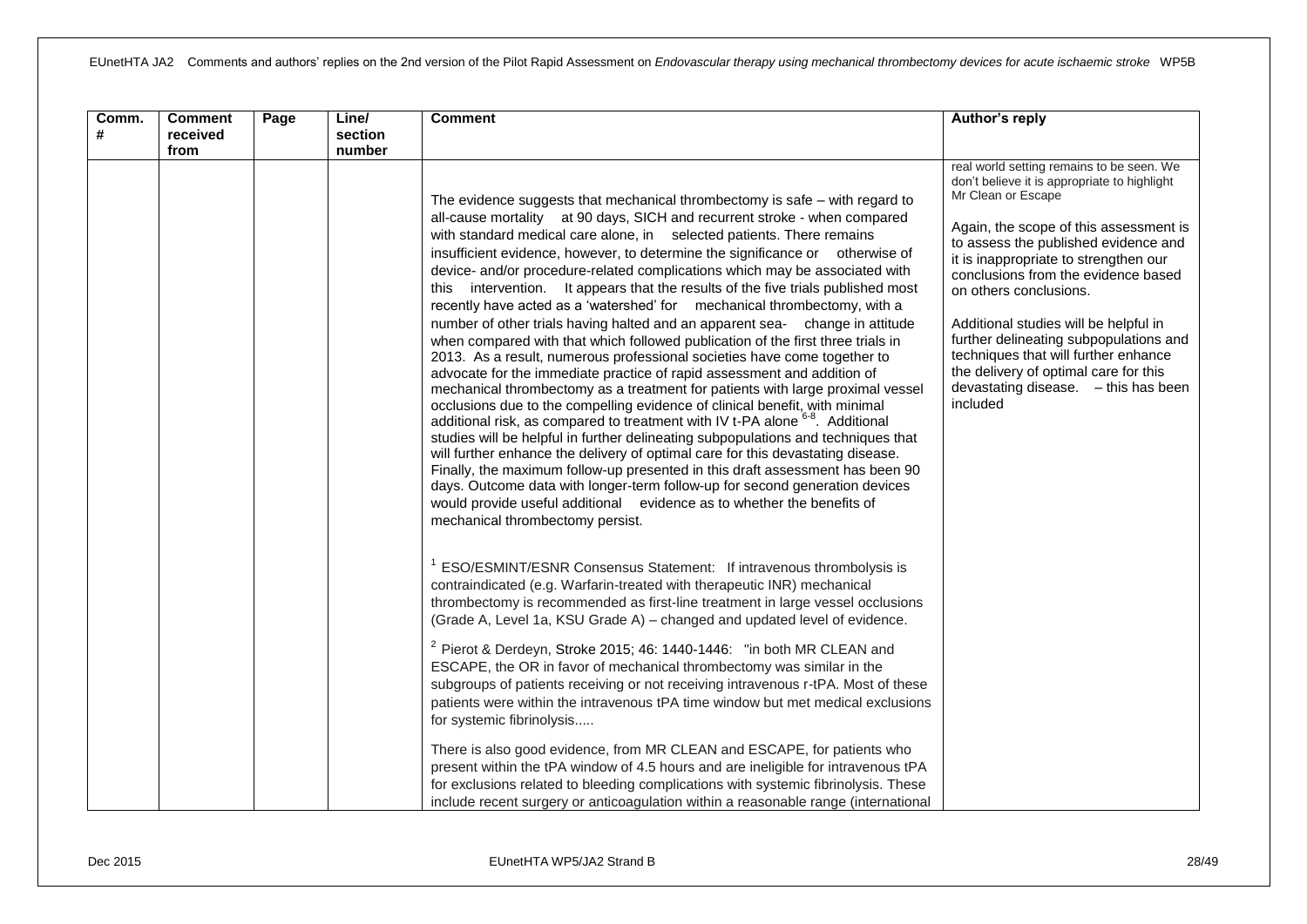| Comm. # | Comment received from | Page | Line/ section number | Comment | Author's reply |
|---|---|---|---|---|---|
| | | | | The evidence suggests that mechanical thrombectomy is safe – with regard to all-cause mortality at 90 days, SICH and recurrent stroke - when compared with standard medical care alone, in selected patients. There remains insufficient evidence, however, to determine the significance or otherwise of device- and/or procedure-related complications which may be associated with this intervention. It appears that the results of the five trials published most recently have acted as a 'watershed' for mechanical thrombectomy, with a number of other trials having halted and an apparent sea- change in attitude when compared with that which followed publication of the first three trials in 2013. As a result, numerous professional societies have come together to advocate for the immediate practice of rapid assessment and addition of mechanical thrombectomy as a treatment for patients with large proximal vessel occlusions due to the compelling evidence of clinical benefit, with minimal additional risk, as compared to treatment with IV t-PA alone [6-8]. Additional studies will be helpful in further delineating subpopulations and techniques that will further enhance the delivery of optimal care for this devastating disease. Finally, the maximum follow-up presented in this draft assessment has been 90 days. Outcome data with longer-term follow-up for second generation devices would provide useful additional evidence as to whether the benefits of mechanical thrombectomy persist.<br><br>[1] ESO/ESMINT/ESNR Consensus Statement: If intravenous thrombolysis is contraindicated (e.g. Warfarin-treated with therapeutic INR) mechanical thrombectomy is recommended as first-line treatment in large vessel occlusions (Grade A, Level 1a, KSU Grade A) – changed and updated level of evidence.<br><br>[2] Pierot & Derdeyn, Stroke 2015; 46: 1440-1446: "in both MR CLEAN and ESCAPE, the OR in favor of mechanical thrombectomy was similar in the subgroups of patients receiving or not receiving intravenous r-tPA. Most of these patients were within the intravenous tPA time window but met medical exclusions for systemic fibrinolysis.....<br><br>There is also good evidence, from MR CLEAN and ESCAPE, for patients who present within the tPA window of 4.5 hours and are ineligible for intravenous tPA for exclusions related to bleeding complications with systemic fibrinolysis. These include recent surgery or anticoagulation within a reasonable range (international | real world setting remains to be seen. We don't believe it is appropriate to highlight Mr Clean or Escape<br><br>Again, the scope of this assessment is to assess the published evidence and it is inappropriate to strengthen our conclusions from the evidence based on others conclusions.<br><br>Additional studies will be helpful in further delineating subpopulations and techniques that will further enhance the delivery of optimal care for this devastating disease. – this has been included |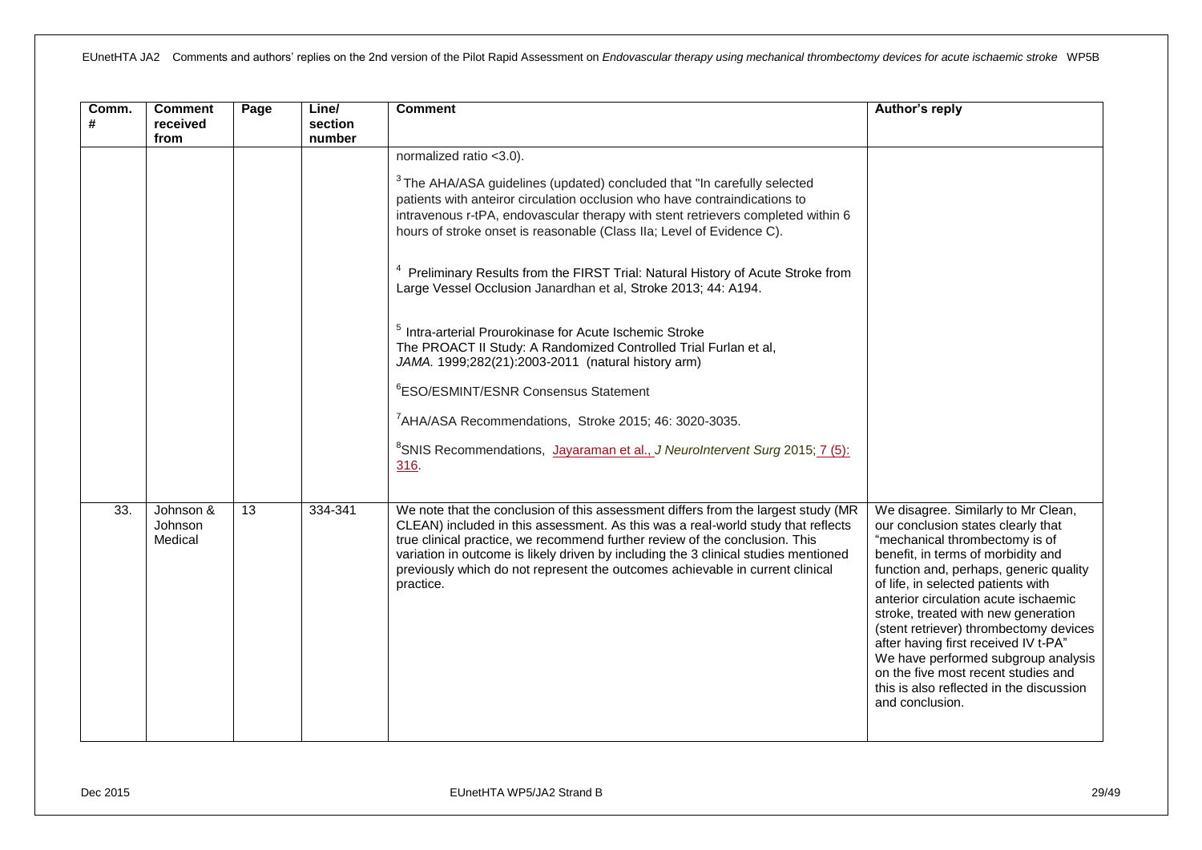| Comm. # | Comment received from | Page | Line/ section number | Comment | Author's reply |
|---|---|---|---|---|---|
| | | | | normalized ratio <3.0).<br><br>[3] The AHA/ASA guidelines (updated) concluded that "In carefully selected patients with anteiror circulation occlusion who have contraindications to intravenous r-tPA, endovascular therapy with stent retrievers completed within 6 hours of stroke onset is reasonable (Class IIa; Level of Evidence C).<br><br>[4] Preliminary Results from the FIRST Trial: Natural History of Acute Stroke from Large Vessel Occlusion Janardhan et al, Stroke 2013; 44: A194.<br><br>[5] Intra-arterial Prourokinase for Acute Ischemic Stroke The PROACT II Study: A Randomized Controlled Trial Furlan et al, *JAMA.* 1999;282(21):2003-2011 (natural history arm)<br><br>[6]ESO/ESMINT/ESNR Consensus Statement<br><br>[7]AHA/ASA Recommendations, Stroke 2015; 46: 3020-3035.<br><br>[8]SNIS Recommendations, Jayaraman et al., *J NeuroIntervent Surg* 2015; 7 (5): 316. | |
| 33. | Johnson & Johnson Medical | 13 | 334-341 | We note that the conclusion of this assessment differs from the largest study (MR CLEAN) included in this assessment. As this was a real-world study that reflects true clinical practice, we recommend further review of the conclusion. This variation in outcome is likely driven by including the 3 clinical studies mentioned previously which do not represent the outcomes achievable in current clinical practice. | We disagree. Similarly to Mr Clean, our conclusion states clearly that "mechanical thrombectomy is of benefit, in terms of morbidity and function and, perhaps, generic quality of life, in selected patients with anterior circulation acute ischaemic stroke, treated with new generation (stent retriever) thrombectomy devices after having first received IV t-PA" We have performed subgroup analysis on the five most recent studies and this is also reflected in the discussion and conclusion. |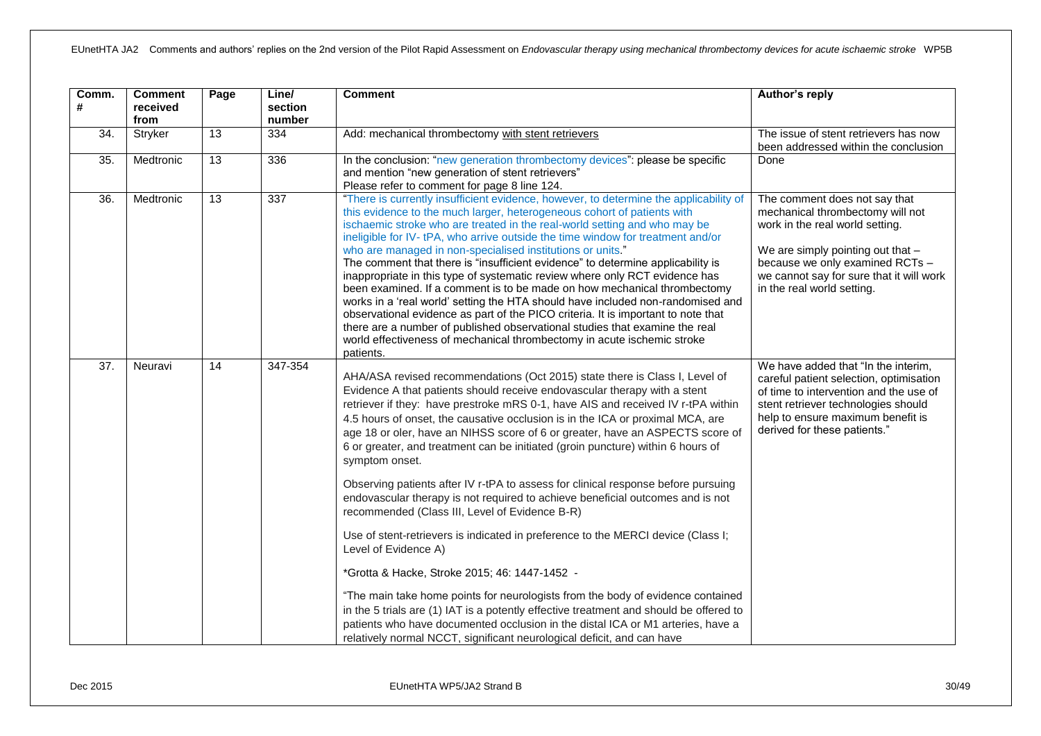| Comm. # | Comment received from | Page | Line/ section number | Comment | Author's reply |
|---|---|---|---|---|---|
| 34. | Stryker | 13 | 334 | Add: mechanical thrombectomy with stent retrievers | The issue of stent retrievers has now been addressed within the conclusion |
| 35. | Medtronic | 13 | 336 | In the conclusion: "new generation thrombectomy devices": please be specific and mention "new generation of stent retrievers"<br>Please refer to comment for page 8 line 124. | Done |
| 36. | Medtronic | 13 | 337 | "There is currently insufficient evidence, however, to determine the applicability of this evidence to the much larger, heterogeneous cohort of patients with ischaemic stroke who are treated in the real-world setting and who may be ineligible for IV- tPA, who arrive outside the time window for treatment and/or who are managed in non-specialised institutions or units."<br>The comment that there is "insufficient evidence" to determine applicability is inappropriate in this type of systematic review where only RCT evidence has been examined. If a comment is to be made on how mechanical thrombectomy works in a 'real world' setting the HTA should have included non-randomised and observational evidence as part of the PICO criteria. It is important to note that there are a number of published observational studies that examine the real world effectiveness of mechanical thrombectomy in acute ischemic stroke patients. | The comment does not say that mechanical thrombectomy will not work in the real world setting.<br><br>We are simply pointing out that – because we only examined RCTs – we cannot say for sure that it will work in the real world setting. |
| 37. | Neuravi | 14 | 347-354 | AHA/ASA revised recommendations (Oct 2015) state there is Class I, Level of Evidence A that patients should receive endovascular therapy with a stent retriever if they: have prestroke mRS 0-1, have AIS and received IV r-tPA within 4.5 hours of onset, the causative occlusion is in the ICA or proximal MCA, are age 18 or oler, have an NIHSS score of 6 or greater, have an ASPECTS score of 6 or greater, and treatment can be initiated (groin puncture) within 6 hours of symptom onset.<br><br>Observing patients after IV r-tPA to assess for clinical response before pursuing endovascular therapy is not required to achieve beneficial outcomes and is not recommended (Class III, Level of Evidence B-R)<br><br>Use of stent-retrievers is indicated in preference to the MERCI device (Class I; Level of Evidence A)<br><br>*Grotta & Hacke, Stroke 2015; 46: 1447-1452 -<br><br>"The main take home points for neurologists from the body of evidence contained in the 5 trials are (1) IAT is a potently effective treatment and should be offered to patients who have documented occlusion in the distal ICA or M1 arteries, have a relatively normal NCCT, significant neurological deficit, and can have | We have added that "In the interim, careful patient selection, optimisation of time to intervention and the use of stent retriever technologies should help to ensure maximum benefit is derived for these patients." |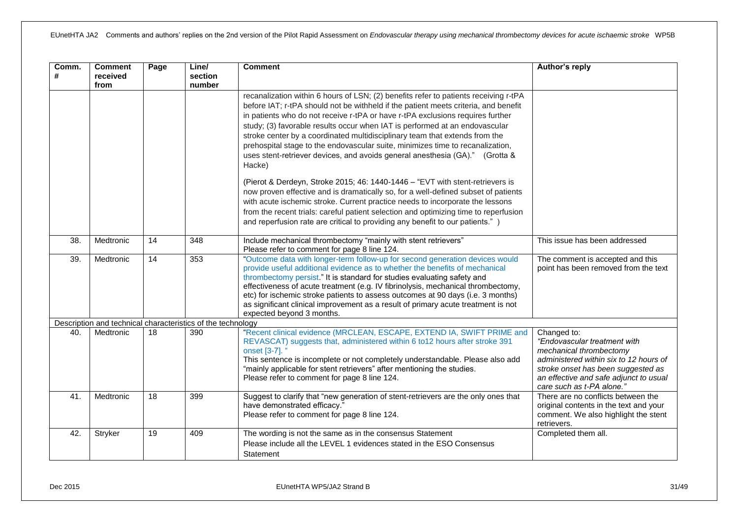| Comm. # | Comment received from | Page | Line/ section number | Comment | Author's reply |
|---|---|---|---|---|---|
| | | | | recanalization within 6 hours of LSN; (2) benefits refer to patients receiving r-tPA before IAT; r-tPA should not be withheld if the patient meets criteria, and benefit in patients who do not receive r-tPA or have r-tPA exclusions requires further study; (3) favorable results occur when IAT is performed at an endovascular stroke center by a coordinated multidisciplinary team that extends from the prehospital stage to the endovascular suite, minimizes time to recanalization, uses stent-retriever devices, and avoids general anesthesia (GA)." (Grotta & Hacke)<br><br>(Pierot & Derdeyn, Stroke 2015; 46: 1440-1446 – "EVT with stent-retrievers is now proven effective and is dramatically so, for a well-defined subset of patients with acute ischemic stroke. Current practice needs to incorporate the lessons from the recent trials: careful patient selection and optimizing time to reperfusion and reperfusion rate are critical to providing any benefit to our patients." ) | |
| 38. | Medtronic | 14 | 348 | Include mechanical thrombectomy "mainly with stent retrievers"<br>Please refer to comment for page 8 line 124. | This issue has been addressed |
| 39. | Medtronic | 14 | 353 | "Outcome data with longer-term follow-up for second generation devices would provide useful additional evidence as to whether the benefits of mechanical thrombectomy persist." It is standard for studies evaluating safety and effectiveness of acute treatment (e.g. IV fibrinolysis, mechanical thrombectomy, etc) for ischemic stroke patients to assess outcomes at 90 days (i.e. 3 months) as significant clinical improvement as a result of primary acute treatment is not expected beyond 3 months. | The comment is accepted and this point has been removed from the text |
| Description and technical characteristics of the technology | | | | | |
| 40. | Medtronic | 18 | 390 | "Recent clinical evidence (MRCLEAN, ESCAPE, EXTEND IA, SWIFT PRIME and REVASCAT) suggests that, administered within 6 to12 hours after stroke 391 onset [3-7]. "<br>This sentence is incomplete or not completely understandable. Please also add "mainly applicable for stent retrievers" after mentioning the studies.<br>Please refer to comment for page 8 line 124. | Changed to:<br>*"Endovascular treatment with mechanical thrombectomy administered within six to 12 hours of stroke onset has been suggested as an effective and safe adjunct to usual care such as t-PA alone."* |
| 41. | Medtronic | 18 | 399 | Suggest to clarify that "new generation of stent-retrievers are the only ones that have demonstrated efficacy."<br>Please refer to comment for page 8 line 124. | There are no conflicts between the original contents in the text and your comment. We also highlight the stent retrievers. |
| 42. | Stryker | 19 | 409 | The wording is not the same as in the consensus Statement<br>Please include all the LEVEL 1 evidences stated in the ESO Consensus Statement | Completed them all. |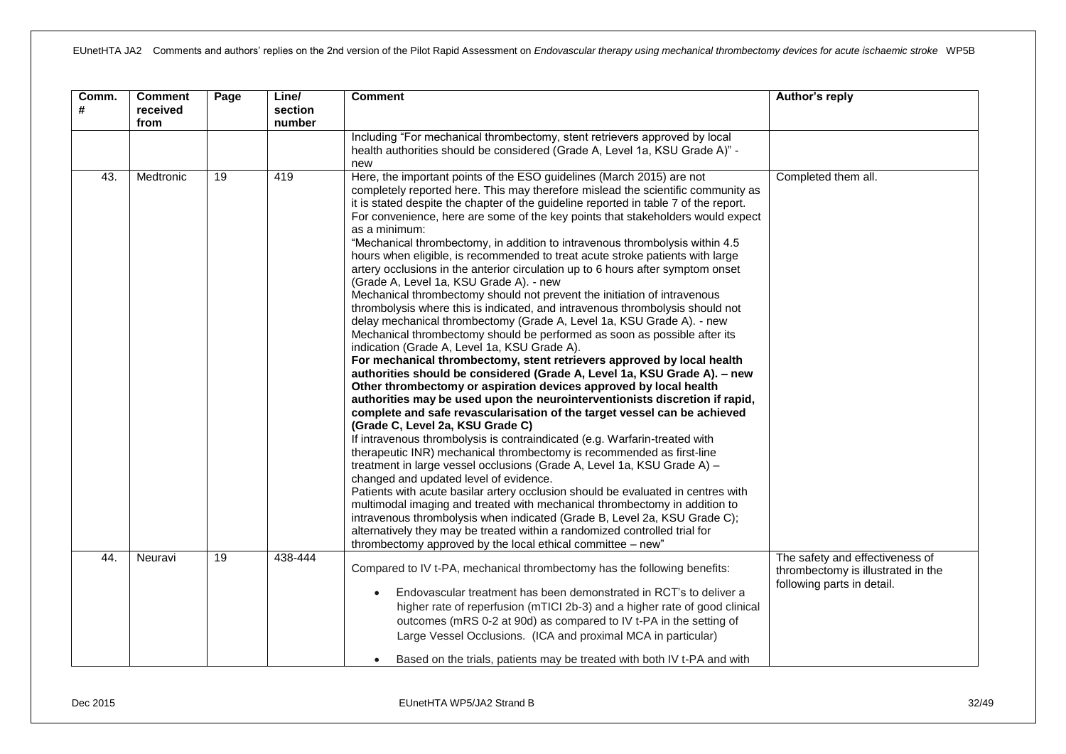| Comm. # | Comment received from | Page | Line/ section number | Comment | Author's reply |
|---|---|---|---|---|---|
| | | | | Including "For mechanical thrombectomy, stent retrievers approved by local health authorities should be considered (Grade A, Level 1a, KSU Grade A)" - new | |
| 43. | Medtronic | 19 | 419 | Here, the important points of the ESO guidelines (March 2015) are not completely reported here. This may therefore mislead the scientific community as it is stated despite the chapter of the guideline reported in table 7 of the report. For convenience, here are some of the key points that stakeholders would expect as a minimum:<br>"Mechanical thrombectomy, in addition to intravenous thrombolysis within 4.5 hours when eligible, is recommended to treat acute stroke patients with large artery occlusions in the anterior circulation up to 6 hours after symptom onset (Grade A, Level 1a, KSU Grade A). - new<br>Mechanical thrombectomy should not prevent the initiation of intravenous thrombolysis where this is indicated, and intravenous thrombolysis should not delay mechanical thrombectomy (Grade A, Level 1a, KSU Grade A). - new<br>Mechanical thrombectomy should be performed as soon as possible after its indication (Grade A, Level 1a, KSU Grade A).<br>**For mechanical thrombectomy, stent retrievers approved by local health authorities should be considered (Grade A, Level 1a, KSU Grade A). – new**<br>**Other thrombectomy or aspiration devices approved by local health authorities may be used upon the neurointerventionists discretion if rapid, complete and safe revascularisation of the target vessel can be achieved (Grade C, Level 2a, KSU Grade C)**<br>If intravenous thrombolysis is contraindicated (e.g. Warfarin-treated with therapeutic INR) mechanical thrombectomy is recommended as first-line treatment in large vessel occlusions (Grade A, Level 1a, KSU Grade A) – changed and updated level of evidence.<br>Patients with acute basilar artery occlusion should be evaluated in centres with multimodal imaging and treated with mechanical thrombectomy in addition to intravenous thrombolysis when indicated (Grade B, Level 2a, KSU Grade C); alternatively they may be treated within a randomized controlled trial for thrombectomy approved by the local ethical committee – new" | Completed them all. |
| 44. | Neuravi | 19 | 438-444 | Compared to IV t-PA, mechanical thrombectomy has the following benefits:<br>• Endovascular treatment has been demonstrated in RCT's to deliver a higher rate of reperfusion (mTICI 2b-3) and a higher rate of good clinical outcomes (mRS 0-2 at 90d) as compared to IV t-PA in the setting of Large Vessel Occlusions. (ICA and proximal MCA in particular)<br>• Based on the trials, patients may be treated with both IV t-PA and with | The safety and effectiveness of thrombectomy is illustrated in the following parts in detail. |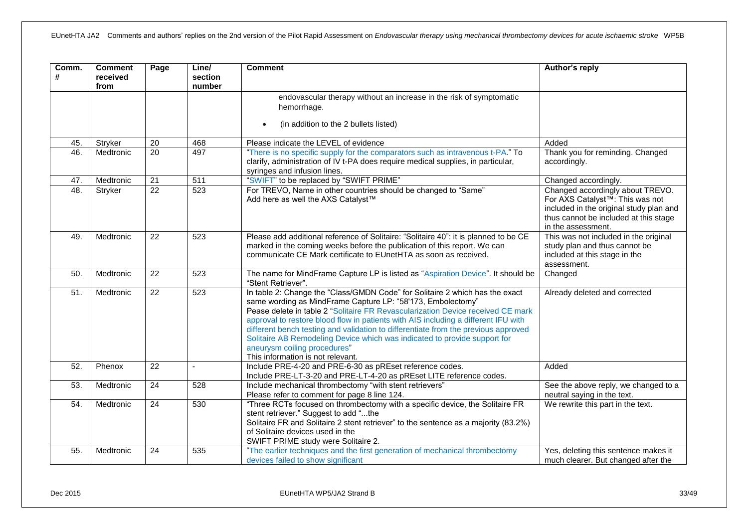| Comm. # | Comment received from | Page | Line/ section number | Comment | Author's reply |
|---|---|---|---|---|---|
| | | | | endovascular therapy without an increase in the risk of symptomatic hemorrhage.<br>• (in addition to the 2 bullets listed) | |
| 45. | Stryker | 20 | 468 | Please indicate the LEVEL of evidence | Added |
| 46. | Medtronic | 20 | 497 | "There is no specific supply for the comparators such as intravenous t-PA." To clarify, administration of IV t-PA does require medical supplies, in particular, syringes and infusion lines. | Thank you for reminding. Changed accordingly. |
| 47. | Medtronic | 21 | 511 | "SWIFT" to be replaced by "SWIFT PRIME" | Changed accordingly. |
| 48. | Stryker | 22 | 523 | For TREVO, Name in other countries should be changed to "Same"<br>Add here as well the AXS Catalyst™ | Changed accordingly about TREVO. For AXS Catalyst™: This was not included in the original study plan and thus cannot be included at this stage in the assessment. |
| 49. | Medtronic | 22 | 523 | Please add additional reference of Solitaire: "Solitaire 40": it is planned to be CE marked in the coming weeks before the publication of this report. We can communicate CE Mark certificate to EUnetHTA as soon as received. | This was not included in the original study plan and thus cannot be included at this stage in the assessment. |
| 50. | Medtronic | 22 | 523 | The name for MindFrame Capture LP is listed as "Aspiration Device". It should be "Stent Retriever". | Changed |
| 51. | Medtronic | 22 | 523 | In table 2: Change the "Class/GMDN Code" for Solitaire 2 which has the exact same wording as MindFrame Capture LP: "58'173, Embolectomy"<br>Please delete in table 2 "Solitaire FR Revascularization Device received CE mark approval to restore blood flow in patients with AIS including a different IFU with different bench testing and validation to differentiate from the previous approved Solitaire AB Remodeling Device which was indicated to provide support for aneurysm coiling procedures"<br>This information is not relevant. | Already deleted and corrected |
| 52. | Phenox | 22 | - | Include PRE-4-20 and PRE-6-30 as pREset reference codes.<br>Include PRE-LT-3-20 and PRE-LT-4-20 as pREset LITE reference codes. | Added |
| 53. | Medtronic | 24 | 528 | Include mechanical thrombectomy "with stent retrievers"<br>Please refer to comment for page 8 line 124. | See the above reply, we changed to a neutral saying in the text. |
| 54. | Medtronic | 24 | 530 | "Three RCTs focused on thrombectomy with a specific device, the Solitaire FR stent retriever." Suggest to add "...the Solitaire FR and Solitaire 2 stent retriever" to the sentence as a majority (83.2%) of Solitaire devices used in the SWIFT PRIME study were Solitaire 2. | We rewrite this part in the text. |
| 55. | Medtronic | 24 | 535 | "The earlier techniques and the first generation of mechanical thrombectomy devices failed to show significant | Yes, deleting this sentence makes it much clearer. But changed after the |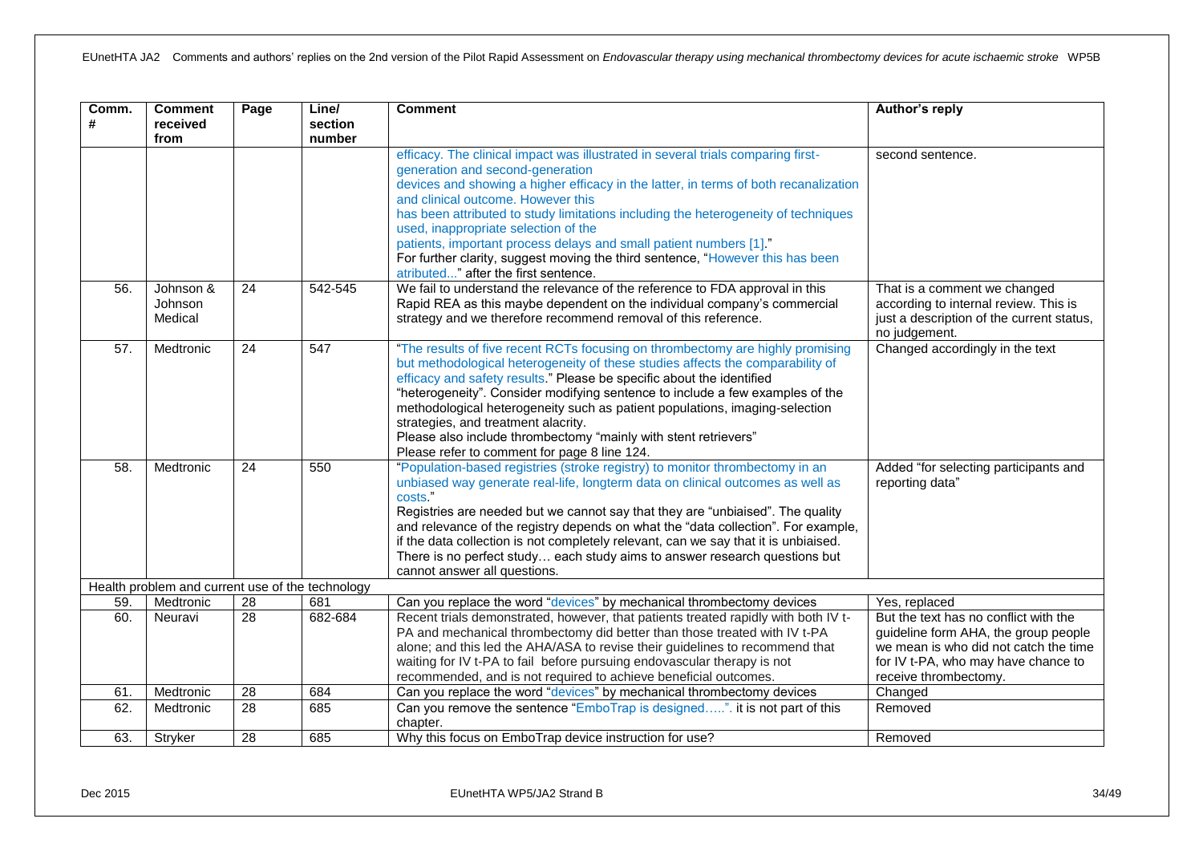| Comm. # | Comment received from | Page | Line/ section number | Comment | Author's reply |
|---|---|---|---|---|---|
| | | | | efficacy. The clinical impact was illustrated in several trials comparing first-generation and second-generation devices and showing a higher efficacy in the latter, in terms of both recanalization and clinical outcome. However this has been attributed to study limitations including the heterogeneity of techniques used, inappropriate selection of the patients, important process delays and small patient numbers [1]." For further clarity, suggest moving the third sentence, "However this has been atributed..." after the first sentence. | second sentence. |
| 56. | Johnson & Johnson Medical | 24 | 542-545 | We fail to understand the relevance of the reference to FDA approval in this Rapid REA as this maybe dependent on the individual company's commercial strategy and we therefore recommend removal of this reference. | That is a comment we changed according to internal review. This is just a description of the current status, no judgement. |
| 57. | Medtronic | 24 | 547 | "The results of five recent RCTs focusing on thrombectomy are highly promising but methodological heterogeneity of these studies affects the comparability of efficacy and safety results." Please be specific about the identified "heterogeneity". Consider modifying sentence to include a few examples of the methodological heterogeneity such as patient populations, imaging-selection strategies, and treatment alacrity. Please also include thrombectomy "mainly with stent retrievers" Please refer to comment for page 8 line 124. | Changed accordingly in the text |
| 58. | Medtronic | 24 | 550 | "Population-based registries (stroke registry) to monitor thrombectomy in an unbiased way generate real-life, longterm data on clinical outcomes as well as costs." Registries are needed but we cannot say that they are "unbiaised". The quality and relevance of the registry depends on what the "data collection". For example, if the data collection is not completely relevant, can we say that it is unbiaised. There is no perfect study… each study aims to answer research questions but cannot answer all questions. | Added "for selecting participants and reporting data" |
| Health problem and current use of the technology | | | | | |
| 59. | Medtronic | 28 | 681 | Can you replace the word "devices" by mechanical thrombectomy devices | Yes, replaced |
| 60. | Neuravi | 28 | 682-684 | Recent trials demonstrated, however, that patients treated rapidly with both IV t-PA and mechanical thrombectomy did better than those treated with IV t-PA alone; and this led the AHA/ASA to revise their guidelines to recommend that waiting for IV t-PA to fail before pursuing endovascular therapy is not recommended, and is not required to achieve beneficial outcomes. | But the text has no conflict with the guideline form AHA, the group people we mean is who did not catch the time for IV t-PA, who may have chance to receive thrombectomy. |
| 61. | Medtronic | 28 | 684 | Can you replace the word "devices" by mechanical thrombectomy devices | Changed |
| 62. | Medtronic | 28 | 685 | Can you remove the sentence "EmboTrap is designed…..". it is not part of this chapter. | Removed |
| 63. | Stryker | 28 | 685 | Why this focus on EmboTrap device instruction for use? | Removed |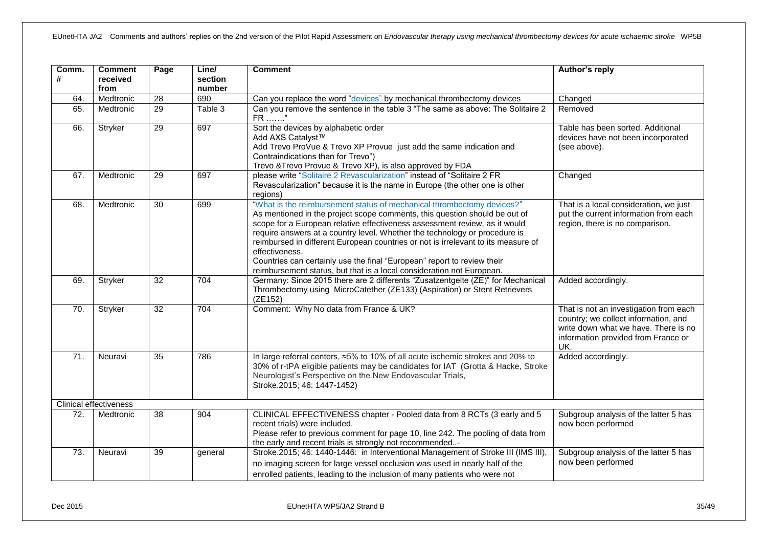| Comm. # | Comment received from | Page | Line/ section number | Comment | Author's reply |
|---|---|---|---|---|---|
| 64. | Medtronic | 28 | 690 | Can you replace the word "devices" by mechanical thrombectomy devices | Changed |
| 65. | Medtronic | 29 | Table 3 | Can you remove the sentence in the table 3 "The same as above: The Solitaire 2 FR ……." | Removed |
| 66. | Stryker | 29 | 697 | Sort the devices by alphabetic order<br>Add AXS Catalyst™<br>Add Trevo ProVue & Trevo XP Provue just add the same indication and Contraindications than for Trevo")<br>Trevo &Trevo Provue & Trevo XP), is also approved by FDA | Table has been sorted. Additional devices have not been incorporated (see above). |
| 67. | Medtronic | 29 | 697 | please write "Solitaire 2 Revascularization" instead of "Solitaire 2 FR Revascularization" because it is the name in Europe (the other one is other regions) | Changed |
| 68. | Medtronic | 30 | 699 | "What is the reimbursement status of mechanical thrombectomy devices?"<br>As mentioned in the project scope comments, this question should be out of scope for a European relative effectiveness assessment review, as it would require answers at a country level. Whether the technology or procedure is reimbursed in different European countries or not is irrelevant to its measure of effectiveness.<br>Countries can certainly use the final "European" report to review their reimbursement status, but that is a local consideration not European. | That is a local consideration, we just put the current information from each region, there is no comparison. |
| 69. | Stryker | 32 | 704 | Germany: Since 2015 there are 2 differents "Zusatzentgelte (ZE)" for Mechanical Thrombectomy using MicroCatether (ZE133) (Aspiration) or Stent Retrievers (ZE152) | Added accordingly. |
| 70. | Stryker | 32 | 704 | Comment: Why No data from France & UK? | That is not an investigation from each country; we collect information, and write down what we have. There is no information provided from France or UK. |
| 71. | Neuravi | 35 | 786 | In large referral centers, ≈5% to 10% of all acute ischemic strokes and 20% to 30% of r-tPA eligible patients may be candidates for IAT (Grotta & Hacke, Stroke Neurologist's Perspective on the New Endovascular Trials, Stroke.2015; 46: 1447-1452) | Added accordingly. |
| Clinical effectiveness | | | | | |
| 72. | Medtronic | 38 | 904 | CLINICAL EFFECTIVENESS chapter - Pooled data from 8 RCTs (3 early and 5 recent trials) were included.<br>Please refer to previous comment for page 10, line 242. The pooling of data from the early and recent trials is strongly not recommended..- | Subgroup analysis of the latter 5 has now been performed |
| 73. | Neuravi | 39 | general | Stroke.2015; 46: 1440-1446: in Interventional Management of Stroke III (IMS III), no imaging screen for large vessel occlusion was used in nearly half of the enrolled patients, leading to the inclusion of many patients who were not | Subgroup analysis of the latter 5 has now been performed |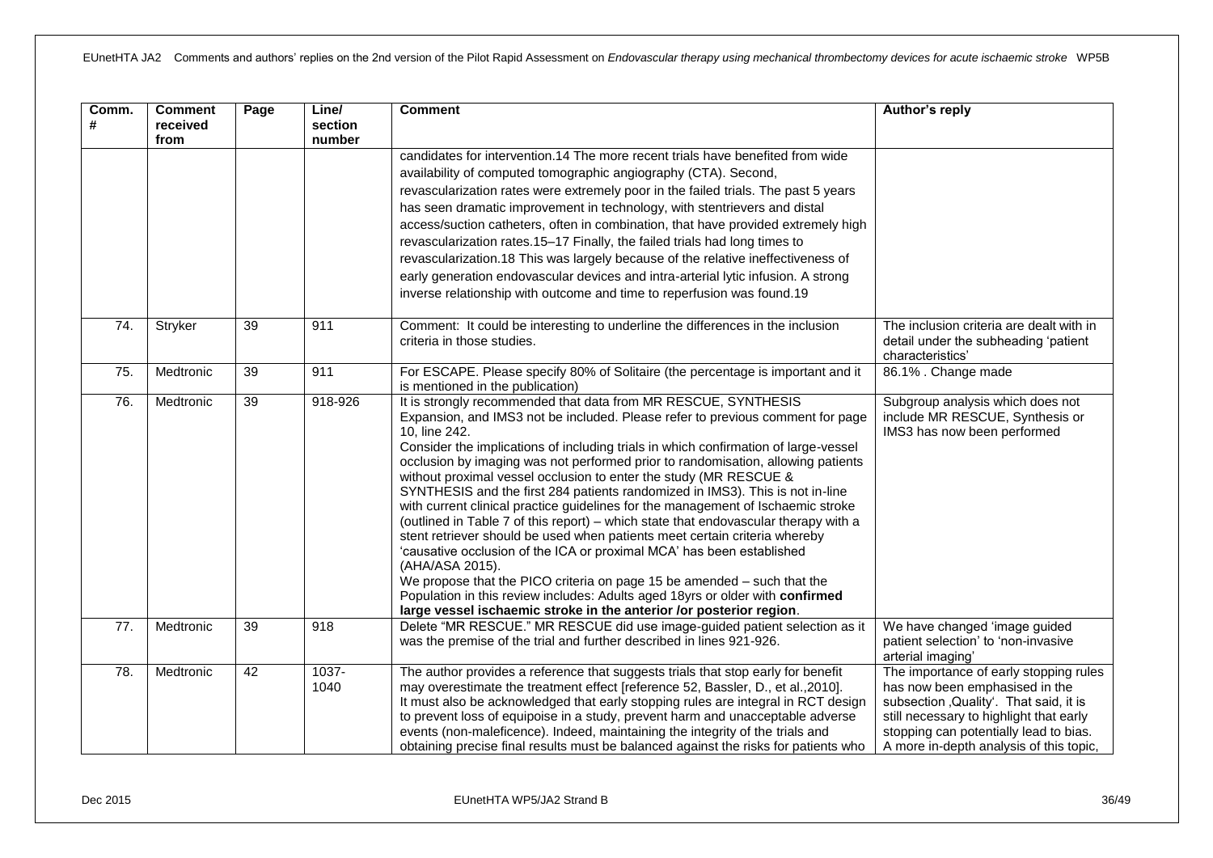| Comm. # | Comment received from | Page | Line/ section number | Comment | Author's reply |
|---|---|---|---|---|---|
| | | | | candidates for intervention.14 The more recent trials have benefited from wide availability of computed tomographic angiography (CTA). Second, revascularization rates were extremely poor in the failed trials. The past 5 years has seen dramatic improvement in technology, with stentrievers and distal access/suction catheters, often in combination, that have provided extremely high revascularization rates.15–17 Finally, the failed trials had long times to revascularization.18 This was largely because of the relative ineffectiveness of early generation endovascular devices and intra-arterial lytic infusion. A strong inverse relationship with outcome and time to reperfusion was found.19 | |
| 74. | Stryker | 39 | 911 | Comment: It could be interesting to underline the differences in the inclusion criteria in those studies. | The inclusion criteria are dealt with in detail under the subheading 'patient characteristics' |
| 75. | Medtronic | 39 | 911 | For ESCAPE. Please specify 80% of Solitaire (the percentage is important and it is mentioned in the publication) | 86.1% . Change made |
| 76. | Medtronic | 39 | 918-926 | It is strongly recommended that data from MR RESCUE, SYNTHESIS Expansion, and IMS3 not be included. Please refer to previous comment for page 10, line 242.<br>Consider the implications of including trials in which confirmation of large-vessel occlusion by imaging was not performed prior to randomisation, allowing patients without proximal vessel occlusion to enter the study (MR RESCUE & SYNTHESIS and the first 284 patients randomized in IMS3). This is not in-line with current clinical practice guidelines for the management of Ischaemic stroke (outlined in Table 7 of this report) – which state that endovascular therapy with a stent retriever should be used when patients meet certain criteria whereby 'causative occlusion of the ICA or proximal MCA' has been established (AHA/ASA 2015).<br>We propose that the PICO criteria on page 15 be amended – such that the Population in this review includes: Adults aged 18yrs or older with **confirmed large vessel ischaemic stroke in the anterior /or posterior region**. | Subgroup analysis which does not include MR RESCUE, Synthesis or IMS3 has now been performed |
| 77. | Medtronic | 39 | 918 | Delete "MR RESCUE." MR RESCUE did use image-guided patient selection as it was the premise of the trial and further described in lines 921-926. | We have changed 'image guided patient selection' to 'non-invasive arterial imaging' |
| 78. | Medtronic | 42 | 1037-1040 | The author provides a reference that suggests trials that stop early for benefit may overestimate the treatment effect [reference 52, Bassler, D., et al.,2010]. It must also be acknowledged that early stopping rules are integral in RCT design to prevent loss of equipoise in a study, prevent harm and unacceptable adverse events (non-maleficence). Indeed, maintaining the integrity of the trials and obtaining precise final results must be balanced against the risks for patients who | The importance of early stopping rules has now been emphasised in the subsection ‚Quality'. That said, it is still necessary to highlight that early stopping can potentially lead to bias. A more in-depth analysis of this topic, |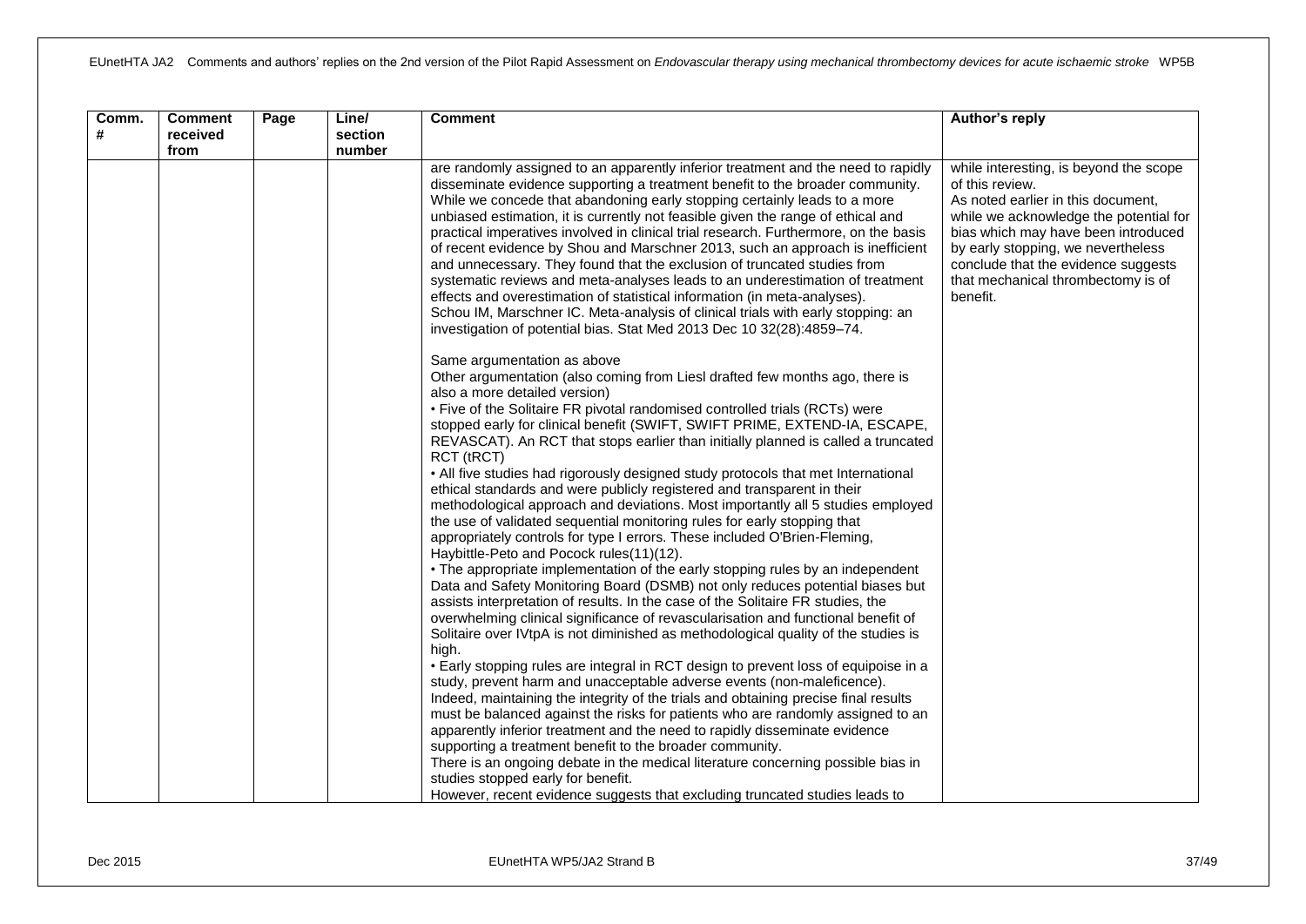| Comm. # | Comment received from | Page | Line/ section number | Comment | Author's reply |
|---|---|---|---|---|---|
| | | | | are randomly assigned to an apparently inferior treatment and the need to rapidly disseminate evidence supporting a treatment benefit to the broader community. While we concede that abandoning early stopping certainly leads to a more unbiased estimation, it is currently not feasible given the range of ethical and practical imperatives involved in clinical trial research. Furthermore, on the basis of recent evidence by Shou and Marschner 2013, such an approach is inefficient and unnecessary. They found that the exclusion of truncated studies from systematic reviews and meta-analyses leads to an underestimation of treatment effects and overestimation of statistical information (in meta-analyses).<br>Schou IM, Marschner IC. Meta-analysis of clinical trials with early stopping: an investigation of potential bias. Stat Med 2013 Dec 10 32(28):4859–74.<br><br>Same argumentation as above<br>Other argumentation (also coming from Liesl drafted few months ago, there is also a more detailed version)<br>• Five of the Solitaire FR pivotal randomised controlled trials (RCTs) were stopped early for clinical benefit (SWIFT, SWIFT PRIME, EXTEND-IA, ESCAPE, REVASCAT). An RCT that stops earlier than initially planned is called a truncated RCT (tRCT)<br>• All five studies had rigorously designed study protocols that met International ethical standards and were publicly registered and transparent in their methodological approach and deviations. Most importantly all 5 studies employed the use of validated sequential monitoring rules for early stopping that appropriately controls for type I errors. These included O'Brien-Fleming, Haybittle-Peto and Pocock rules(11)(12).<br>• The appropriate implementation of the early stopping rules by an independent Data and Safety Monitoring Board (DSMB) not only reduces potential biases but assists interpretation of results. In the case of the Solitaire FR studies, the overwhelming clinical significance of revascularisation and functional benefit of Solitaire over IVtpA is not diminished as methodological quality of the studies is high.<br>• Early stopping rules are integral in RCT design to prevent loss of equipoise in a study, prevent harm and unacceptable adverse events (non-maleficence). Indeed, maintaining the integrity of the trials and obtaining precise final results must be balanced against the risks for patients who are randomly assigned to an apparently inferior treatment and the need to rapidly disseminate evidence supporting a treatment benefit to the broader community.<br>There is an ongoing debate in the medical literature concerning possible bias in studies stopped early for benefit.<br>However, recent evidence suggests that excluding truncated studies leads to | while interesting, is beyond the scope of this review.<br>As noted earlier in this document, while we acknowledge the potential for bias which may have been introduced by early stopping, we nevertheless conclude that the evidence suggests that mechanical thrombectomy is of benefit. |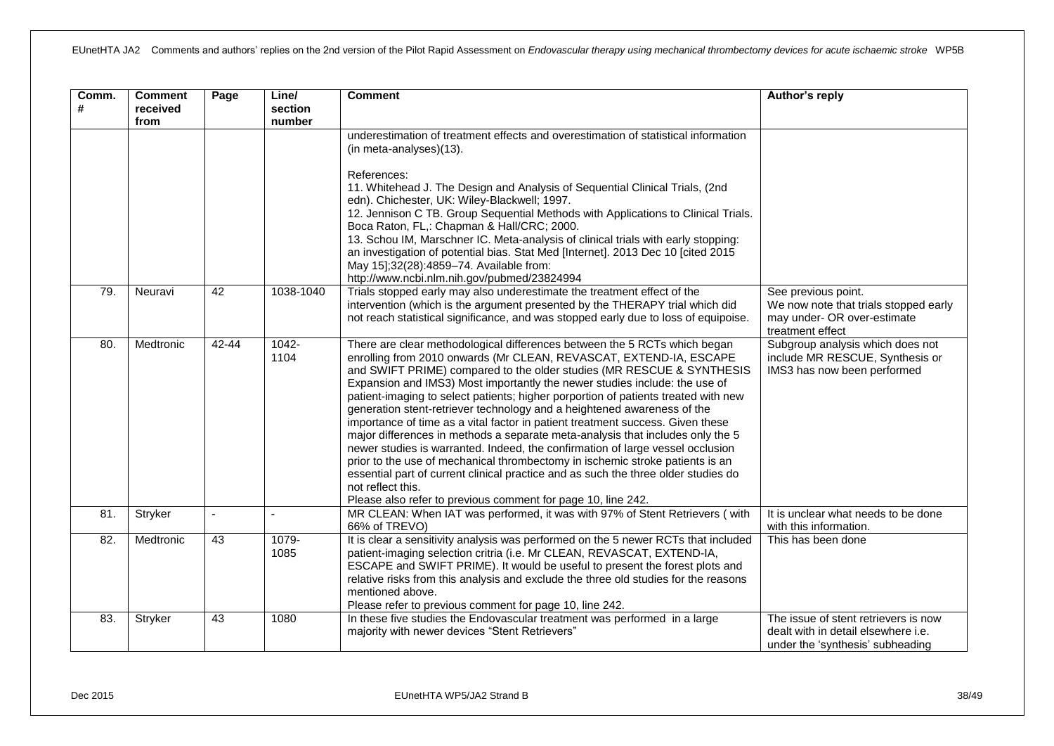| Comm. # | Comment received from | Page | Line/ section number | Comment | Author's reply |
|---|---|---|---|---|---|
| | | | | underestimation of treatment effects and overestimation of statistical information (in meta-analyses)(13).<br><br>References:<br>11. Whitehead J. The Design and Analysis of Sequential Clinical Trials, (2nd edn). Chichester, UK: Wiley-Blackwell; 1997.<br>12. Jennison C TB. Group Sequential Methods with Applications to Clinical Trials. Boca Raton, FL,: Chapman & Hall/CRC; 2000.<br>13. Schou IM, Marschner IC. Meta-analysis of clinical trials with early stopping: an investigation of potential bias. Stat Med [Internet]. 2013 Dec 10 [cited 2015 May 15];32(28):4859–74. Available from: http://www.ncbi.nlm.nih.gov/pubmed/23824994 | |
| 79. | Neuravi | 42 | 1038-1040 | Trials stopped early may also underestimate the treatment effect of the intervention (which is the argument presented by the THERAPY trial which did not reach statistical significance, and was stopped early due to loss of equipoise. | See previous point.<br>We now note that trials stopped early may under- OR over-estimate treatment effect |
| 80. | Medtronic | 42-44 | 1042-1104 | There are clear methodological differences between the 5 RCTs which began enrolling from 2010 onwards (Mr CLEAN, REVASCAT, EXTEND-IA, ESCAPE and SWIFT PRIME) compared to the older studies (MR RESCUE & SYNTHESIS Expansion and IMS3) Most importantly the newer studies include: the use of patient-imaging to select patients; higher porportion of patients treated with new generation stent-retriever technology and a heightened awareness of the importance of time as a vital factor in patient treatment success. Given these major differences in methods a separate meta-analysis that includes only the 5 newer studies is warranted. Indeed, the confirmation of large vessel occlusion prior to the use of mechanical thrombectomy in ischemic stroke patients is an essential part of current clinical practice and as such the three older studies do not reflect this.<br>Please also refer to previous comment for page 10, line 242. | Subgroup analysis which does not include MR RESCUE, Synthesis or IMS3 has now been performed |
| 81. | Stryker | - | - | MR CLEAN: When IAT was performed, it was with 97% of Stent Retrievers ( with 66% of TREVO) | It is unclear what needs to be done with this information. |
| 82. | Medtronic | 43 | 1079-1085 | It is clear a sensitivity analysis was performed on the 5 newer RCTs that included patient-imaging selection critria (i.e. Mr CLEAN, REVASCAT, EXTEND-IA, ESCAPE and SWIFT PRIME). It would be useful to present the forest plots and relative risks from this analysis and exclude the three old studies for the reasons mentioned above.<br>Please refer to previous comment for page 10, line 242. | This has been done |
| 83. | Stryker | 43 | 1080 | In these five studies the Endovascular treatment was performed in a large majority with newer devices "Stent Retrievers" | The issue of stent retrievers is now dealt with in detail elsewhere i.e. under the 'synthesis' subheading |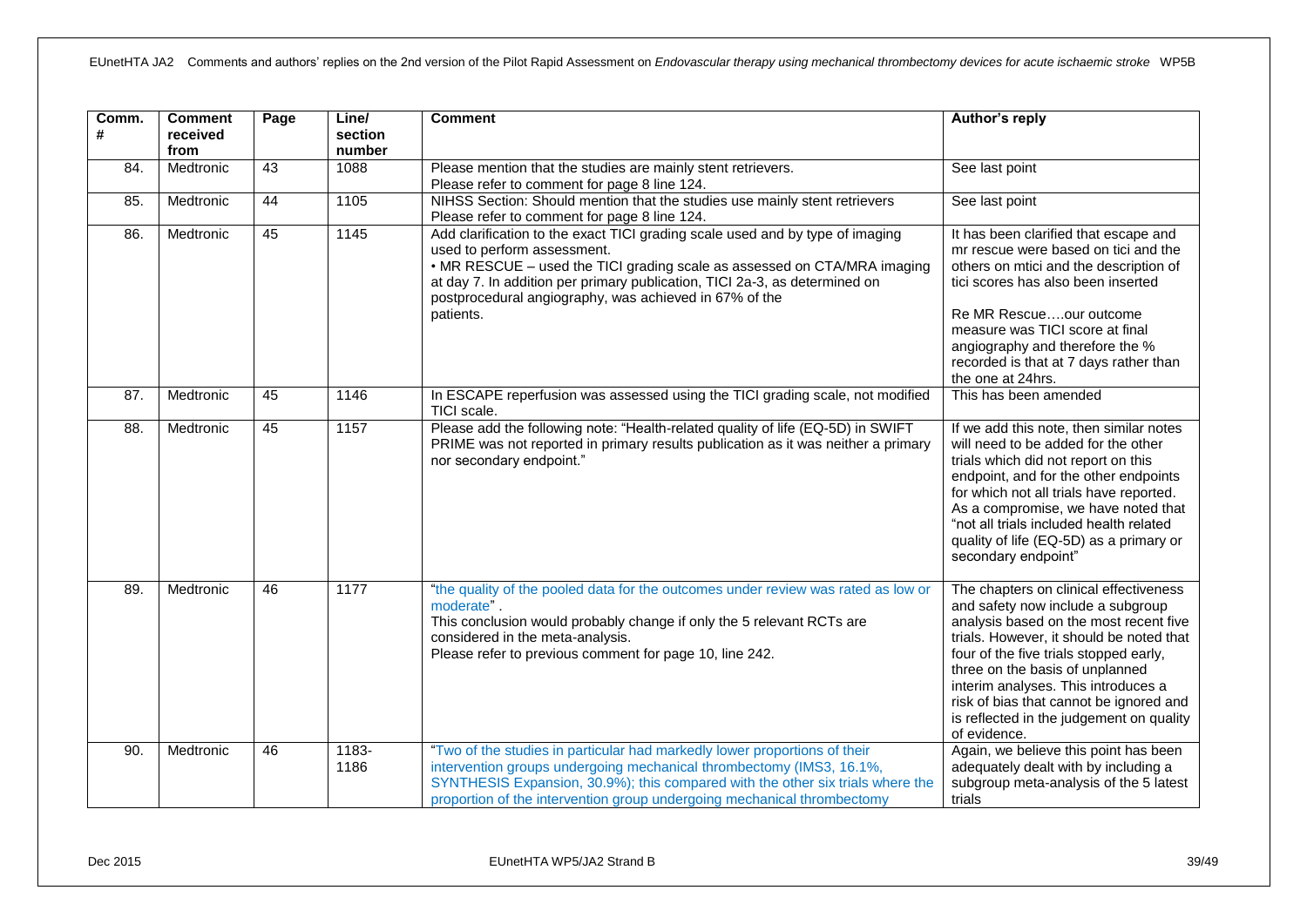| Comm. # | Comment received from | Page | Line/ section number | Comment | Author's reply |
|---|---|---|---|---|---|
| 84. | Medtronic | 43 | 1088 | Please mention that the studies are mainly stent retrievers.<br>Please refer to comment for page 8 line 124. | See last point |
| 85. | Medtronic | 44 | 1105 | NIHSS Section: Should mention that the studies use mainly stent retrievers<br>Please refer to comment for page 8 line 124. | See last point |
| 86. | Medtronic | 45 | 1145 | Add clarification to the exact TICI grading scale used and by type of imaging used to perform assessment.<br>• MR RESCUE – used the TICI grading scale as assessed on CTA/MRA imaging at day 7. In addition per primary publication, TICI 2a-3, as determined on postprocedural angiography, was achieved in 67% of the patients. | It has been clarified that escape and mr rescue were based on tici and the others on mtici and the description of tici scores has also been inserted<br><br>Re MR Rescue….our outcome measure was TICI score at final angiography and therefore the % recorded is that at 7 days rather than the one at 24hrs. |
| 87. | Medtronic | 45 | 1146 | In ESCAPE reperfusion was assessed using the TICI grading scale, not modified TICI scale. | This has been amended |
| 88. | Medtronic | 45 | 1157 | Please add the following note: "Health-related quality of life (EQ-5D) in SWIFT PRIME was not reported in primary results publication as it was neither a primary nor secondary endpoint." | If we add this note, then similar notes will need to be added for the other trials which did not report on this endpoint, and for the other endpoints for which not all trials have reported. As a compromise, we have noted that "not all trials included health related quality of life (EQ-5D) as a primary or secondary endpoint" |
| 89. | Medtronic | 46 | 1177 | "the quality of the pooled data for the outcomes under review was rated as low or moderate".<br>This conclusion would probably change if only the 5 relevant RCTs are considered in the meta-analysis.<br>Please refer to previous comment for page 10, line 242. | The chapters on clinical effectiveness and safety now include a subgroup analysis based on the most recent five trials. However, it should be noted that four of the five trials stopped early, three on the basis of unplanned interim analyses. This introduces a risk of bias that cannot be ignored and is reflected in the judgement on quality of evidence. |
| 90. | Medtronic | 46 | 1183-1186 | "Two of the studies in particular had markedly lower proportions of their intervention groups undergoing mechanical thrombectomy (IMS3, 16.1%, SYNTHESIS Expansion, 30.9%); this compared with the other six trials where the proportion of the intervention group undergoing mechanical thrombectomy | Again, we believe this point has been adequately dealt with by including a subgroup meta-analysis of the 5 latest trials |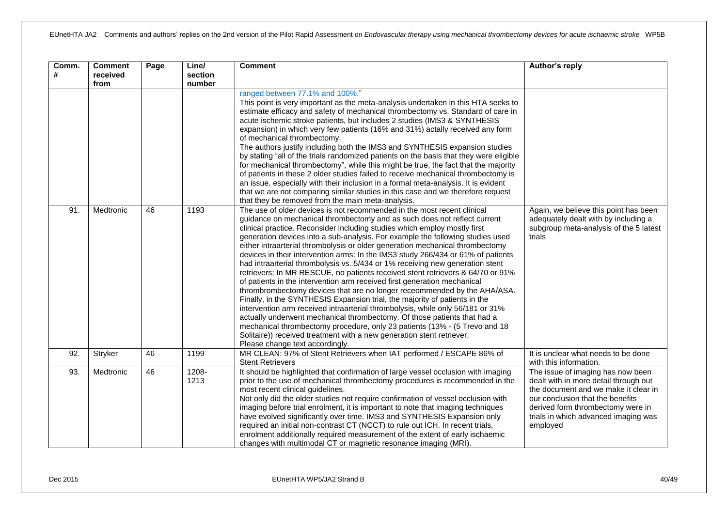| Comm. # | Comment received from | Page | Line/ section number | Comment | Author's reply |
|---|---|---|---|---|---|
| | | | | ranged between 77.1% and 100%."<br>This point is very important as the meta-analysis undertaken in this HTA seeks to estimate efficacy and safety of mechanical thrombectomy vs. Standard of care in acute ischemic stroke patients, but includes 2 studies (IMS3 & SYNTHESIS expansion) in which very few patients (16% and 31%) actally received any form of mechanical thrombectomy.<br>The authors justify including both the IMS3 and SYNTHESIS expansion studies by stating "all of the trials randomized patients on the basis that they were eligible for mechanical thrombectomy", while this might be true, the fact that the majority of patients in these 2 older studies failed to receive mechanical thrombectomy is an issue, especially with their inclusion in a formal meta-analysis. It is evident that we are not comparing similar studies in this case and we therefore request that they be removed from the main meta-analysis. | |
| 91. | Medtronic | 46 | 1193 | The use of older devices is not recommended in the most recent clinical guidance on mechanical thrombectomy and as such does not reflect current clinical practice. Reconsider including studies which employ mostly first generation devices into a sub-analysis. For example the following studies used either intraarterial thrombolysis or older generation mechanical thrombectomy devices in their intervention arms: In the IMS3 study 266/434 or 61% of patients had intraarterial thrombolysis vs. 5/434 or 1% receiving new generation stent retrievers; In MR RESCUE, no patients received stent retrievers & 64/70 or 91% of patients in the intervention arm received first generation mechanical thrombrombectomy devices that are no longer receommended by the AHA/ASA. Finally, in the SYNTHESIS Expansion trial, the majority of patients in the intervention arm received intraarterial thrombolysis, while only 56/181 or 31% actually underwent mechanical thrombectomy. Of those patients that had a mechanical thrombectomy procedure, only 23 patients (13% - (5 Trevo and 18 Solitaire)) received treatment with a new generation stent retriever.<br>Please change text accordingly. | Again, we believe this point has been adequately dealt with by including a subgroup meta-analysis of the 5 latest trials |
| 92. | Stryker | 46 | 1199 | MR CLEAN: 97% of Stent Retrievers when IAT performed / ESCAPE 86% of Stent Retrievers | It is unclear what needs to be done with this information. |
| 93. | Medtronic | 46 | 1208-1213 | It should be highlighted that confirmation of large vessel occlusion with imaging prior to the use of mechanical thrombectomy procedures is recommended in the most recent clinical guidelines.<br>Not only did the older studies not require confirmation of vessel occlusion with imaging before trial enrolment, it is important to note that imaging techniques have evolved significantly over time. IMS3 and SYNTHESIS Expansion only required an initial non-contrast CT (NCCT) to rule out ICH. In recent trials, enrolment additionally required measurement of the extent of early ischaemic changes with multimodal CT or magnetic resonance imaging (MRI). | The issue of imaging has now been dealt with in more detail through out the document and we make it clear in our conclusion that the benefits derived form thrombectomy were in trials in which advanced imaging was employed |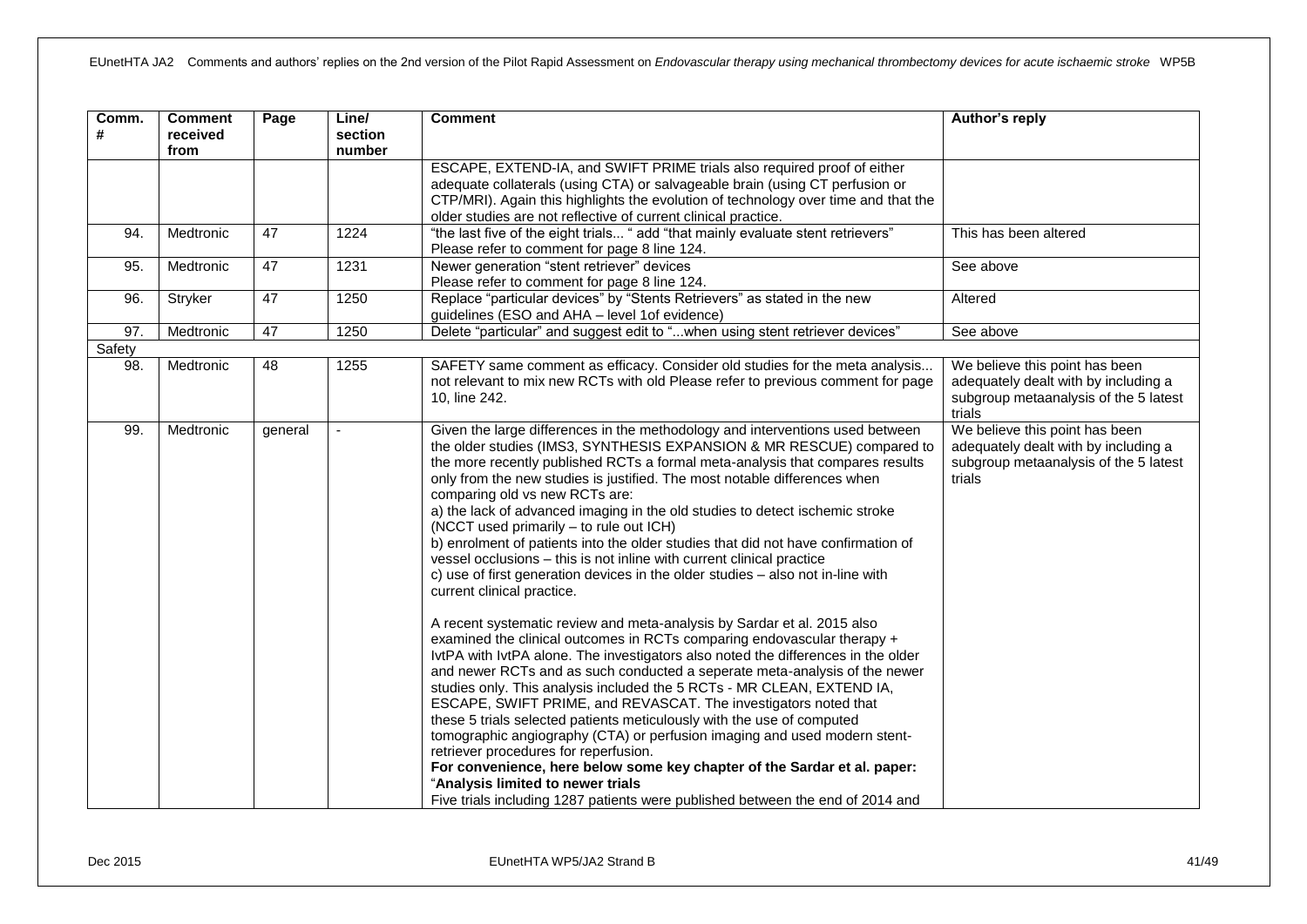| Comm. # | Comment received from | Page | Line/ section number | Comment | Author's reply |
|---|---|---|---|---|---|
| | | | | ESCAPE, EXTEND-IA, and SWIFT PRIME trials also required proof of either adequate collaterals (using CTA) or salvageable brain (using CT perfusion or CTP/MRI). Again this highlights the evolution of technology over time and that the older studies are not reflective of current clinical practice. | |
| 94. | Medtronic | 47 | 1224 | "the last five of the eight trials... " add "that mainly evaluate stent retrievers" Please refer to comment for page 8 line 124. | This has been altered |
| 95. | Medtronic | 47 | 1231 | Newer generation "stent retriever" devices Please refer to comment for page 8 line 124. | See above |
| 96. | Stryker | 47 | 1250 | Replace "particular devices" by "Stents Retrievers" as stated in the new guidelines (ESO and AHA – level 1of evidence) | Altered |
| 97. | Medtronic | 47 | 1250 | Delete "particular" and suggest edit to "...when using stent retriever devices" | See above |
| Safety | | | | | |
| 98. | Medtronic | 48 | 1255 | SAFETY same comment as efficacy. Consider old studies for the meta analysis... not relevant to mix new RCTs with old Please refer to previous comment for page 10, line 242. | We believe this point has been adequately dealt with by including a subgroup metaanalysis of the 5 latest trials |
| 99. | Medtronic | general | - | Given the large differences in the methodology and interventions used between the older studies (IMS3, SYNTHESIS EXPANSION & MR RESCUE) compared to the more recently published RCTs a formal meta-analysis that compares results only from the new studies is justified. The most notable differences when comparing old vs new RCTs are:<br>a) the lack of advanced imaging in the old studies to detect ischemic stroke (NCCT used primarily – to rule out ICH)<br>b) enrolment of patients into the older studies that did not have confirmation of vessel occlusions – this is not inline with current clinical practice<br>c) use of first generation devices in the older studies – also not in-line with current clinical practice.<br><br>A recent systematic review and meta-analysis by Sardar et al. 2015 also examined the clinical outcomes in RCTs comparing endovascular therapy + IvtPA with IvtPA alone. The investigators also noted the differences in the older and newer RCTs and as such conducted a seperate meta-analysis of the newer studies only. This analysis included the 5 RCTs - MR CLEAN, EXTEND IA, ESCAPE, SWIFT PRIME, and REVASCAT. The investigators noted that these 5 trials selected patients meticulously with the use of computed tomographic angiography (CTA) or perfusion imaging and used modern stent-retriever procedures for reperfusion.<br>**For convenience, here below some key chapter of the Sardar et al. paper:**<br>"**Analysis limited to newer trials**<br>Five trials including 1287 patients were published between the end of 2014 and | We believe this point has been adequately dealt with by including a subgroup metaanalysis of the 5 latest trials |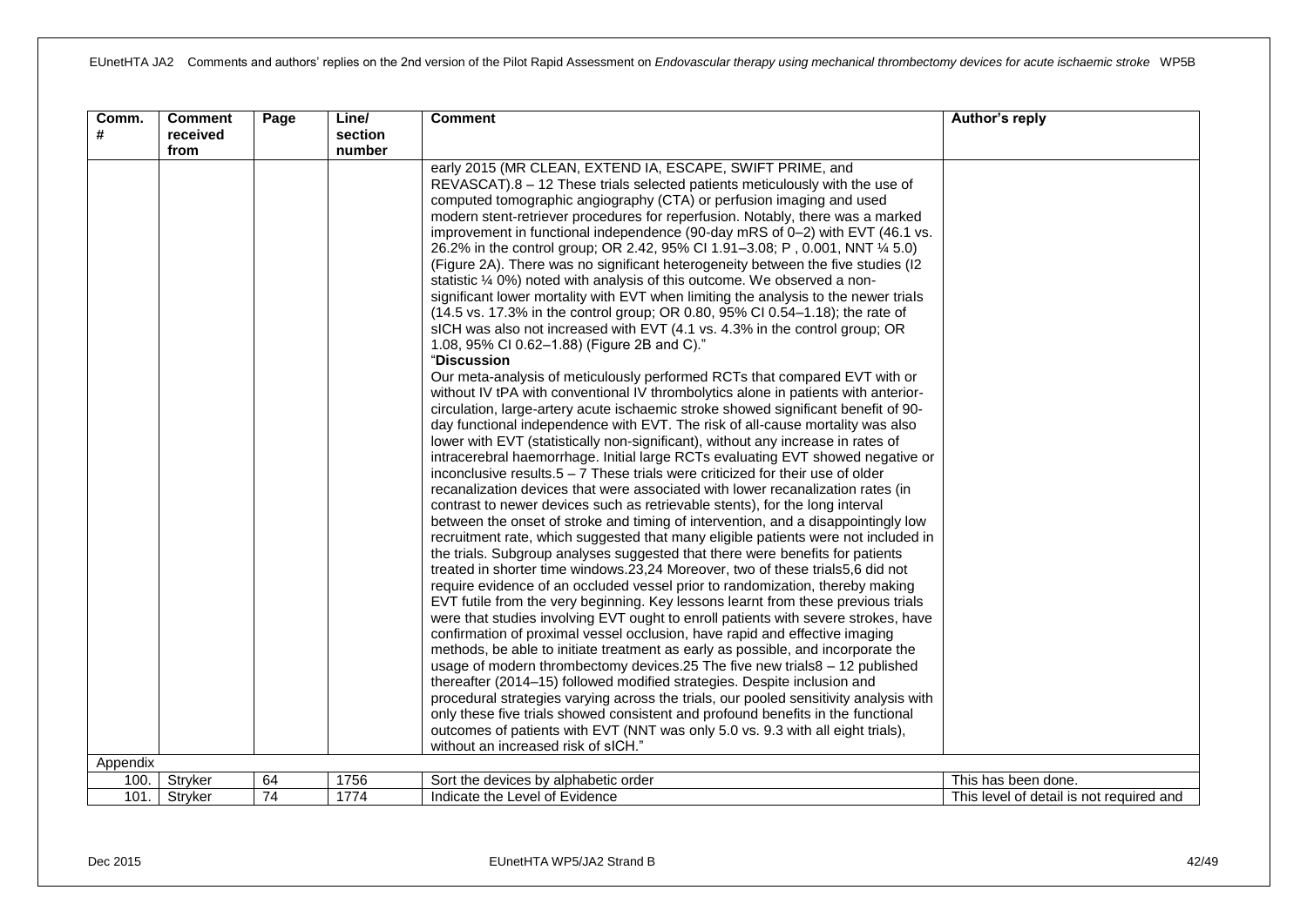| Comm. # | Comment received from | Page | Line/ section number | Comment | Author's reply |
|---|---|---|---|---|---|
| | | | | early 2015 (MR CLEAN, EXTEND IA, ESCAPE, SWIFT PRIME, and REVASCAT).8 – 12 These trials selected patients meticulously with the use of computed tomographic angiography (CTA) or perfusion imaging and used modern stent-retriever procedures for reperfusion. Notably, there was a marked improvement in functional independence (90-day mRS of 0–2) with EVT (46.1 vs. 26.2% in the control group; OR 2.42, 95% CI 1.91–3.08; P , 0.001, NNT ¼ 5.0) (Figure 2A). There was no significant heterogeneity between the five studies (I2 statistic ¼ 0%) noted with analysis of this outcome. We observed a non-significant lower mortality with EVT when limiting the analysis to the newer trials (14.5 vs. 17.3% in the control group; OR 0.80, 95% CI 0.54–1.18); the rate of sICH was also not increased with EVT (4.1 vs. 4.3% in the control group; OR 1.08, 95% CI 0.62–1.88) (Figure 2B and C)."<br>"**Discussion**<br>Our meta-analysis of meticulously performed RCTs that compared EVT with or without IV tPA with conventional IV thrombolytics alone in patients with anterior-circulation, large-artery acute ischaemic stroke showed significant benefit of 90-day functional independence with EVT. The risk of all-cause mortality was also lower with EVT (statistically non-significant), without any increase in rates of intracerebral haemorrhage. Initial large RCTs evaluating EVT showed negative or inconclusive results.5 – 7 These trials were criticized for their use of older recanalization devices that were associated with lower recanalization rates (in contrast to newer devices such as retrievable stents), for the long interval between the onset of stroke and timing of intervention, and a disappointingly low recruitment rate, which suggested that many eligible patients were not included in the trials. Subgroup analyses suggested that there were benefits for patients treated in shorter time windows.23,24 Moreover, two of these trials5,6 did not require evidence of an occluded vessel prior to randomization, thereby making EVT futile from the very beginning. Key lessons learnt from these previous trials were that studies involving EVT ought to enroll patients with severe strokes, have confirmation of proximal vessel occlusion, have rapid and effective imaging methods, be able to initiate treatment as early as possible, and incorporate the usage of modern thrombectomy devices.25 The five new trials8 – 12 published thereafter (2014–15) followed modified strategies. Despite inclusion and procedural strategies varying across the trials, our pooled sensitivity analysis with only these five trials showed consistent and profound benefits in the functional outcomes of patients with EVT (NNT was only 5.0 vs. 9.3 with all eight trials), without an increased risk of sICH." | |
| Appendix | | | | | |
| 100. | Stryker | 64 | 1756 | Sort the devices by alphabetic order | This has been done. |
| 101. | Stryker | 74 | 1774 | Indicate the Level of Evidence | This level of detail is not required and |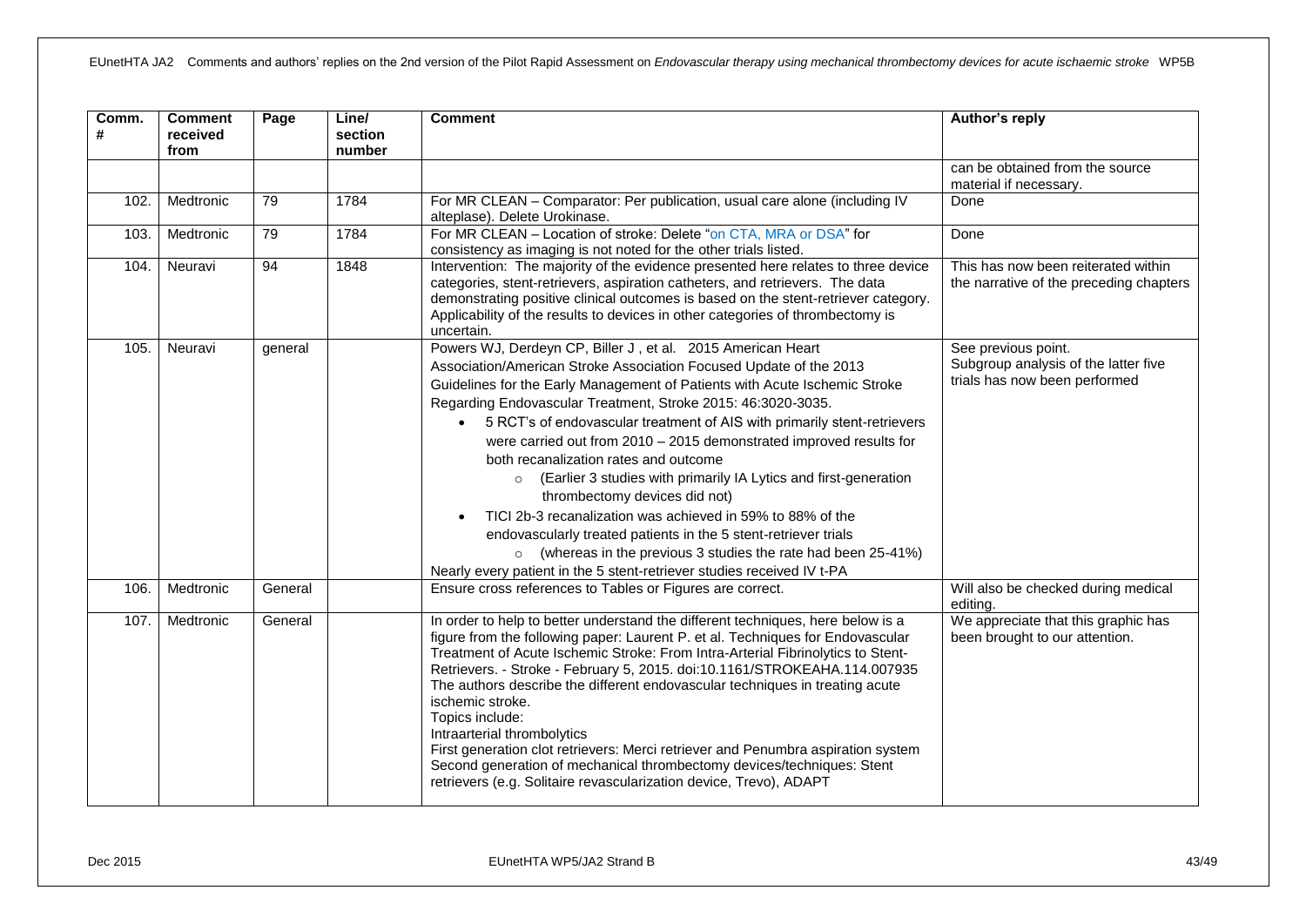| Comm. # | Comment received from | Page | Line/ section number | Comment | Author's reply |
|---|---|---|---|---|---|
| | | | | | can be obtained from the source material if necessary. |
| 102. | Medtronic | 79 | 1784 | For MR CLEAN – Comparator: Per publication, usual care alone (including IV alteplase). Delete Urokinase. | Done |
| 103. | Medtronic | 79 | 1784 | For MR CLEAN – Location of stroke: Delete "on CTA, MRA or DSA" for consistency as imaging is not noted for the other trials listed. | Done |
| 104. | Neuravi | 94 | 1848 | Intervention: The majority of the evidence presented here relates to three device categories, stent-retrievers, aspiration catheters, and retrievers. The data demonstrating positive clinical outcomes is based on the stent-retriever category. Applicability of the results to devices in other categories of thrombectomy is uncertain. | This has now been reiterated within the narrative of the preceding chapters |
| 105. | Neuravi | general | | Powers WJ, Derdeyn CP, Biller J , et al. 2015 American Heart Association/American Stroke Association Focused Update of the 2013 Guidelines for the Early Management of Patients with Acute Ischemic Stroke Regarding Endovascular Treatment, Stroke 2015: 46:3020-3035.<br>• 5 RCT's of endovascular treatment of AIS with primarily stent-retrievers were carried out from 2010 – 2015 demonstrated improved results for both recanalization rates and outcome<br>&nbsp;&nbsp;&nbsp;&nbsp;○ (Earlier 3 studies with primarily IA Lytics and first-generation thrombectomy devices did not)<br>• TICI 2b-3 recanalization was achieved in 59% to 88% of the endovascularly treated patients in the 5 stent-retriever trials<br>&nbsp;&nbsp;&nbsp;&nbsp;○ (whereas in the previous 3 studies the rate had been 25-41%)<br>Nearly every patient in the 5 stent-retriever studies received IV t-PA | See previous point.<br>Subgroup analysis of the latter five trials has now been performed |
| 106. | Medtronic | General | | Ensure cross references to Tables or Figures are correct. | Will also be checked during medical editing. |
| 107. | Medtronic | General | | In order to help to better understand the different techniques, here below is a figure from the following paper: Laurent P. et al. Techniques for Endovascular Treatment of Acute Ischemic Stroke: From Intra-Arterial Fibrinolytics to Stent-Retrievers. - Stroke - February 5, 2015. doi:10.1161/STROKEAHA.114.007935<br>The authors describe the different endovascular techniques in treating acute ischemic stroke.<br>Topics include:<br>Intraarterial thrombolytics<br>First generation clot retrievers: Merci retriever and Penumbra aspiration system<br>Second generation of mechanical thrombectomy devices/techniques: Stent retrievers (e.g. Solitaire revascularization device, Trevo), ADAPT | We appreciate that this graphic has been brought to our attention. |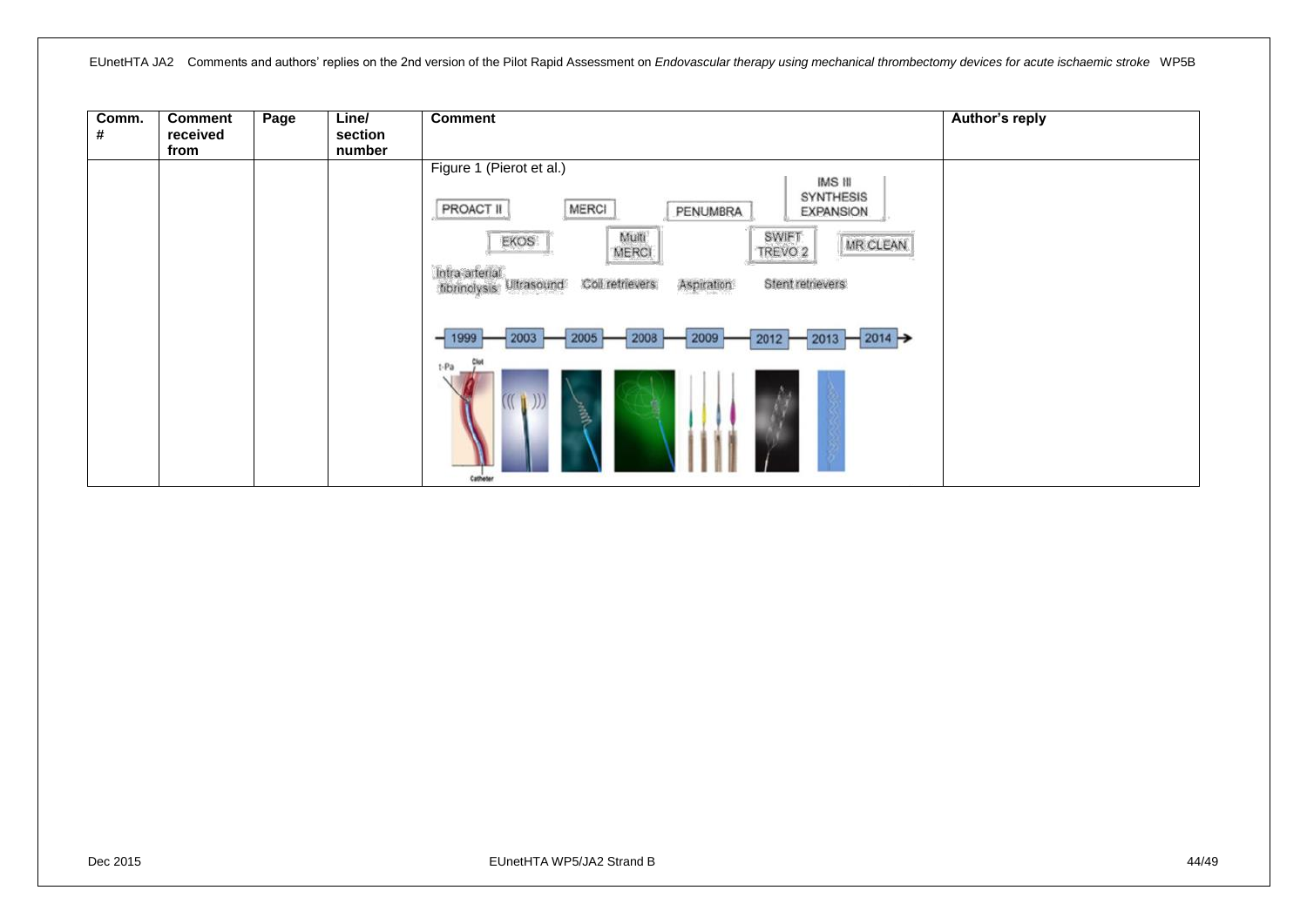| Comm. # | Comment received from | Page | Line/ section number | Comment | Author's reply |
|---|---|---|---|---|---|
| | | | | Figure 1 (Pierot et al.) | |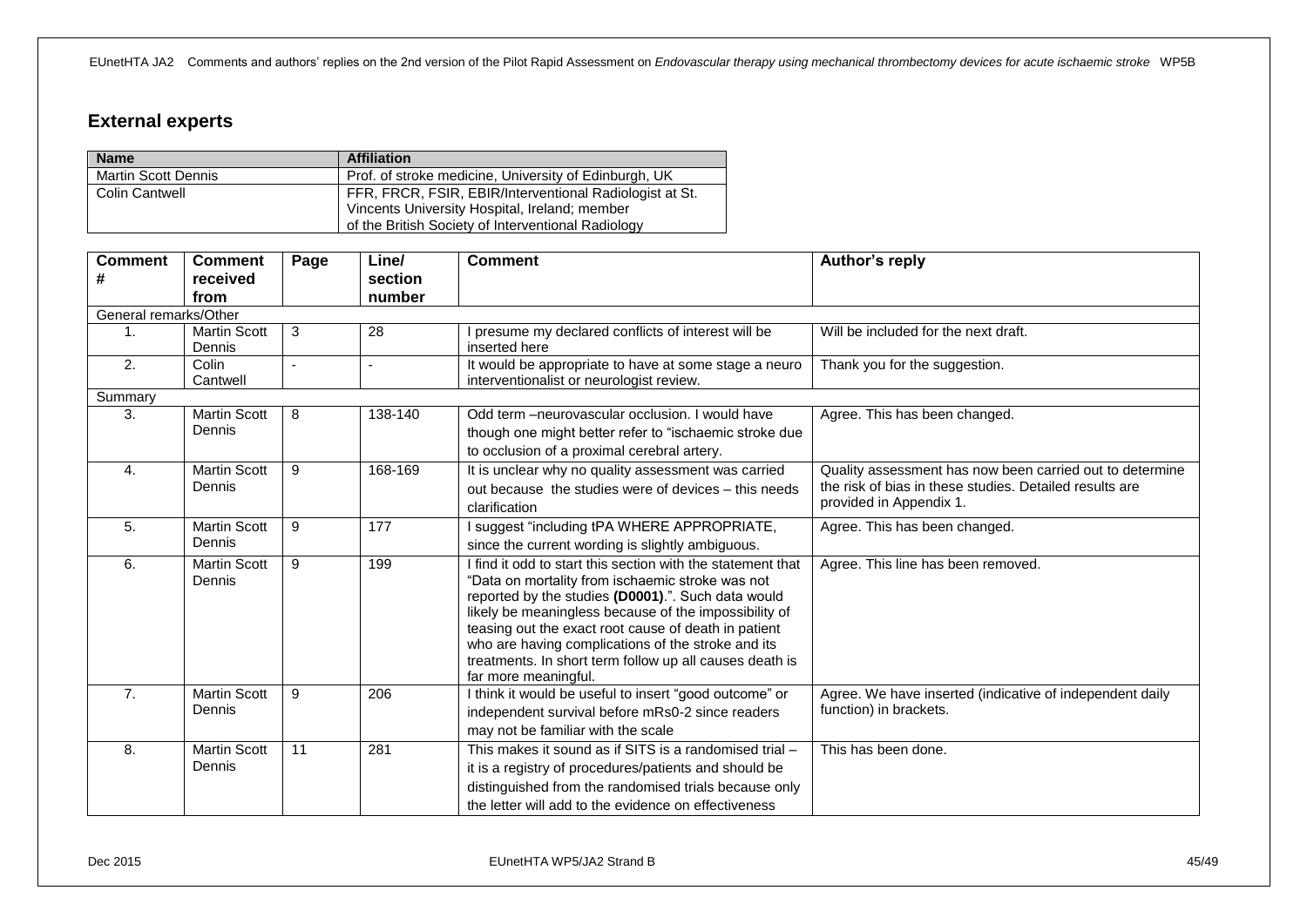## External experts

| Name | Affiliation |
|---|---|
| Martin Scott Dennis | Prof. of stroke medicine, University of Edinburgh, UK |
| Colin Cantwell | FFR, FRCR, FSIR, EBIR/Interventional Radiologist at St. Vincents University Hospital, Ireland; member of the British Society of Interventional Radiology |

| Comment # | Comment received from | Page | Line/ section number | Comment | Author's reply |
|---|---|---|---|---|---|
| General remarks/Other | | | | | |
| 1. | Martin Scott Dennis | 3 | 28 | I presume my declared conflicts of interest will be inserted here | Will be included for the next draft. |
| 2. | Colin Cantwell | - | - | It would be appropriate to have at some stage a neuro interventionalist or neurologist review. | Thank you for the suggestion. |
| Summary | | | | | |
| 3. | Martin Scott Dennis | 8 | 138-140 | Odd term –neurovascular occlusion. I would have though one might better refer to "ischaemic stroke due to occlusion of a proximal cerebral artery. | Agree. This has been changed. |
| 4. | Martin Scott Dennis | 9 | 168-169 | It is unclear why no quality assessment was carried out because the studies were of devices – this needs clarification | Quality assessment has now been carried out to determine the risk of bias in these studies. Detailed results are provided in Appendix 1. |
| 5. | Martin Scott Dennis | 9 | 177 | I suggest "including tPA WHERE APPROPRIATE, since the current wording is slightly ambiguous. | Agree. This has been changed. |
| 6. | Martin Scott Dennis | 9 | 199 | I find it odd to start this section with the statement that "Data on mortality from ischaemic stroke was not reported by the studies **(D0001)**.". Such data would likely be meaningless because of the impossibility of teasing out the exact root cause of death in patient who are having complications of the stroke and its treatments. In short term follow up all causes death is far more meaningful. | Agree. This line has been removed. |
| 7. | Martin Scott Dennis | 9 | 206 | I think it would be useful to insert "good outcome" or independent survival before mRs0-2 since readers may not be familiar with the scale | Agree. We have inserted (indicative of independent daily function) in brackets. |
| 8. | Martin Scott Dennis | 11 | 281 | This makes it sound as if SITS is a randomised trial – it is a registry of procedures/patients and should be distinguished from the randomised trials because only the letter will add to the evidence on effectiveness | This has been done. |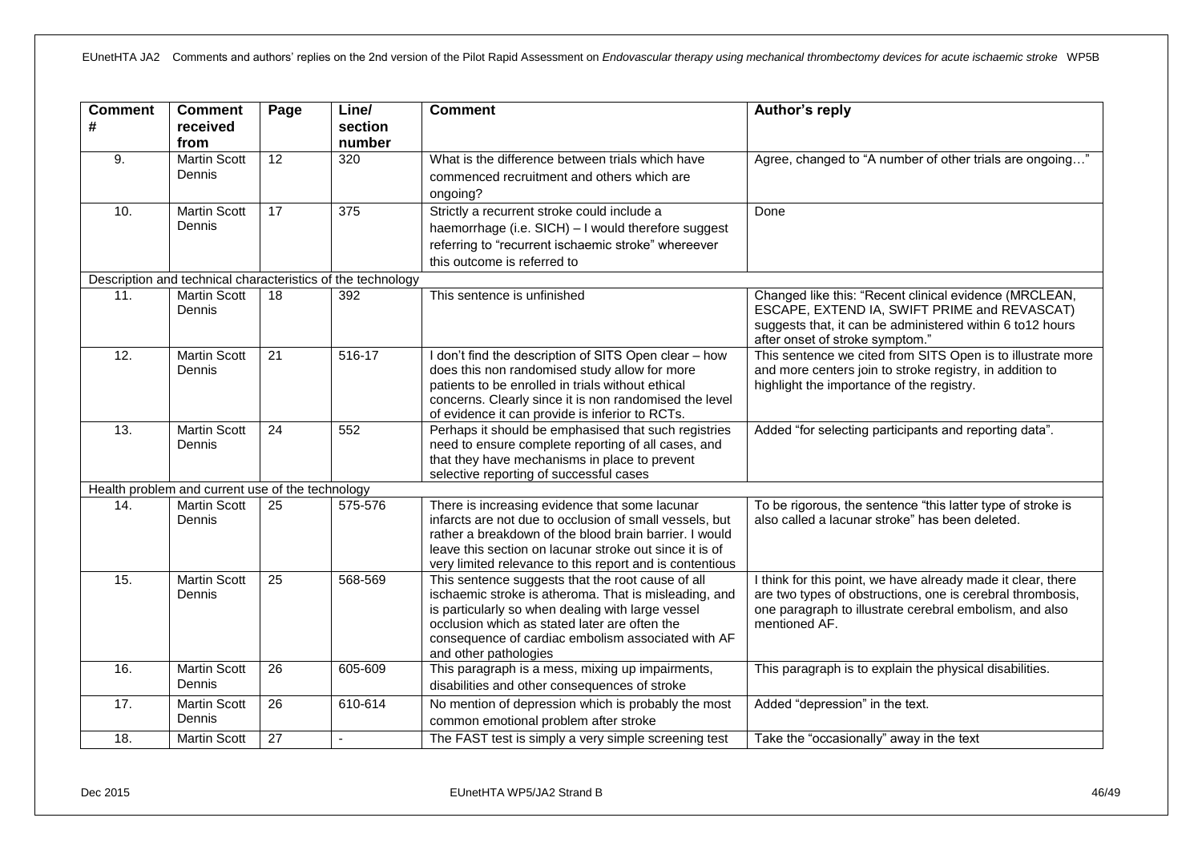| Comment # | Comment received from | Page | Line/ section number | Comment | Author's reply |
|---|---|---|---|---|---|
| 9. | Martin Scott Dennis | 12 | 320 | What is the difference between trials which have commenced recruitment and others which are ongoing? | Agree, changed to "A number of other trials are ongoing…" |
| 10. | Martin Scott Dennis | 17 | 375 | Strictly a recurrent stroke could include a haemorrhage (i.e. SICH) – I would therefore suggest referring to "recurrent ischaemic stroke" whereever this outcome is referred to | Done |
| Description and technical characteristics of the technology | | | | | |
| 11. | Martin Scott Dennis | 18 | 392 | This sentence is unfinished | Changed like this: "Recent clinical evidence (MRCLEAN, ESCAPE, EXTEND IA, SWIFT PRIME and REVASCAT) suggests that, it can be administered within 6 to12 hours after onset of stroke symptom." |
| 12. | Martin Scott Dennis | 21 | 516-17 | I don't find the description of SITS Open clear – how does this non randomised study allow for more patients to be enrolled in trials without ethical concerns. Clearly since it is non randomised the level of evidence it can provide is inferior to RCTs. | This sentence we cited from SITS Open is to illustrate more and more centers join to stroke registry, in addition to highlight the importance of the registry. |
| 13. | Martin Scott Dennis | 24 | 552 | Perhaps it should be emphasised that such registries need to ensure complete reporting of all cases, and that they have mechanisms in place to prevent selective reporting of successful cases | Added "for selecting participants and reporting data". |
| Health problem and current use of the technology | | | | | |
| 14. | Martin Scott Dennis | 25 | 575-576 | There is increasing evidence that some lacunar infarcts are not due to occlusion of small vessels, but rather a breakdown of the blood brain barrier. I would leave this section on lacunar stroke out since it is of very limited relevance to this report and is contentious | To be rigorous, the sentence "this latter type of stroke is also called a lacunar stroke" has been deleted. |
| 15. | Martin Scott Dennis | 25 | 568-569 | This sentence suggests that the root cause of all ischaemic stroke is atheroma. That is misleading, and is particularly so when dealing with large vessel occlusion which as stated later are often the consequence of cardiac embolism associated with AF and other pathologies | I think for this point, we have already made it clear, there are two types of obstructions, one is cerebral thrombosis, one paragraph to illustrate cerebral embolism, and also mentioned AF. |
| 16. | Martin Scott Dennis | 26 | 605-609 | This paragraph is a mess, mixing up impairments, disabilities and other consequences of stroke | This paragraph is to explain the physical disabilities. |
| 17. | Martin Scott Dennis | 26 | 610-614 | No mention of depression which is probably the most common emotional problem after stroke | Added "depression" in the text. |
| 18. | Martin Scott | 27 | - | The FAST test is simply a very simple screening test | Take the "occasionally" away in the text |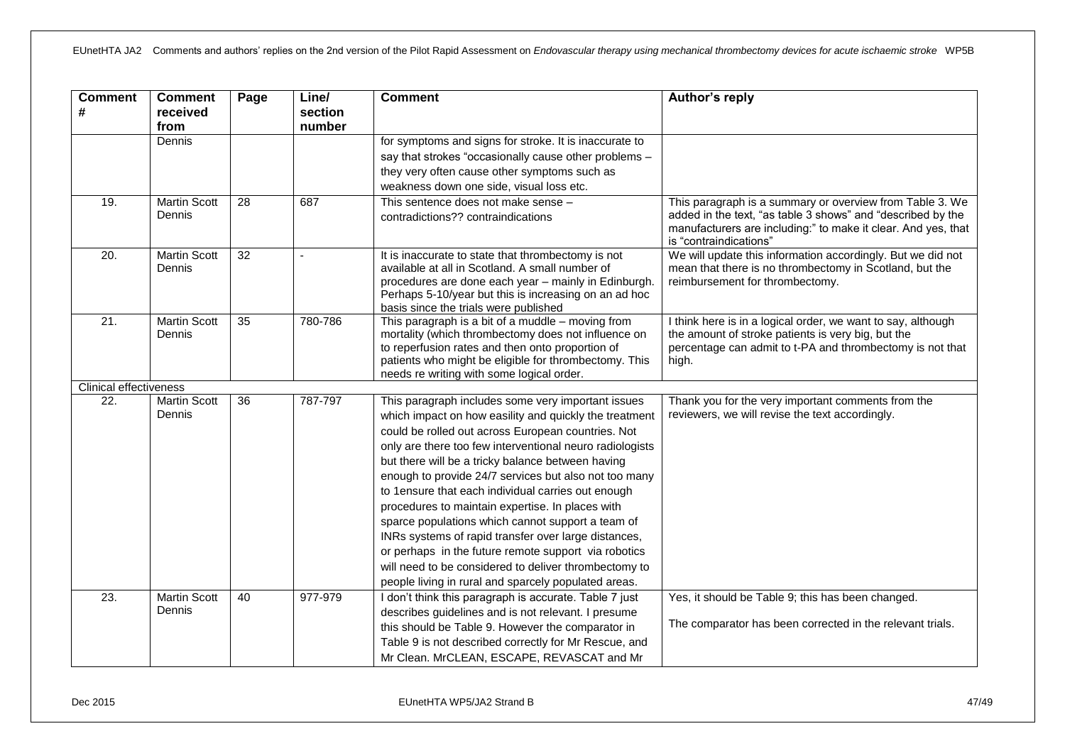| Comment # | Comment received from | Page | Line/ section number | Comment | Author's reply |
|---|---|---|---|---|---|
| | Dennis | | | for symptoms and signs for stroke. It is inaccurate to say that strokes "occasionally cause other problems – they very often cause other symptoms such as weakness down one side, visual loss etc. | |
| 19. | Martin Scott Dennis | 28 | 687 | This sentence does not make sense – contradictions?? contraindications | This paragraph is a summary or overview from Table 3. We added in the text, "as table 3 shows" and "described by the manufacturers are including:" to make it clear. And yes, that is "contraindications" |
| 20. | Martin Scott Dennis | 32 | - | It is inaccurate to state that thrombectomy is not available at all in Scotland. A small number of procedures are done each year – mainly in Edinburgh. Perhaps 5-10/year but this is increasing on an ad hoc basis since the trials were published | We will update this information accordingly. But we did not mean that there is no thrombectomy in Scotland, but the reimbursement for thrombectomy. |
| 21. | Martin Scott Dennis | 35 | 780-786 | This paragraph is a bit of a muddle – moving from mortality (which thrombectomy does not influence on to reperfusion rates and then onto proportion of patients who might be eligible for thrombectomy. This needs re writing with some logical order. | I think here is in a logical order, we want to say, although the amount of stroke patients is very big, but the percentage can admit to t-PA and thrombectomy is not that high. |
| Clinical effectiveness | | | | | |
| 22. | Martin Scott Dennis | 36 | 787-797 | This paragraph includes some very important issues which impact on how easility and quickly the treatment could be rolled out across European countries. Not only are there too few interventional neuro radiologists but there will be a tricky balance between having enough to provide 24/7 services but also not too many to 1ensure that each individual carries out enough procedures to maintain expertise. In places with sparce populations which cannot support a team of INRs systems of rapid transfer over large distances, or perhaps in the future remote support via robotics will need to be considered to deliver thrombectomy to people living in rural and sparcely populated areas. | Thank you for the very important comments from the reviewers, we will revise the text accordingly. |
| 23. | Martin Scott Dennis | 40 | 977-979 | I don't think this paragraph is accurate. Table 7 just describes guidelines and is not relevant. I presume this should be Table 9. However the comparator in Table 9 is not described correctly for Mr Rescue, and Mr Clean. MrCLEAN, ESCAPE, REVASCAT and Mr | Yes, it should be Table 9; this has been changed.<br><br>The comparator has been corrected in the relevant trials. |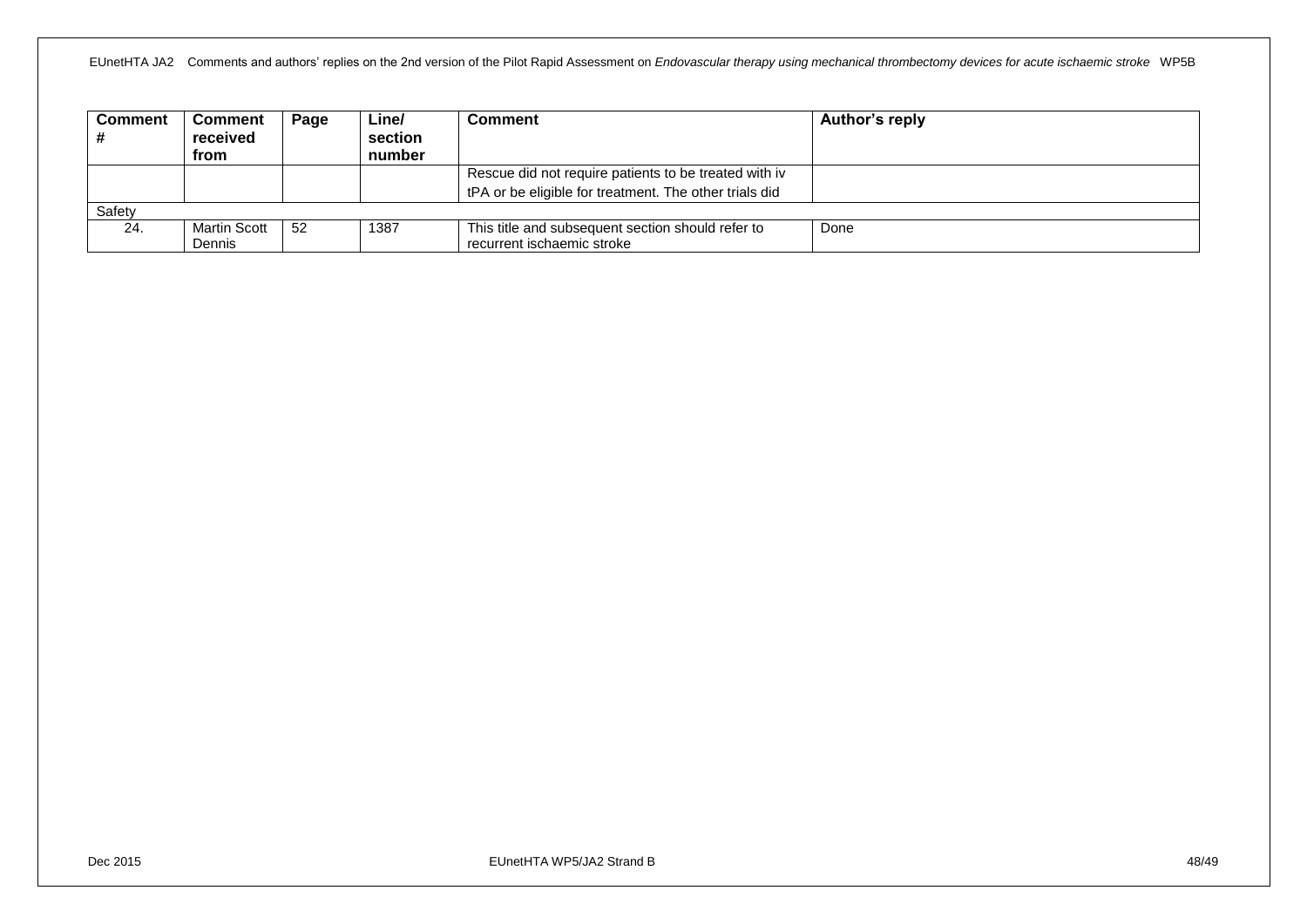| Comment # | Comment received from | Page | Line/ section number | Comment | Author's reply |
|---|---|---|---|---|---|
| | | | | Rescue did not require patients to be treated with iv tPA or be eligible for treatment. The other trials did | |
| Safety | | | | | |
| 24. | Martin Scott Dennis | 52 | 1387 | This title and subsequent section should refer to recurrent ischaemic stroke | Done |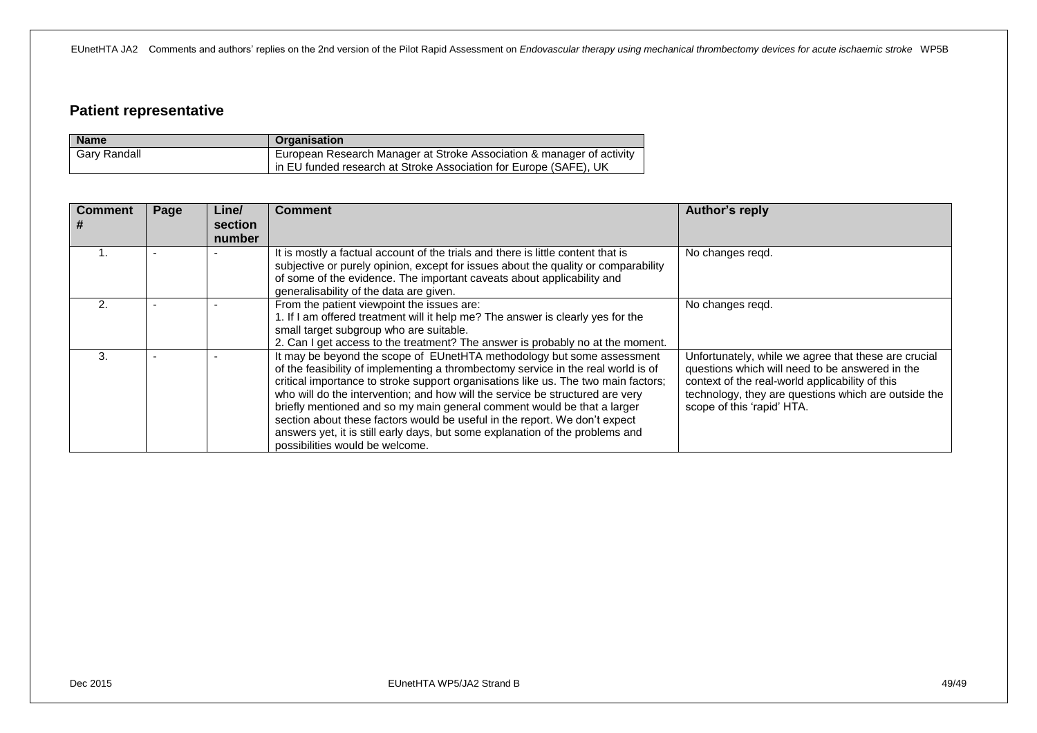## Patient representative

| Name | Organisation |
|---|---|
| Gary Randall | European Research Manager at Stroke Association & manager of activity in EU funded research at Stroke Association for Europe (SAFE), UK |

| Comment # | Page | Line/ section number | Comment | Author's reply |
|---|---|---|---|---|
| 1. | - | - | It is mostly a factual account of the trials and there is little content that is subjective or purely opinion, except for issues about the quality or comparability of some of the evidence. The important caveats about applicability and generalisability of the data are given. | No changes reqd. |
| 2. | - | - | From the patient viewpoint the issues are:<br>1. If I am offered treatment will it help me? The answer is clearly yes for the small target subgroup who are suitable.<br>2. Can I get access to the treatment? The answer is probably no at the moment. | No changes reqd. |
| 3. | - | - | It may be beyond the scope of EUnetHTA methodology but some assessment of the feasibility of implementing a thrombectomy service in the real world is of critical importance to stroke support organisations like us. The two main factors; who will do the intervention; and how will the service be structured are very briefly mentioned and so my main general comment would be that a larger section about these factors would be useful in the report. We don't expect answers yet, it is still early days, but some explanation of the problems and possibilities would be welcome. | Unfortunately, while we agree that these are crucial questions which will need to be answered in the context of the real-world applicability of this technology, they are questions which are outside the scope of this 'rapid' HTA. |